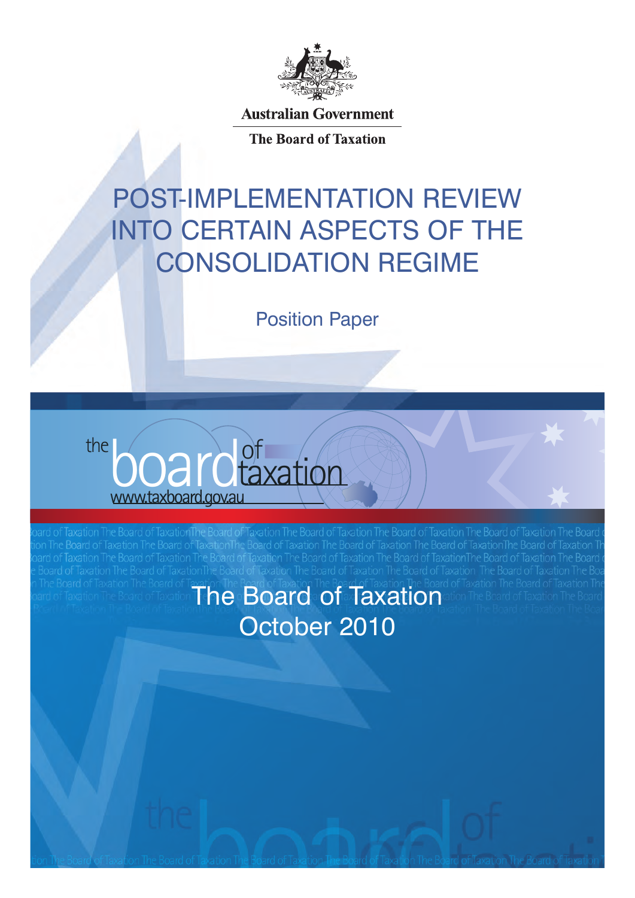Australian Government

The Board of Taxation

# POST-IMPLEMENTATION REVIEW INTO CERTAIN ASPECTS OF THE CONSOLIDATION REGIME

## Position Paper

the board of taxation

www.taxboard.gov.au

The Board of Taxation

October 2010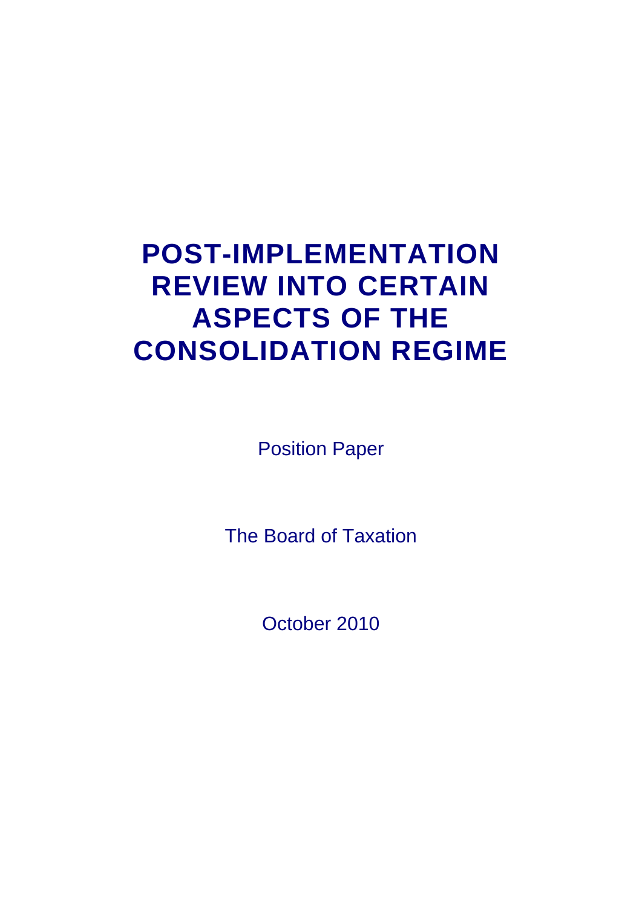# POST-IMPLEMENTATION REVIEW INTO CERTAIN ASPECTS OF THE CONSOLIDATION REGIME

Position Paper

The Board of Taxation

October 2010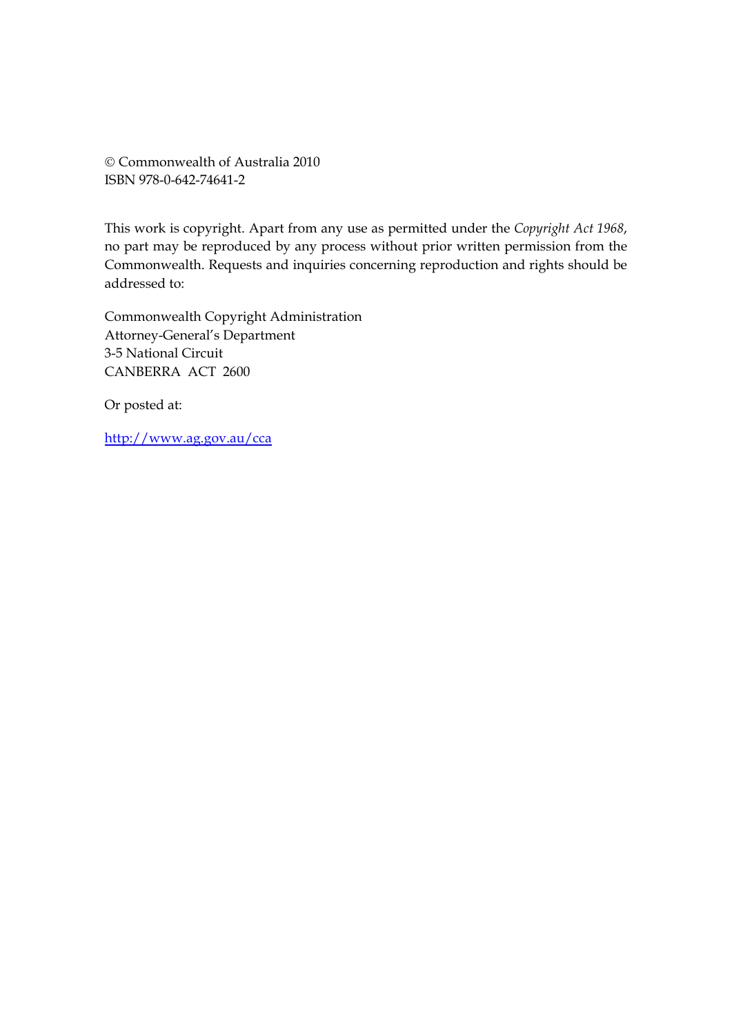© Commonwealth of Australia 2010
ISBN 978-0-642-74641-2

This work is copyright. Apart from any use as permitted under the *Copyright Act 1968*, no part may be reproduced by any process without prior written permission from the Commonwealth. Requests and inquiries concerning reproduction and rights should be addressed to:

Commonwealth Copyright Administration
Attorney-General's Department
3-5 National Circuit
CANBERRA ACT 2600

Or posted at:

http://www.ag.gov.au/cca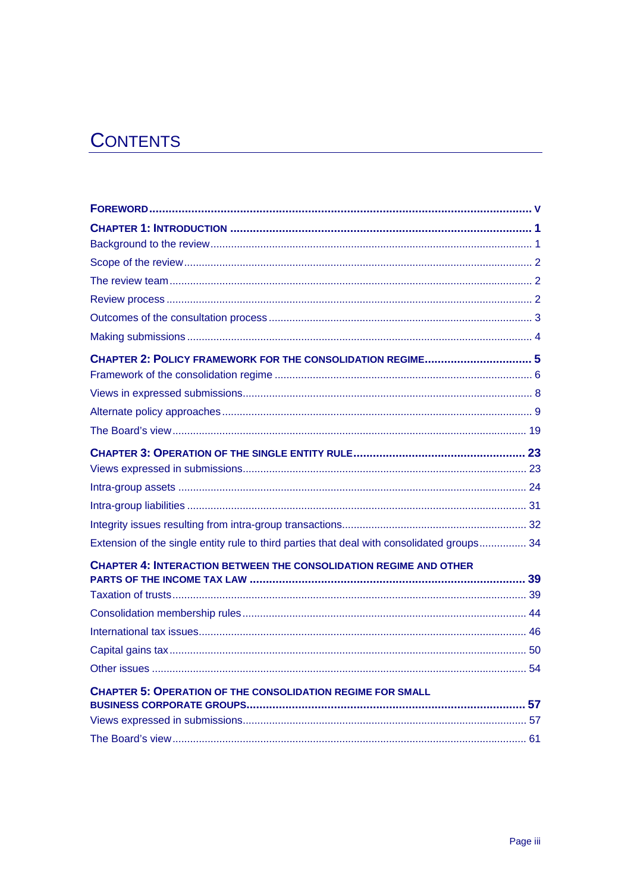# CONTENTS

**FOREWORD** ........................................................................................................... v

**CHAPTER 1: INTRODUCTION** ............................................................................... 1

Background to the review ........................................................................................... 1

Scope of the review ..................................................................................................... 2

The review team .......................................................................................................... 2

Review process ............................................................................................................ 2

Outcomes of the consultation process ........................................................................ 3

Making submissions .................................................................................................... 4

**CHAPTER 2: POLICY FRAMEWORK FOR THE CONSOLIDATION REGIME** ................................. 5

Framework of the consolidation regime ...................................................................... 6

Views in expressed submissions .................................................................................. 8

Alternate policy approaches ......................................................................................... 9

The Board's view ........................................................................................................ 19

**CHAPTER 3: OPERATION OF THE SINGLE ENTITY RULE** ................................................... 23

Views expressed in submissions ................................................................................. 23

Intra-group assets ....................................................................................................... 24

Intra-group liabilities ................................................................................................... 31

Integrity issues resulting from intra-group transactions .............................................. 32

Extension of the single entity rule to third parties that deal with consolidated groups ................ 34

**CHAPTER 4: INTERACTION BETWEEN THE CONSOLIDATION REGIME AND OTHER PARTS OF THE INCOME TAX LAW** ..................................................................................... 39

Taxation of trusts ........................................................................................................ 39

Consolidation membership rules ................................................................................ 44

International tax issues ............................................................................................... 46

Capital gains tax ......................................................................................................... 50

Other issues ............................................................................................................... 54

**CHAPTER 5: OPERATION OF THE CONSOLIDATION REGIME FOR SMALL BUSINESS CORPORATE GROUPS** ........................................................................................ 57

Views expressed in submissions ................................................................................. 57

The Board's view ........................................................................................................ 61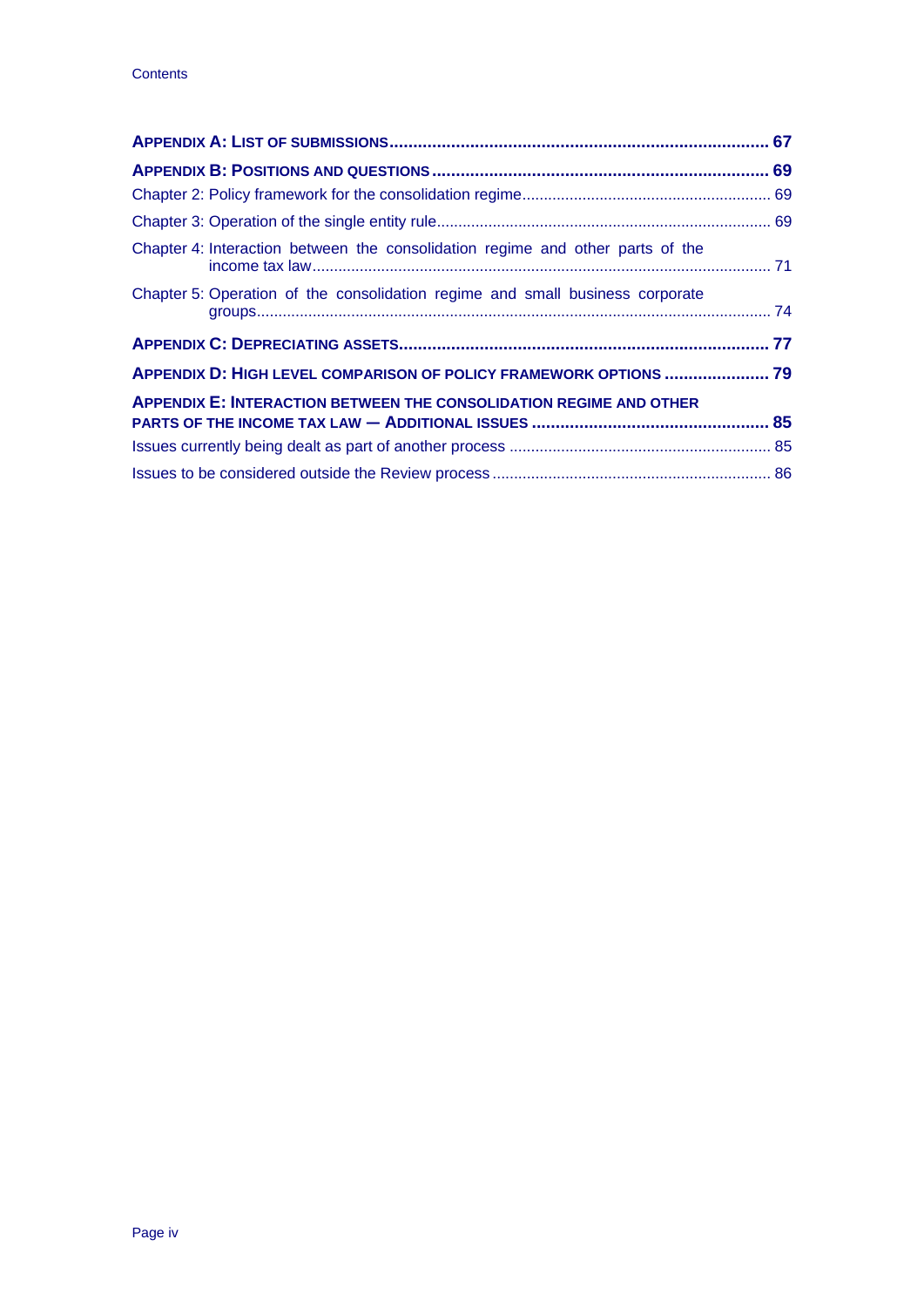**APPENDIX A: LIST OF SUBMISSIONS** ..... 67

**APPENDIX B: POSITIONS AND QUESTIONS** ..... 69

Chapter 2: Policy framework for the consolidation regime ..... 69

Chapter 3: Operation of the single entity rule ..... 69

Chapter 4: Interaction between the consolidation regime and other parts of the income tax law ..... 71

Chapter 5: Operation of the consolidation regime and small business corporate groups ..... 74

**APPENDIX C: DEPRECIATING ASSETS** ..... 77

**APPENDIX D: HIGH LEVEL COMPARISON OF POLICY FRAMEWORK OPTIONS** ..... 79

**APPENDIX E: INTERACTION BETWEEN THE CONSOLIDATION REGIME AND OTHER PARTS OF THE INCOME TAX LAW — ADDITIONAL ISSUES** ..... 85

Issues currently being dealt as part of another process ..... 85

Issues to be considered outside the Review process ..... 86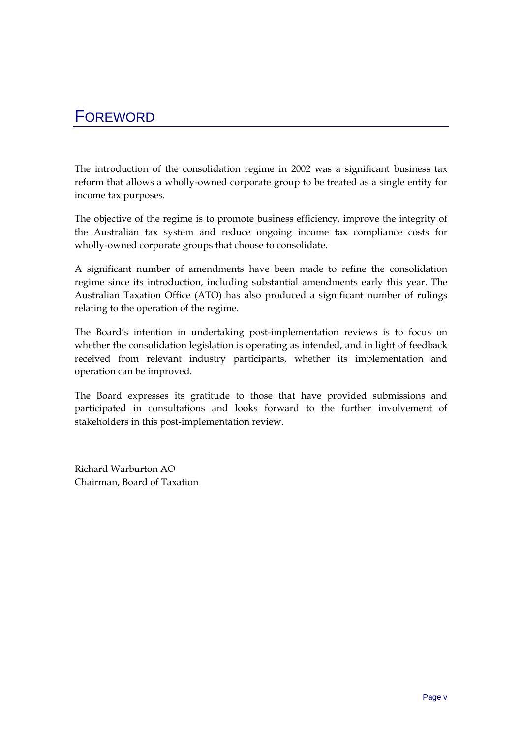# FOREWORD

The introduction of the consolidation regime in 2002 was a significant business tax reform that allows a wholly-owned corporate group to be treated as a single entity for income tax purposes.

The objective of the regime is to promote business efficiency, improve the integrity of the Australian tax system and reduce ongoing income tax compliance costs for wholly-owned corporate groups that choose to consolidate.

A significant number of amendments have been made to refine the consolidation regime since its introduction, including substantial amendments early this year. The Australian Taxation Office (ATO) has also produced a significant number of rulings relating to the operation of the regime.

The Board's intention in undertaking post-implementation reviews is to focus on whether the consolidation legislation is operating as intended, and in light of feedback received from relevant industry participants, whether its implementation and operation can be improved.

The Board expresses its gratitude to those that have provided submissions and participated in consultations and looks forward to the further involvement of stakeholders in this post-implementation review.

Richard Warburton AO
Chairman, Board of Taxation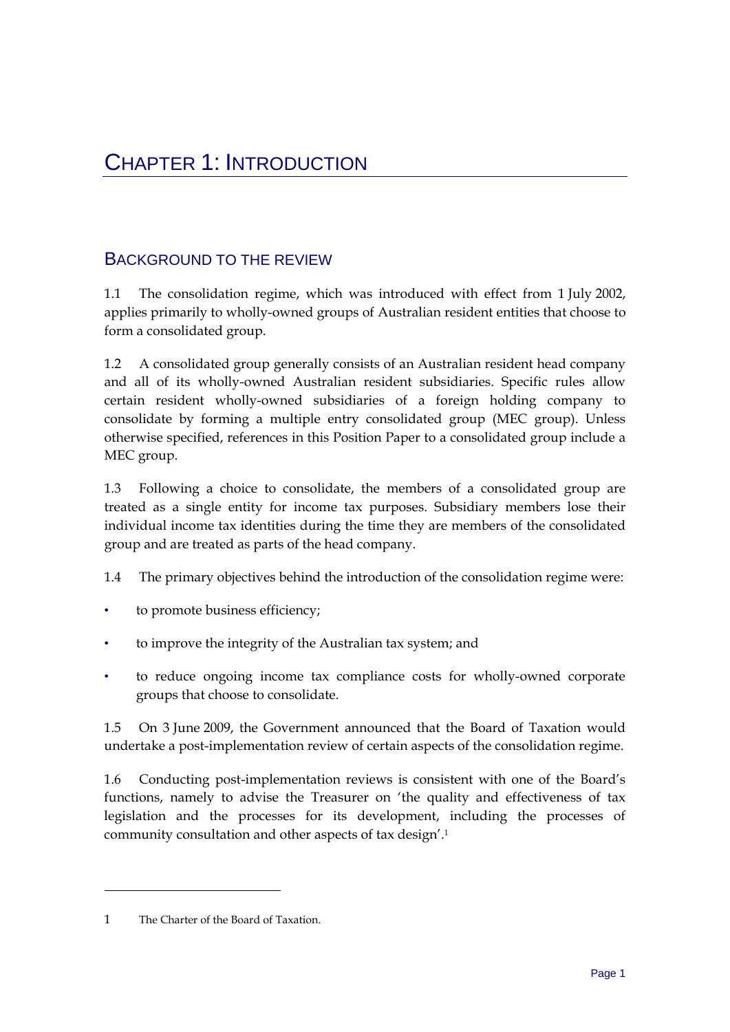# CHAPTER 1: INTRODUCTION

## BACKGROUND TO THE REVIEW

1.1 The consolidation regime, which was introduced with effect from 1 July 2002, applies primarily to wholly-owned groups of Australian resident entities that choose to form a consolidated group.

1.2 A consolidated group generally consists of an Australian resident head company and all of its wholly-owned Australian resident subsidiaries. Specific rules allow certain resident wholly-owned subsidiaries of a foreign holding company to consolidate by forming a multiple entry consolidated group (MEC group). Unless otherwise specified, references in this Position Paper to a consolidated group include a MEC group.

1.3 Following a choice to consolidate, the members of a consolidated group are treated as a single entity for income tax purposes. Subsidiary members lose their individual income tax identities during the time they are members of the consolidated group and are treated as parts of the head company.

1.4 The primary objectives behind the introduction of the consolidation regime were:

- to promote business efficiency;
- to improve the integrity of the Australian tax system; and
- to reduce ongoing income tax compliance costs for wholly-owned corporate groups that choose to consolidate.

1.5 On 3 June 2009, the Government announced that the Board of Taxation would undertake a post-implementation review of certain aspects of the consolidation regime.

1.6 Conducting post-implementation reviews is consistent with one of the Board's functions, namely to advise the Treasurer on 'the quality and effectiveness of tax legislation and the processes for its development, including the processes of community consultation and other aspects of tax design'.[1]

---

1 The Charter of the Board of Taxation.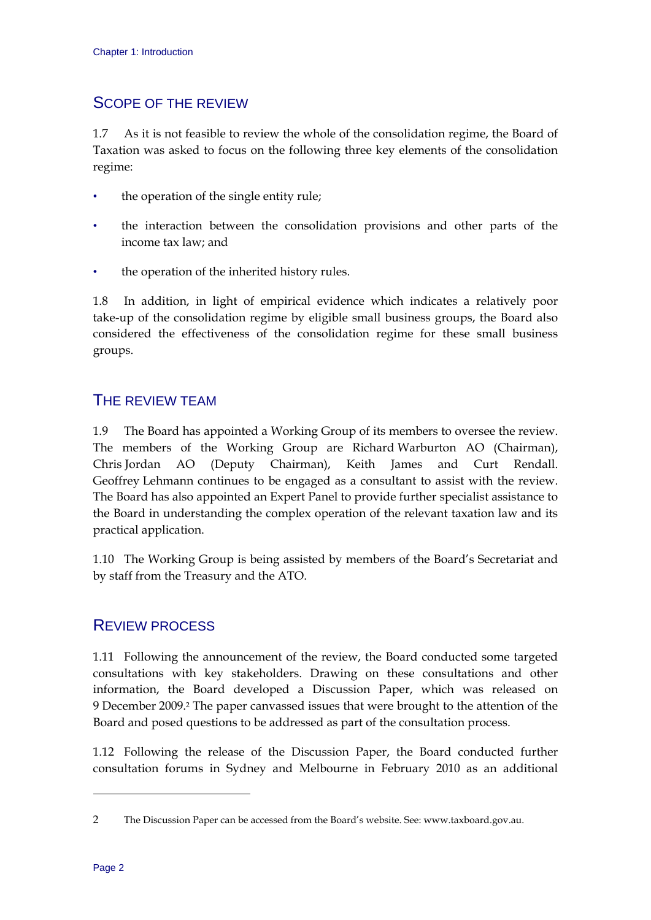## Scope of the review

1.7 As it is not feasible to review the whole of the consolidation regime, the Board of Taxation was asked to focus on the following three key elements of the consolidation regime:

- the operation of the single entity rule;
- the interaction between the consolidation provisions and other parts of the income tax law; and
- the operation of the inherited history rules.

1.8 In addition, in light of empirical evidence which indicates a relatively poor take-up of the consolidation regime by eligible small business groups, the Board also considered the effectiveness of the consolidation regime for these small business groups.

## The review team

1.9 The Board has appointed a Working Group of its members to oversee the review. The members of the Working Group are Richard Warburton AO (Chairman), Chris Jordan AO (Deputy Chairman), Keith James and Curt Rendall. Geoffrey Lehmann continues to be engaged as a consultant to assist with the review. The Board has also appointed an Expert Panel to provide further specialist assistance to the Board in understanding the complex operation of the relevant taxation law and its practical application.

1.10 The Working Group is being assisted by members of the Board's Secretariat and by staff from the Treasury and the ATO.

## Review process

1.11 Following the announcement of the review, the Board conducted some targeted consultations with key stakeholders. Drawing on these consultations and other information, the Board developed a Discussion Paper, which was released on 9 December 2009.[2] The paper canvassed issues that were brought to the attention of the Board and posed questions to be addressed as part of the consultation process.

1.12 Following the release of the Discussion Paper, the Board conducted further consultation forums in Sydney and Melbourne in February 2010 as an additional

---

2 The Discussion Paper can be accessed from the Board's website. See: www.taxboard.gov.au.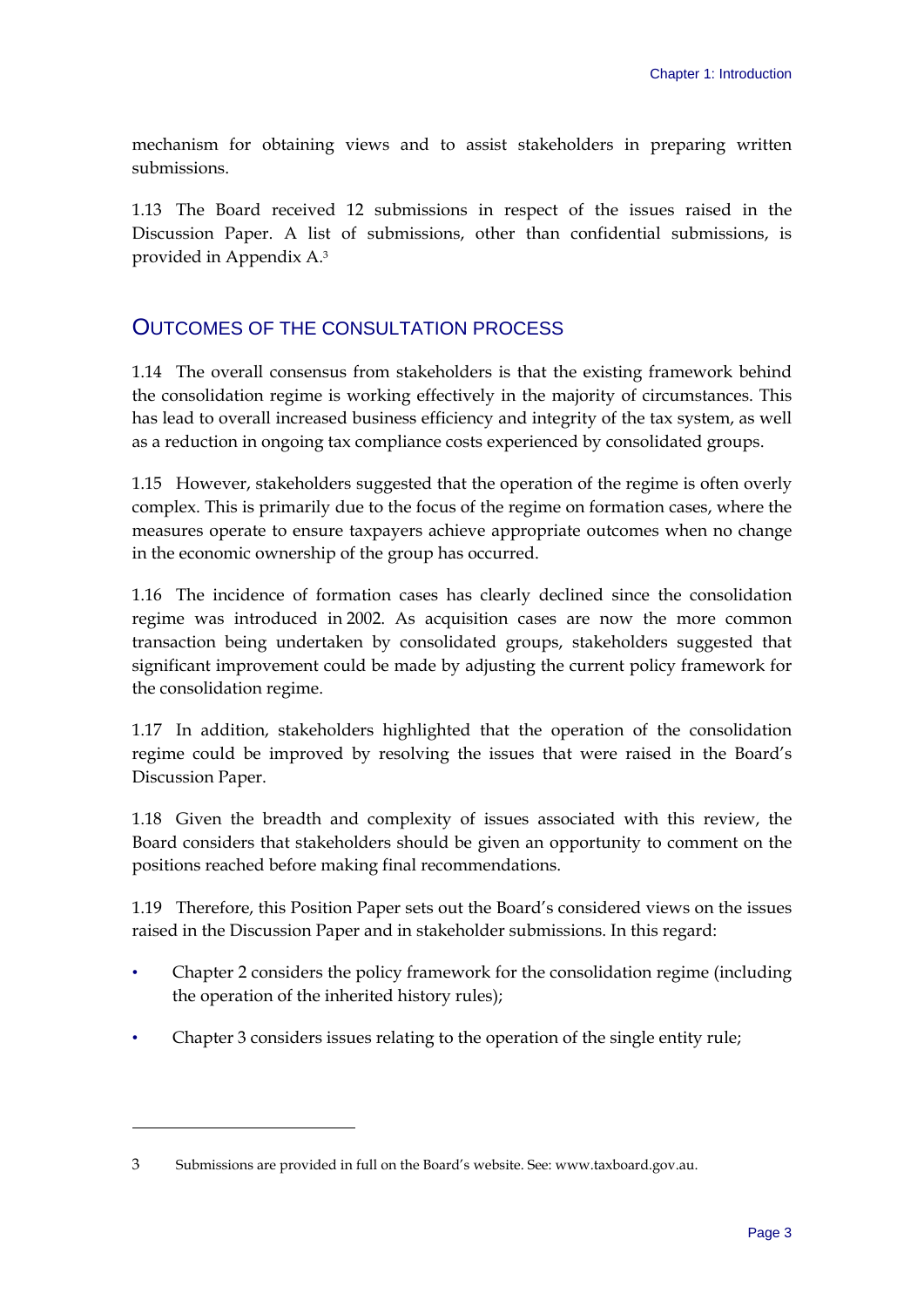mechanism for obtaining views and to assist stakeholders in preparing written submissions.

1.13 The Board received 12 submissions in respect of the issues raised in the Discussion Paper. A list of submissions, other than confidential submissions, is provided in Appendix A.[3]

## Outcomes of the consultation process

1.14 The overall consensus from stakeholders is that the existing framework behind the consolidation regime is working effectively in the majority of circumstances. This has lead to overall increased business efficiency and integrity of the tax system, as well as a reduction in ongoing tax compliance costs experienced by consolidated groups.

1.15 However, stakeholders suggested that the operation of the regime is often overly complex. This is primarily due to the focus of the regime on formation cases, where the measures operate to ensure taxpayers achieve appropriate outcomes when no change in the economic ownership of the group has occurred.

1.16 The incidence of formation cases has clearly declined since the consolidation regime was introduced in 2002. As acquisition cases are now the more common transaction being undertaken by consolidated groups, stakeholders suggested that significant improvement could be made by adjusting the current policy framework for the consolidation regime.

1.17 In addition, stakeholders highlighted that the operation of the consolidation regime could be improved by resolving the issues that were raised in the Board's Discussion Paper.

1.18 Given the breadth and complexity of issues associated with this review, the Board considers that stakeholders should be given an opportunity to comment on the positions reached before making final recommendations.

1.19 Therefore, this Position Paper sets out the Board's considered views on the issues raised in the Discussion Paper and in stakeholder submissions. In this regard:

- Chapter 2 considers the policy framework for the consolidation regime (including the operation of the inherited history rules);
- Chapter 3 considers issues relating to the operation of the single entity rule;

---

3 Submissions are provided in full on the Board's website. See: www.taxboard.gov.au.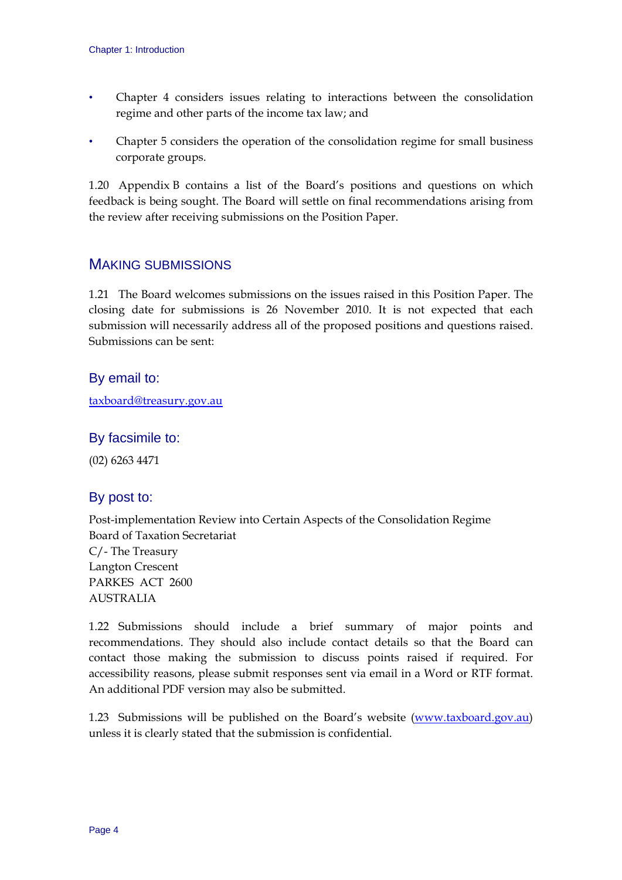- Chapter 4 considers issues relating to interactions between the consolidation regime and other parts of the income tax law; and
- Chapter 5 considers the operation of the consolidation regime for small business corporate groups.

1.20 Appendix B contains a list of the Board's positions and questions on which feedback is being sought. The Board will settle on final recommendations arising from the review after receiving submissions on the Position Paper.

## MAKING SUBMISSIONS

1.21 The Board welcomes submissions on the issues raised in this Position Paper. The closing date for submissions is 26 November 2010. It is not expected that each submission will necessarily address all of the proposed positions and questions raised. Submissions can be sent:

### By email to:

taxboard@treasury.gov.au

### By facsimile to:

(02) 6263 4471

### By post to:

Post-implementation Review into Certain Aspects of the Consolidation Regime
Board of Taxation Secretariat
C/- The Treasury
Langton Crescent
PARKES ACT 2600
AUSTRALIA

1.22 Submissions should include a brief summary of major points and recommendations. They should also include contact details so that the Board can contact those making the submission to discuss points raised if required. For accessibility reasons, please submit responses sent via email in a Word or RTF format. An additional PDF version may also be submitted.

1.23 Submissions will be published on the Board's website (www.taxboard.gov.au) unless it is clearly stated that the submission is confidential.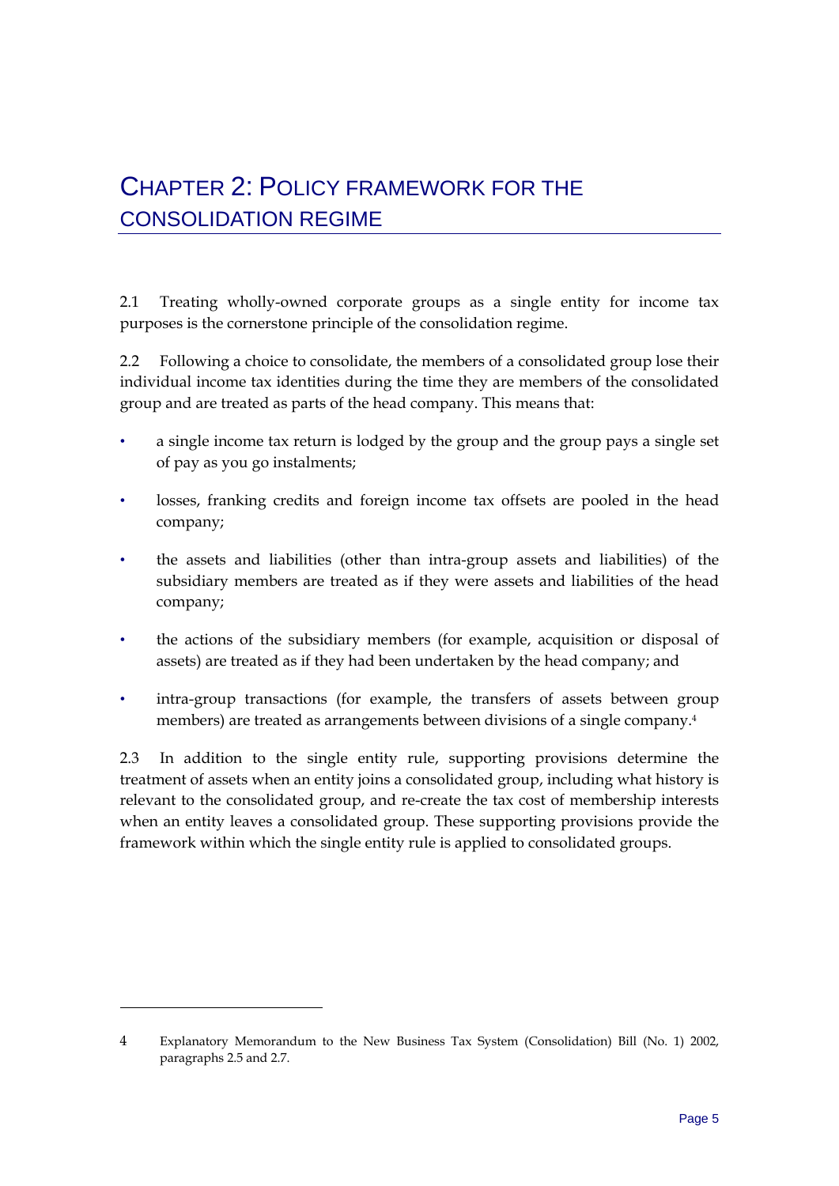# CHAPTER 2: POLICY FRAMEWORK FOR THE CONSOLIDATION REGIME

2.1 Treating wholly-owned corporate groups as a single entity for income tax purposes is the cornerstone principle of the consolidation regime.

2.2 Following a choice to consolidate, the members of a consolidated group lose their individual income tax identities during the time they are members of the consolidated group and are treated as parts of the head company. This means that:

- a single income tax return is lodged by the group and the group pays a single set of pay as you go instalments;
- losses, franking credits and foreign income tax offsets are pooled in the head company;
- the assets and liabilities (other than intra-group assets and liabilities) of the subsidiary members are treated as if they were assets and liabilities of the head company;
- the actions of the subsidiary members (for example, acquisition or disposal of assets) are treated as if they had been undertaken by the head company; and
- intra-group transactions (for example, the transfers of assets between group members) are treated as arrangements between divisions of a single company.[4]

2.3 In addition to the single entity rule, supporting provisions determine the treatment of assets when an entity joins a consolidated group, including what history is relevant to the consolidated group, and re-create the tax cost of membership interests when an entity leaves a consolidated group. These supporting provisions provide the framework within which the single entity rule is applied to consolidated groups.

---

4 Explanatory Memorandum to the New Business Tax System (Consolidation) Bill (No. 1) 2002, paragraphs 2.5 and 2.7.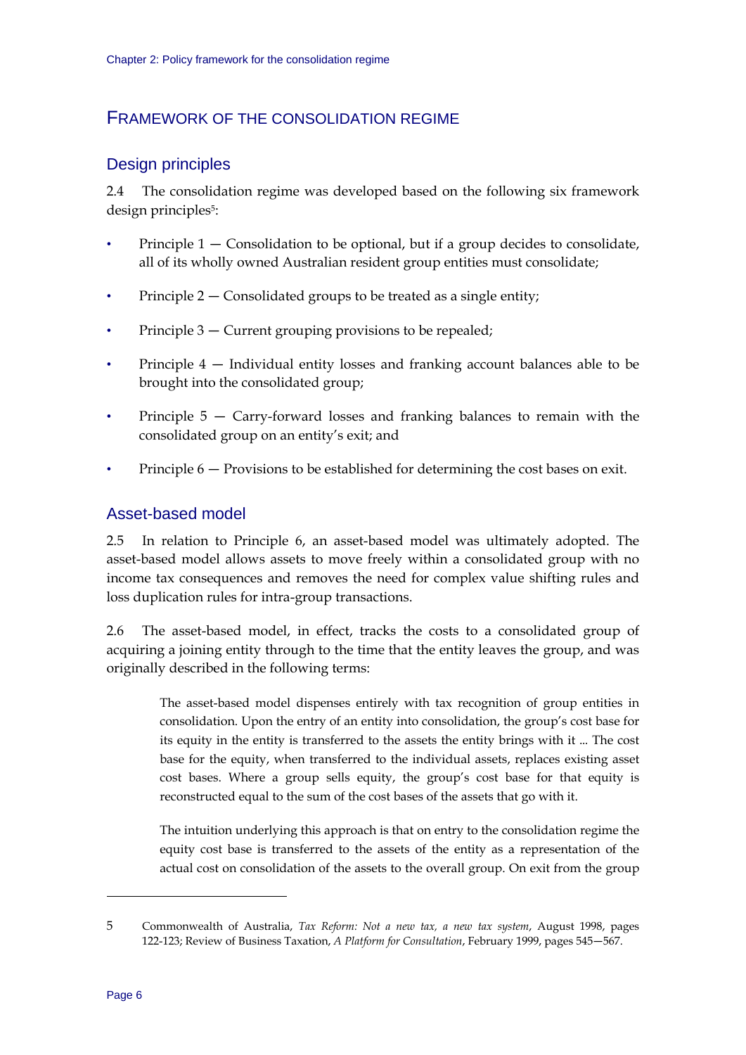## FRAMEWORK OF THE CONSOLIDATION REGIME

### Design principles

2.4 The consolidation regime was developed based on the following six framework design principles[5]:

- Principle 1 — Consolidation to be optional, but if a group decides to consolidate, all of its wholly owned Australian resident group entities must consolidate;
- Principle 2 — Consolidated groups to be treated as a single entity;
- Principle 3 — Current grouping provisions to be repealed;
- Principle 4 — Individual entity losses and franking account balances able to be brought into the consolidated group;
- Principle 5 — Carry-forward losses and franking balances to remain with the consolidated group on an entity's exit; and
- Principle 6 — Provisions to be established for determining the cost bases on exit.

### Asset-based model

2.5 In relation to Principle 6, an asset-based model was ultimately adopted. The asset-based model allows assets to move freely within a consolidated group with no income tax consequences and removes the need for complex value shifting rules and loss duplication rules for intra-group transactions.

2.6 The asset-based model, in effect, tracks the costs to a consolidated group of acquiring a joining entity through to the time that the entity leaves the group, and was originally described in the following terms:

> The asset-based model dispenses entirely with tax recognition of group entities in consolidation. Upon the entry of an entity into consolidation, the group's cost base for its equity in the entity is transferred to the assets the entity brings with it ... The cost base for the equity, when transferred to the individual assets, replaces existing asset cost bases. Where a group sells equity, the group's cost base for that equity is reconstructed equal to the sum of the cost bases of the assets that go with it.
>
> The intuition underlying this approach is that on entry to the consolidation regime the equity cost base is transferred to the assets of the entity as a representation of the actual cost on consolidation of the assets to the overall group. On exit from the group

---

5 Commonwealth of Australia, *Tax Reform: Not a new tax, a new tax system*, August 1998, pages 122-123; Review of Business Taxation, *A Platform for Consultation*, February 1999, pages 545—567.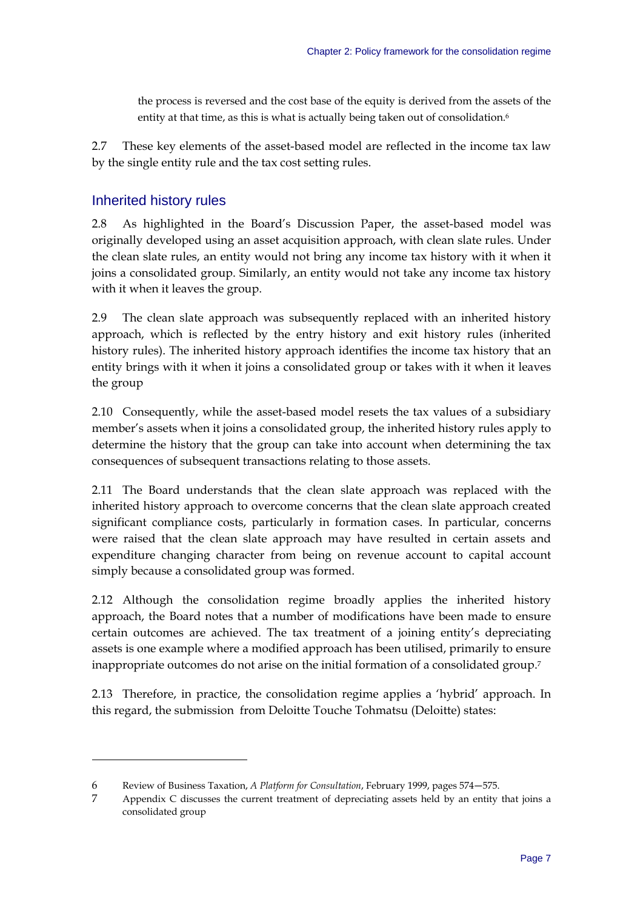the process is reversed and the cost base of the equity is derived from the assets of the entity at that time, as this is what is actually being taken out of consolidation.[6]

2.7 These key elements of the asset-based model are reflected in the income tax law by the single entity rule and the tax cost setting rules.

## Inherited history rules

2.8 As highlighted in the Board's Discussion Paper, the asset-based model was originally developed using an asset acquisition approach, with clean slate rules. Under the clean slate rules, an entity would not bring any income tax history with it when it joins a consolidated group. Similarly, an entity would not take any income tax history with it when it leaves the group.

2.9 The clean slate approach was subsequently replaced with an inherited history approach, which is reflected by the entry history and exit history rules (inherited history rules). The inherited history approach identifies the income tax history that an entity brings with it when it joins a consolidated group or takes with it when it leaves the group

2.10 Consequently, while the asset-based model resets the tax values of a subsidiary member's assets when it joins a consolidated group, the inherited history rules apply to determine the history that the group can take into account when determining the tax consequences of subsequent transactions relating to those assets.

2.11 The Board understands that the clean slate approach was replaced with the inherited history approach to overcome concerns that the clean slate approach created significant compliance costs, particularly in formation cases. In particular, concerns were raised that the clean slate approach may have resulted in certain assets and expenditure changing character from being on revenue account to capital account simply because a consolidated group was formed.

2.12 Although the consolidation regime broadly applies the inherited history approach, the Board notes that a number of modifications have been made to ensure certain outcomes are achieved. The tax treatment of a joining entity's depreciating assets is one example where a modified approach has been utilised, primarily to ensure inappropriate outcomes do not arise on the initial formation of a consolidated group.[7]

2.13 Therefore, in practice, the consolidation regime applies a 'hybrid' approach. In this regard, the submission from Deloitte Touche Tohmatsu (Deloitte) states:

---

6 Review of Business Taxation, *A Platform for Consultation*, February 1999, pages 574—575.

7 Appendix C discusses the current treatment of depreciating assets held by an entity that joins a consolidated group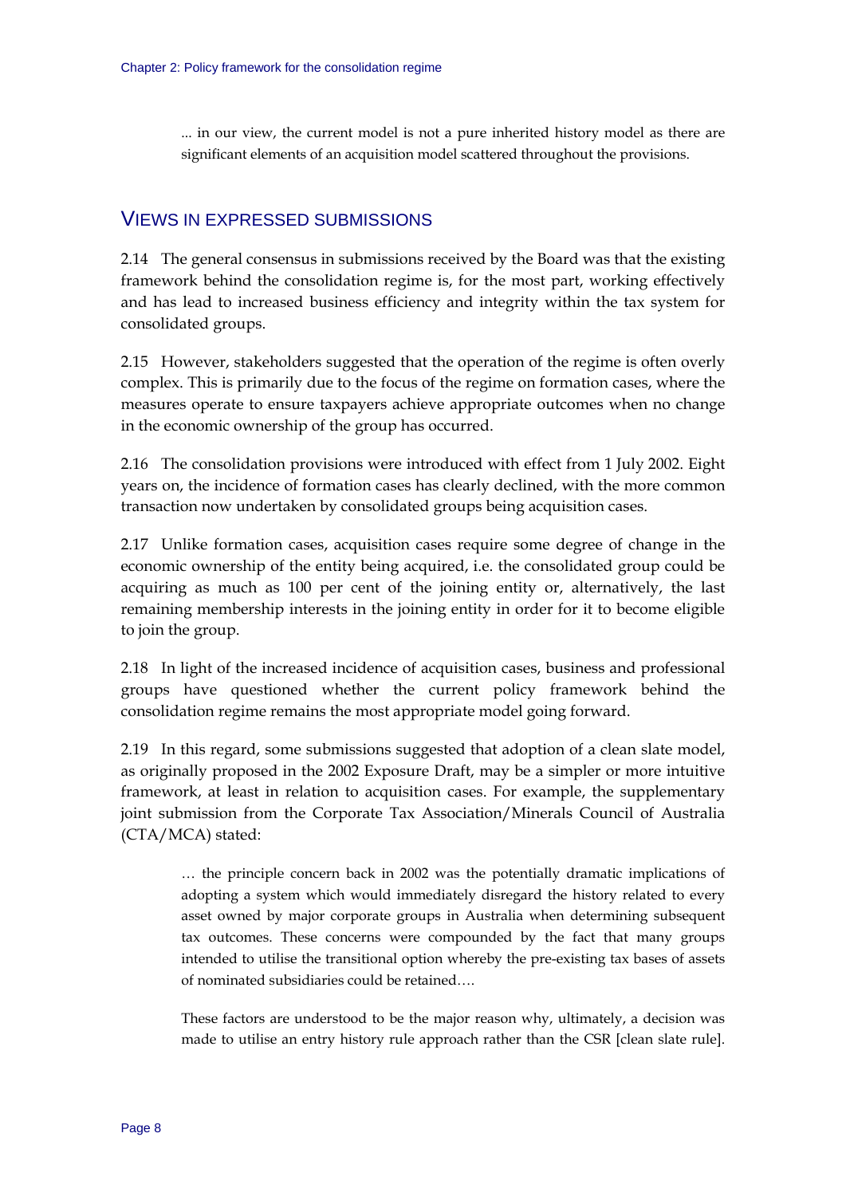> ... in our view, the current model is not a pure inherited history model as there are significant elements of an acquisition model scattered throughout the provisions.

## VIEWS IN EXPRESSED SUBMISSIONS

2.14 The general consensus in submissions received by the Board was that the existing framework behind the consolidation regime is, for the most part, working effectively and has lead to increased business efficiency and integrity within the tax system for consolidated groups.

2.15 However, stakeholders suggested that the operation of the regime is often overly complex. This is primarily due to the focus of the regime on formation cases, where the measures operate to ensure taxpayers achieve appropriate outcomes when no change in the economic ownership of the group has occurred.

2.16 The consolidation provisions were introduced with effect from 1 July 2002. Eight years on, the incidence of formation cases has clearly declined, with the more common transaction now undertaken by consolidated groups being acquisition cases.

2.17 Unlike formation cases, acquisition cases require some degree of change in the economic ownership of the entity being acquired, i.e. the consolidated group could be acquiring as much as 100 per cent of the joining entity or, alternatively, the last remaining membership interests in the joining entity in order for it to become eligible to join the group.

2.18 In light of the increased incidence of acquisition cases, business and professional groups have questioned whether the current policy framework behind the consolidation regime remains the most appropriate model going forward.

2.19 In this regard, some submissions suggested that adoption of a clean slate model, as originally proposed in the 2002 Exposure Draft, may be a simpler or more intuitive framework, at least in relation to acquisition cases. For example, the supplementary joint submission from the Corporate Tax Association/Minerals Council of Australia (CTA/MCA) stated:

> … the principle concern back in 2002 was the potentially dramatic implications of adopting a system which would immediately disregard the history related to every asset owned by major corporate groups in Australia when determining subsequent tax outcomes. These concerns were compounded by the fact that many groups intended to utilise the transitional option whereby the pre-existing tax bases of assets of nominated subsidiaries could be retained….
>
> These factors are understood to be the major reason why, ultimately, a decision was made to utilise an entry history rule approach rather than the CSR [clean slate rule].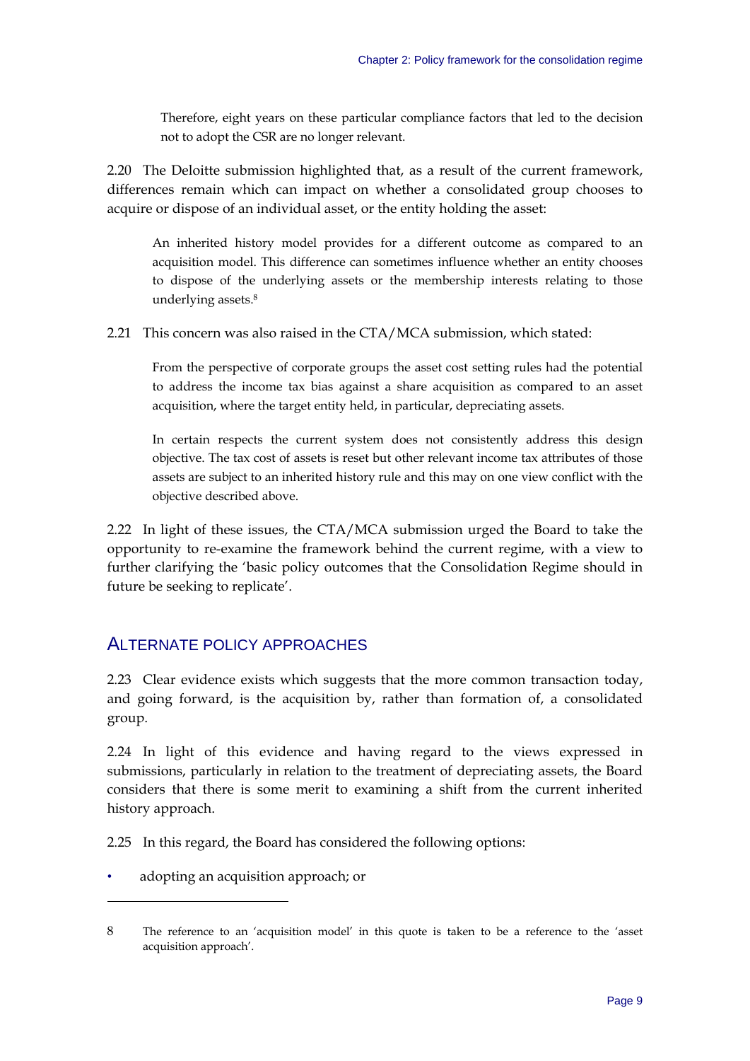> Therefore, eight years on these particular compliance factors that led to the decision not to adopt the CSR are no longer relevant.

2.20 The Deloitte submission highlighted that, as a result of the current framework, differences remain which can impact on whether a consolidated group chooses to acquire or dispose of an individual asset, or the entity holding the asset:

> An inherited history model provides for a different outcome as compared to an acquisition model. This difference can sometimes influence whether an entity chooses to dispose of the underlying assets or the membership interests relating to those underlying assets.[8]

2.21 This concern was also raised in the CTA/MCA submission, which stated:

> From the perspective of corporate groups the asset cost setting rules had the potential to address the income tax bias against a share acquisition as compared to an asset acquisition, where the target entity held, in particular, depreciating assets.
>
> In certain respects the current system does not consistently address this design objective. The tax cost of assets is reset but other relevant income tax attributes of those assets are subject to an inherited history rule and this may on one view conflict with the objective described above.

2.22 In light of these issues, the CTA/MCA submission urged the Board to take the opportunity to re-examine the framework behind the current regime, with a view to further clarifying the 'basic policy outcomes that the Consolidation Regime should in future be seeking to replicate'.

## ALTERNATE POLICY APPROACHES

2.23 Clear evidence exists which suggests that the more common transaction today, and going forward, is the acquisition by, rather than formation of, a consolidated group.

2.24 In light of this evidence and having regard to the views expressed in submissions, particularly in relation to the treatment of depreciating assets, the Board considers that there is some merit to examining a shift from the current inherited history approach.

2.25 In this regard, the Board has considered the following options:

- adopting an acquisition approach; or

---

8 The reference to an 'acquisition model' in this quote is taken to be a reference to the 'asset acquisition approach'.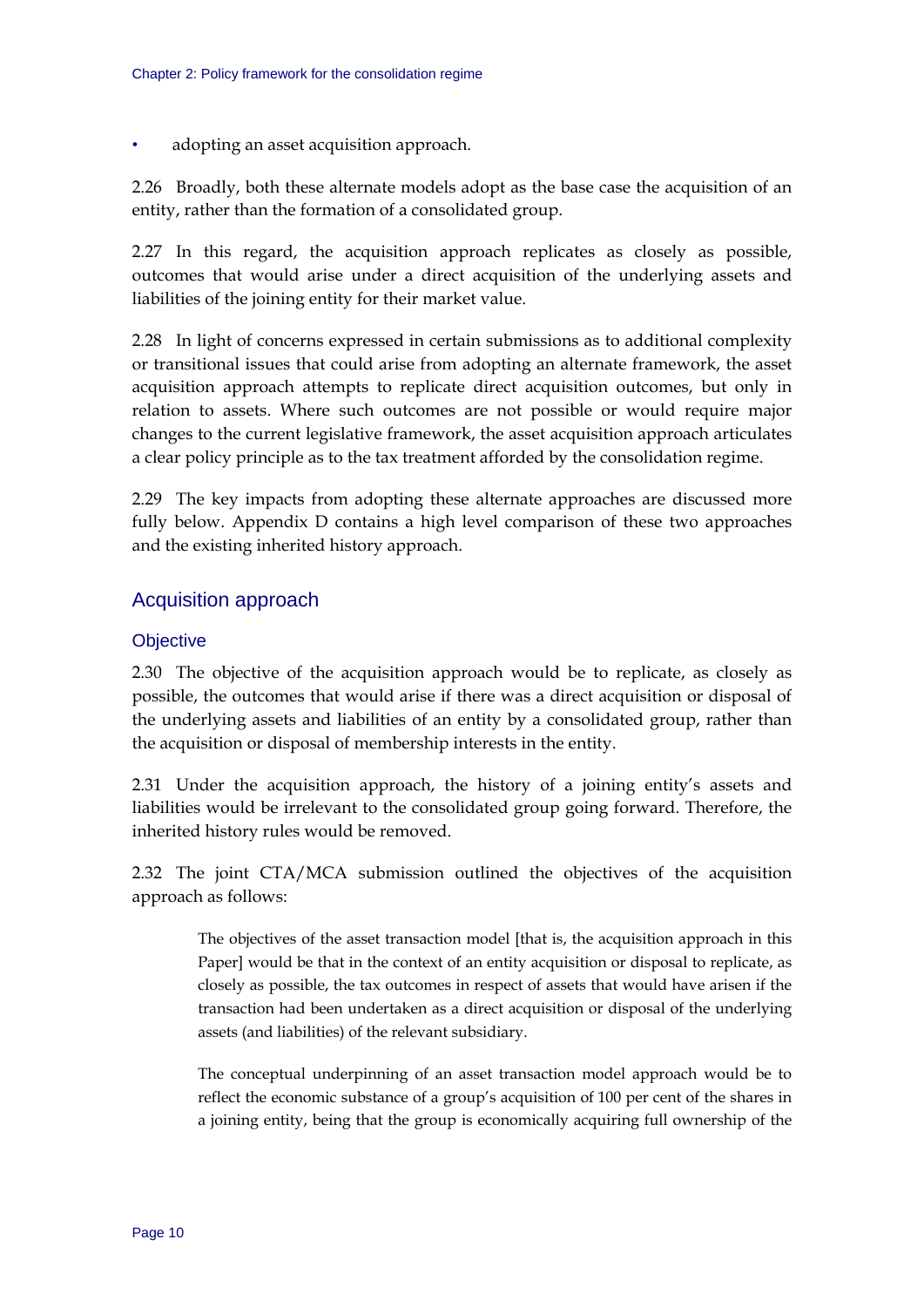- adopting an asset acquisition approach.

2.26 Broadly, both these alternate models adopt as the base case the acquisition of an entity, rather than the formation of a consolidated group.

2.27 In this regard, the acquisition approach replicates as closely as possible, outcomes that would arise under a direct acquisition of the underlying assets and liabilities of the joining entity for their market value.

2.28 In light of concerns expressed in certain submissions as to additional complexity or transitional issues that could arise from adopting an alternate framework, the asset acquisition approach attempts to replicate direct acquisition outcomes, but only in relation to assets. Where such outcomes are not possible or would require major changes to the current legislative framework, the asset acquisition approach articulates a clear policy principle as to the tax treatment afforded by the consolidation regime.

2.29 The key impacts from adopting these alternate approaches are discussed more fully below. Appendix D contains a high level comparison of these two approaches and the existing inherited history approach.

## Acquisition approach

### Objective

2.30 The objective of the acquisition approach would be to replicate, as closely as possible, the outcomes that would arise if there was a direct acquisition or disposal of the underlying assets and liabilities of an entity by a consolidated group, rather than the acquisition or disposal of membership interests in the entity.

2.31 Under the acquisition approach, the history of a joining entity's assets and liabilities would be irrelevant to the consolidated group going forward. Therefore, the inherited history rules would be removed.

2.32 The joint CTA/MCA submission outlined the objectives of the acquisition approach as follows:

> The objectives of the asset transaction model [that is, the acquisition approach in this Paper] would be that in the context of an entity acquisition or disposal to replicate, as closely as possible, the tax outcomes in respect of assets that would have arisen if the transaction had been undertaken as a direct acquisition or disposal of the underlying assets (and liabilities) of the relevant subsidiary.
>
> The conceptual underpinning of an asset transaction model approach would be to reflect the economic substance of a group's acquisition of 100 per cent of the shares in a joining entity, being that the group is economically acquiring full ownership of the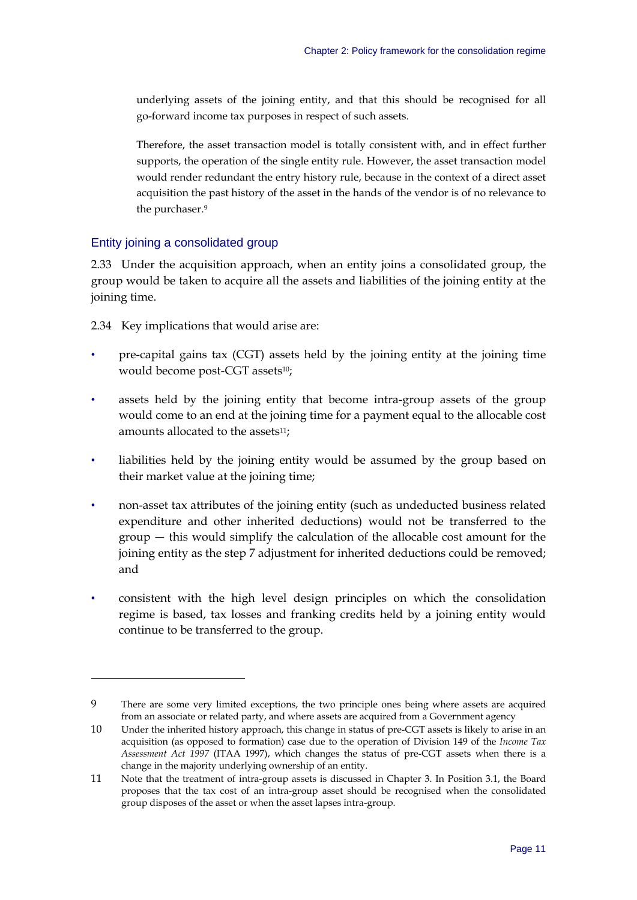underlying assets of the joining entity, and that this should be recognised for all go-forward income tax purposes in respect of such assets.

Therefore, the asset transaction model is totally consistent with, and in effect further supports, the operation of the single entity rule. However, the asset transaction model would render redundant the entry history rule, because in the context of a direct asset acquisition the past history of the asset in the hands of the vendor is of no relevance to the purchaser.[9]

### Entity joining a consolidated group

2.33 Under the acquisition approach, when an entity joins a consolidated group, the group would be taken to acquire all the assets and liabilities of the joining entity at the joining time.

2.34 Key implications that would arise are:

- pre-capital gains tax (CGT) assets held by the joining entity at the joining time would become post-CGT assets[10];
- assets held by the joining entity that become intra-group assets of the group would come to an end at the joining time for a payment equal to the allocable cost amounts allocated to the assets[11];
- liabilities held by the joining entity would be assumed by the group based on their market value at the joining time;
- non-asset tax attributes of the joining entity (such as undeducted business related expenditure and other inherited deductions) would not be transferred to the group — this would simplify the calculation of the allocable cost amount for the joining entity as the step 7 adjustment for inherited deductions could be removed; and
- consistent with the high level design principles on which the consolidation regime is based, tax losses and franking credits held by a joining entity would continue to be transferred to the group.

---

9 There are some very limited exceptions, the two principle ones being where assets are acquired from an associate or related party, and where assets are acquired from a Government agency

10 Under the inherited history approach, this change in status of pre-CGT assets is likely to arise in an acquisition (as opposed to formation) case due to the operation of Division 149 of the *Income Tax Assessment Act 1997* (ITAA 1997), which changes the status of pre-CGT assets when there is a change in the majority underlying ownership of an entity.

11 Note that the treatment of intra-group assets is discussed in Chapter 3. In Position 3.1, the Board proposes that the tax cost of an intra-group asset should be recognised when the consolidated group disposes of the asset or when the asset lapses intra-group.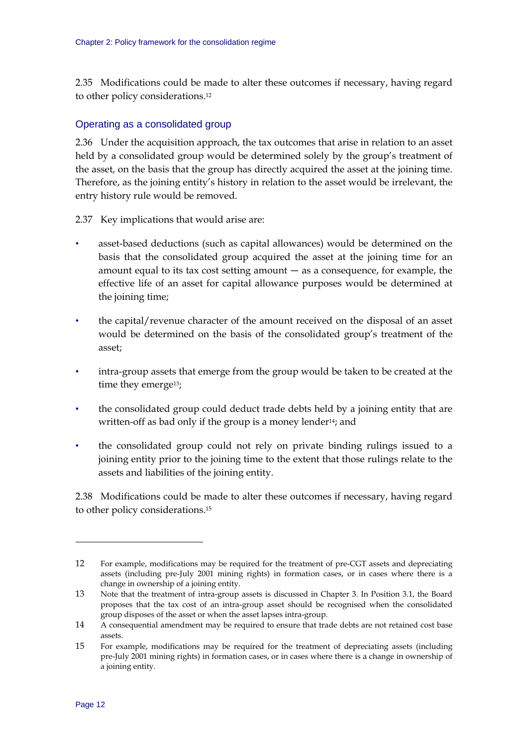2.35 Modifications could be made to alter these outcomes if necessary, having regard to other policy considerations.[12]

## Operating as a consolidated group

2.36 Under the acquisition approach, the tax outcomes that arise in relation to an asset held by a consolidated group would be determined solely by the group's treatment of the asset, on the basis that the group has directly acquired the asset at the joining time. Therefore, as the joining entity's history in relation to the asset would be irrelevant, the entry history rule would be removed.

2.37 Key implications that would arise are:

- asset-based deductions (such as capital allowances) would be determined on the basis that the consolidated group acquired the asset at the joining time for an amount equal to its tax cost setting amount — as a consequence, for example, the effective life of an asset for capital allowance purposes would be determined at the joining time;
- the capital/revenue character of the amount received on the disposal of an asset would be determined on the basis of the consolidated group's treatment of the asset;
- intra-group assets that emerge from the group would be taken to be created at the time they emerge[13];
- the consolidated group could deduct trade debts held by a joining entity that are written-off as bad only if the group is a money lender[14]; and
- the consolidated group could not rely on private binding rulings issued to a joining entity prior to the joining time to the extent that those rulings relate to the assets and liabilities of the joining entity.

2.38 Modifications could be made to alter these outcomes if necessary, having regard to other policy considerations.[15]

---

12 For example, modifications may be required for the treatment of pre-CGT assets and depreciating assets (including pre-July 2001 mining rights) in formation cases, or in cases where there is a change in ownership of a joining entity.

13 Note that the treatment of intra-group assets is discussed in Chapter 3. In Position 3.1, the Board proposes that the tax cost of an intra-group asset should be recognised when the consolidated group disposes of the asset or when the asset lapses intra-group.

14 A consequential amendment may be required to ensure that trade debts are not retained cost base assets.

15 For example, modifications may be required for the treatment of depreciating assets (including pre-July 2001 mining rights) in formation cases, or in cases where there is a change in ownership of a joining entity.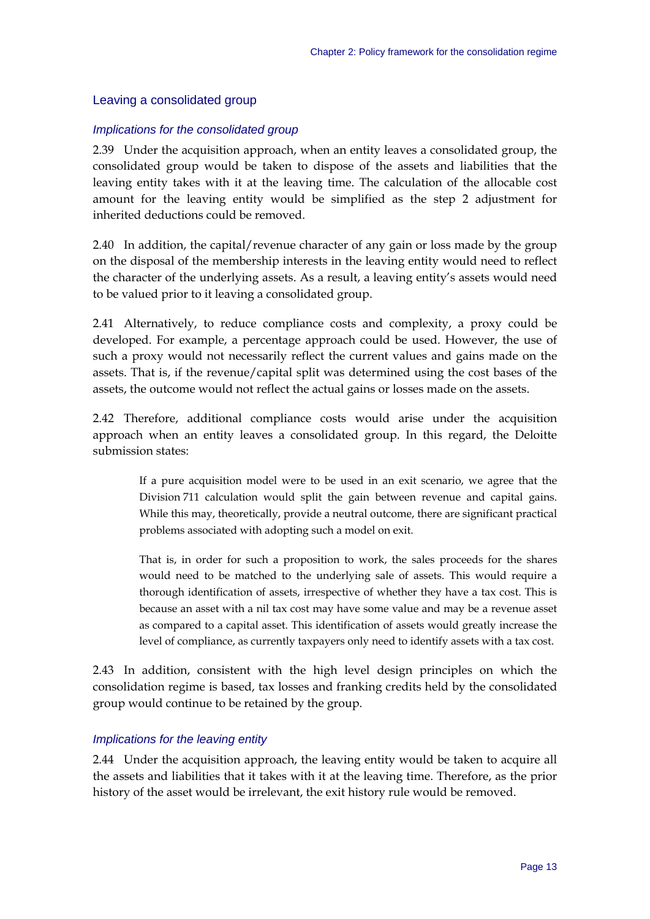## Leaving a consolidated group

### *Implications for the consolidated group*

2.39 Under the acquisition approach, when an entity leaves a consolidated group, the consolidated group would be taken to dispose of the assets and liabilities that the leaving entity takes with it at the leaving time. The calculation of the allocable cost amount for the leaving entity would be simplified as the step 2 adjustment for inherited deductions could be removed.

2.40 In addition, the capital/revenue character of any gain or loss made by the group on the disposal of the membership interests in the leaving entity would need to reflect the character of the underlying assets. As a result, a leaving entity's assets would need to be valued prior to it leaving a consolidated group.

2.41 Alternatively, to reduce compliance costs and complexity, a proxy could be developed. For example, a percentage approach could be used. However, the use of such a proxy would not necessarily reflect the current values and gains made on the assets. That is, if the revenue/capital split was determined using the cost bases of the assets, the outcome would not reflect the actual gains or losses made on the assets.

2.42 Therefore, additional compliance costs would arise under the acquisition approach when an entity leaves a consolidated group. In this regard, the Deloitte submission states:

> If a pure acquisition model were to be used in an exit scenario, we agree that the Division 711 calculation would split the gain between revenue and capital gains. While this may, theoretically, provide a neutral outcome, there are significant practical problems associated with adopting such a model on exit.
>
> That is, in order for such a proposition to work, the sales proceeds for the shares would need to be matched to the underlying sale of assets. This would require a thorough identification of assets, irrespective of whether they have a tax cost. This is because an asset with a nil tax cost may have some value and may be a revenue asset as compared to a capital asset. This identification of assets would greatly increase the level of compliance, as currently taxpayers only need to identify assets with a tax cost.

2.43 In addition, consistent with the high level design principles on which the consolidation regime is based, tax losses and franking credits held by the consolidated group would continue to be retained by the group.

### *Implications for the leaving entity*

2.44 Under the acquisition approach, the leaving entity would be taken to acquire all the assets and liabilities that it takes with it at the leaving time. Therefore, as the prior history of the asset would be irrelevant, the exit history rule would be removed.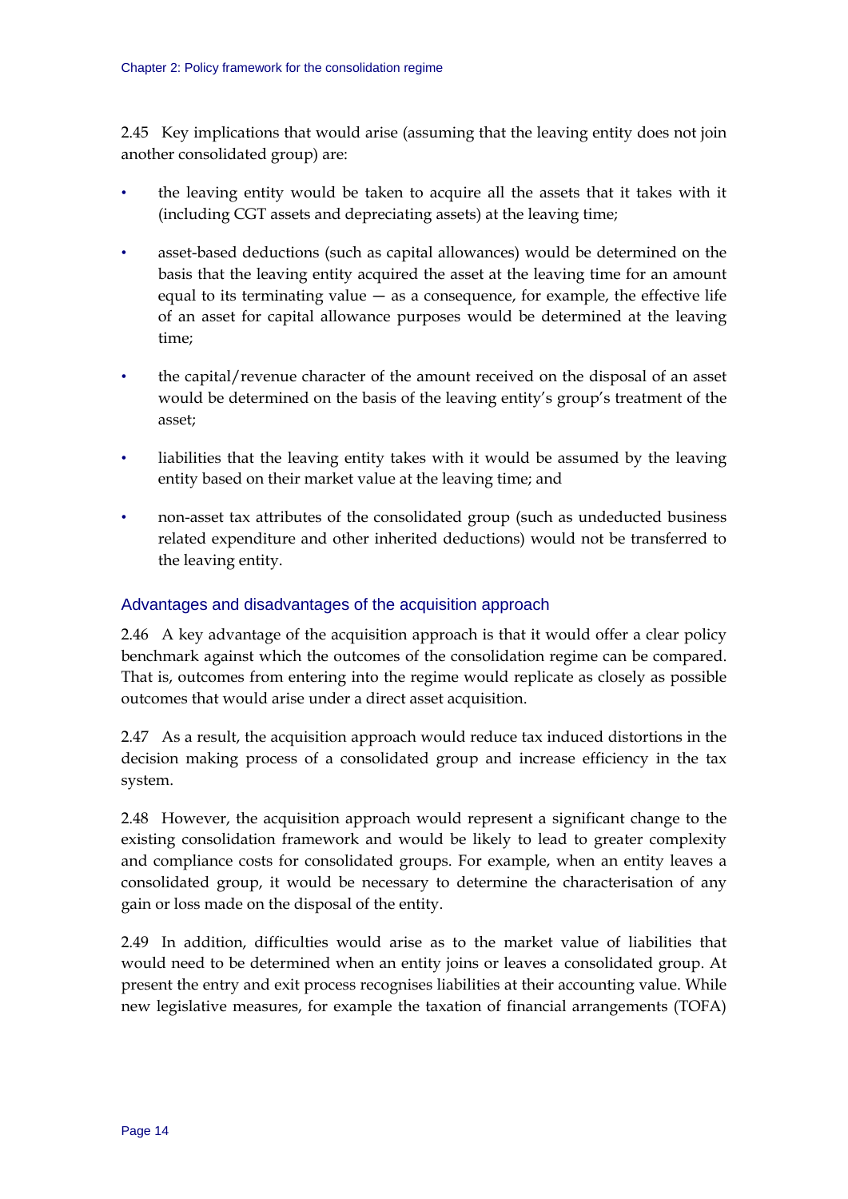2.45 Key implications that would arise (assuming that the leaving entity does not join another consolidated group) are:

- the leaving entity would be taken to acquire all the assets that it takes with it (including CGT assets and depreciating assets) at the leaving time;
- asset-based deductions (such as capital allowances) would be determined on the basis that the leaving entity acquired the asset at the leaving time for an amount equal to its terminating value — as a consequence, for example, the effective life of an asset for capital allowance purposes would be determined at the leaving time;
- the capital/revenue character of the amount received on the disposal of an asset would be determined on the basis of the leaving entity's group's treatment of the asset;
- liabilities that the leaving entity takes with it would be assumed by the leaving entity based on their market value at the leaving time; and
- non-asset tax attributes of the consolidated group (such as undeducted business related expenditure and other inherited deductions) would not be transferred to the leaving entity.

### Advantages and disadvantages of the acquisition approach

2.46 A key advantage of the acquisition approach is that it would offer a clear policy benchmark against which the outcomes of the consolidation regime can be compared. That is, outcomes from entering into the regime would replicate as closely as possible outcomes that would arise under a direct asset acquisition.

2.47 As a result, the acquisition approach would reduce tax induced distortions in the decision making process of a consolidated group and increase efficiency in the tax system.

2.48 However, the acquisition approach would represent a significant change to the existing consolidation framework and would be likely to lead to greater complexity and compliance costs for consolidated groups. For example, when an entity leaves a consolidated group, it would be necessary to determine the characterisation of any gain or loss made on the disposal of the entity.

2.49 In addition, difficulties would arise as to the market value of liabilities that would need to be determined when an entity joins or leaves a consolidated group. At present the entry and exit process recognises liabilities at their accounting value. While new legislative measures, for example the taxation of financial arrangements (TOFA)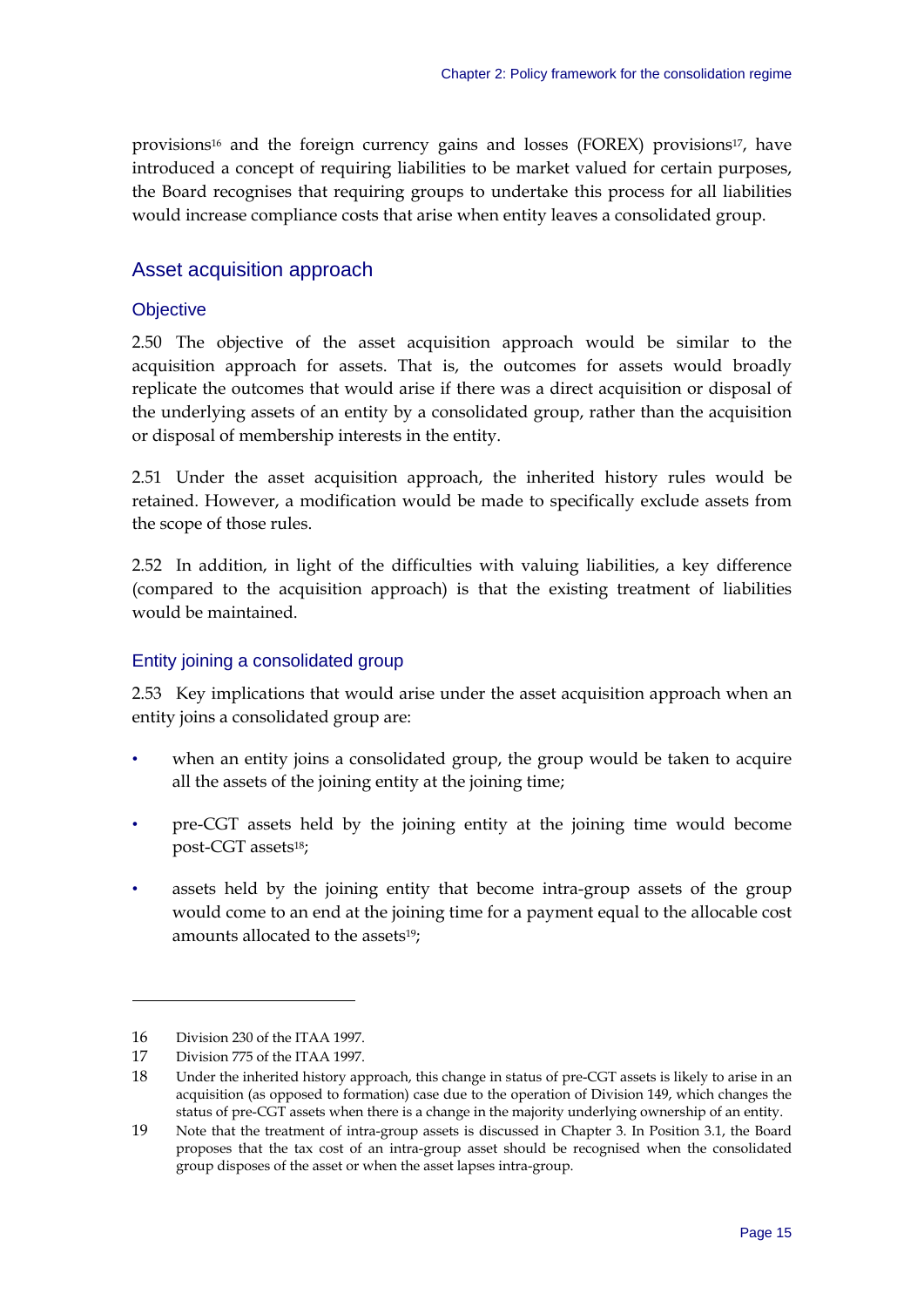provisions[16] and the foreign currency gains and losses (FOREX) provisions[17], have introduced a concept of requiring liabilities to be market valued for certain purposes, the Board recognises that requiring groups to undertake this process for all liabilities would increase compliance costs that arise when entity leaves a consolidated group.

## Asset acquisition approach

### Objective

2.50 The objective of the asset acquisition approach would be similar to the acquisition approach for assets. That is, the outcomes for assets would broadly replicate the outcomes that would arise if there was a direct acquisition or disposal of the underlying assets of an entity by a consolidated group, rather than the acquisition or disposal of membership interests in the entity.

2.51 Under the asset acquisition approach, the inherited history rules would be retained. However, a modification would be made to specifically exclude assets from the scope of those rules.

2.52 In addition, in light of the difficulties with valuing liabilities, a key difference (compared to the acquisition approach) is that the existing treatment of liabilities would be maintained.

### Entity joining a consolidated group

2.53 Key implications that would arise under the asset acquisition approach when an entity joins a consolidated group are:

- when an entity joins a consolidated group, the group would be taken to acquire all the assets of the joining entity at the joining time;
- pre-CGT assets held by the joining entity at the joining time would become post-CGT assets[18];
- assets held by the joining entity that become intra-group assets of the group would come to an end at the joining time for a payment equal to the allocable cost amounts allocated to the assets[19];

---

16 Division 230 of the ITAA 1997.

17 Division 775 of the ITAA 1997.

18 Under the inherited history approach, this change in status of pre-CGT assets is likely to arise in an acquisition (as opposed to formation) case due to the operation of Division 149, which changes the status of pre-CGT assets when there is a change in the majority underlying ownership of an entity.

19 Note that the treatment of intra-group assets is discussed in Chapter 3. In Position 3.1, the Board proposes that the tax cost of an intra-group asset should be recognised when the consolidated group disposes of the asset or when the asset lapses intra-group.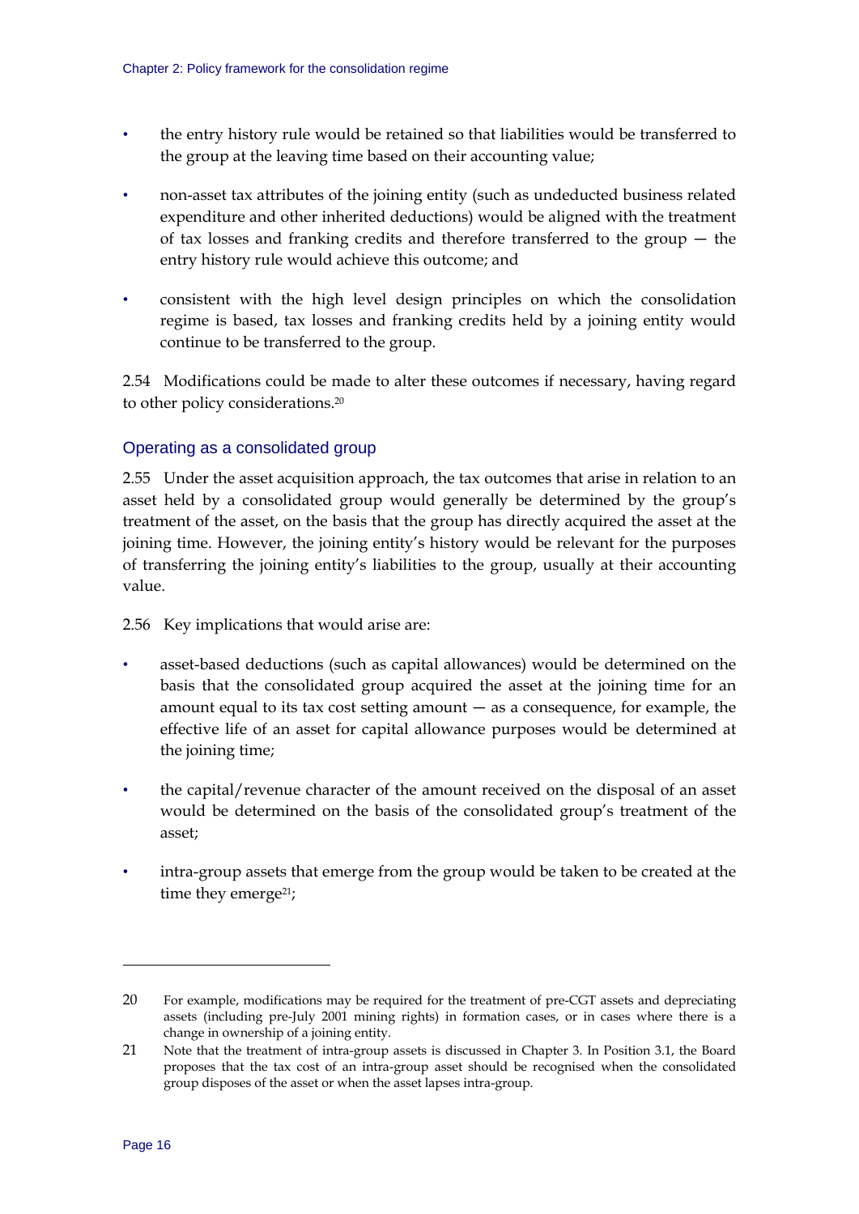- the entry history rule would be retained so that liabilities would be transferred to the group at the leaving time based on their accounting value;
- non-asset tax attributes of the joining entity (such as undeducted business related expenditure and other inherited deductions) would be aligned with the treatment of tax losses and franking credits and therefore transferred to the group — the entry history rule would achieve this outcome; and
- consistent with the high level design principles on which the consolidation regime is based, tax losses and franking credits held by a joining entity would continue to be transferred to the group.

2.54 Modifications could be made to alter these outcomes if necessary, having regard to other policy considerations.[20]

## Operating as a consolidated group

2.55 Under the asset acquisition approach, the tax outcomes that arise in relation to an asset held by a consolidated group would generally be determined by the group's treatment of the asset, on the basis that the group has directly acquired the asset at the joining time. However, the joining entity's history would be relevant for the purposes of transferring the joining entity's liabilities to the group, usually at their accounting value.

2.56 Key implications that would arise are:

- asset-based deductions (such as capital allowances) would be determined on the basis that the consolidated group acquired the asset at the joining time for an amount equal to its tax cost setting amount — as a consequence, for example, the effective life of an asset for capital allowance purposes would be determined at the joining time;
- the capital/revenue character of the amount received on the disposal of an asset would be determined on the basis of the consolidated group's treatment of the asset;
- intra-group assets that emerge from the group would be taken to be created at the time they emerge[21];

---

20 For example, modifications may be required for the treatment of pre-CGT assets and depreciating assets (including pre-July 2001 mining rights) in formation cases, or in cases where there is a change in ownership of a joining entity.

21 Note that the treatment of intra-group assets is discussed in Chapter 3. In Position 3.1, the Board proposes that the tax cost of an intra-group asset should be recognised when the consolidated group disposes of the asset or when the asset lapses intra-group.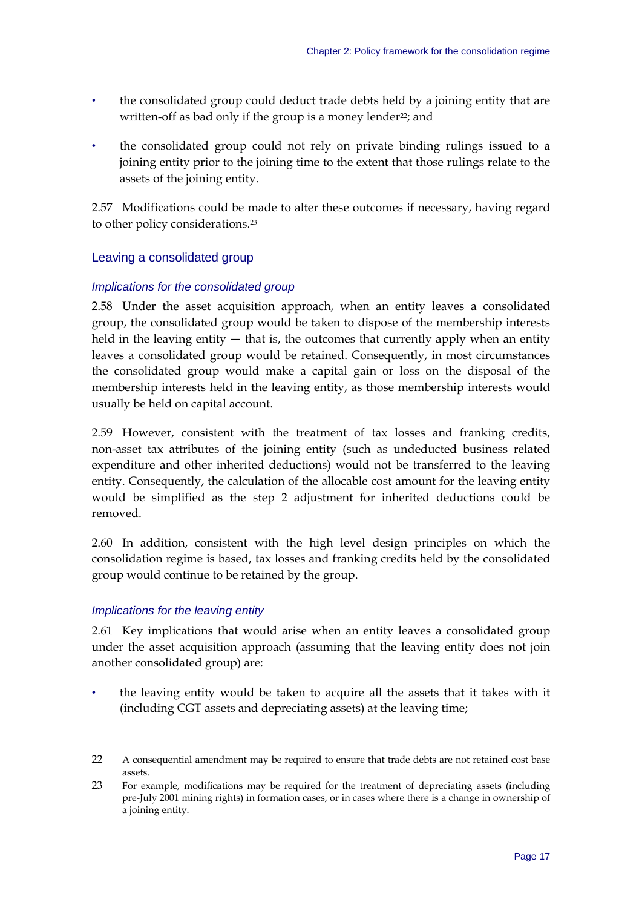- the consolidated group could deduct trade debts held by a joining entity that are written-off as bad only if the group is a money lender[22]; and
- the consolidated group could not rely on private binding rulings issued to a joining entity prior to the joining time to the extent that those rulings relate to the assets of the joining entity.

2.57 Modifications could be made to alter these outcomes if necessary, having regard to other policy considerations.[23]

## Leaving a consolidated group

### *Implications for the consolidated group*

2.58 Under the asset acquisition approach, when an entity leaves a consolidated group, the consolidated group would be taken to dispose of the membership interests held in the leaving entity — that is, the outcomes that currently apply when an entity leaves a consolidated group would be retained. Consequently, in most circumstances the consolidated group would make a capital gain or loss on the disposal of the membership interests held in the leaving entity, as those membership interests would usually be held on capital account.

2.59 However, consistent with the treatment of tax losses and franking credits, non-asset tax attributes of the joining entity (such as undeducted business related expenditure and other inherited deductions) would not be transferred to the leaving entity. Consequently, the calculation of the allocable cost amount for the leaving entity would be simplified as the step 2 adjustment for inherited deductions could be removed.

2.60 In addition, consistent with the high level design principles on which the consolidation regime is based, tax losses and franking credits held by the consolidated group would continue to be retained by the group.

### *Implications for the leaving entity*

2.61 Key implications that would arise when an entity leaves a consolidated group under the asset acquisition approach (assuming that the leaving entity does not join another consolidated group) are:

- the leaving entity would be taken to acquire all the assets that it takes with it (including CGT assets and depreciating assets) at the leaving time;

---

22 A consequential amendment may be required to ensure that trade debts are not retained cost base assets.

23 For example, modifications may be required for the treatment of depreciating assets (including pre-July 2001 mining rights) in formation cases, or in cases where there is a change in ownership of a joining entity.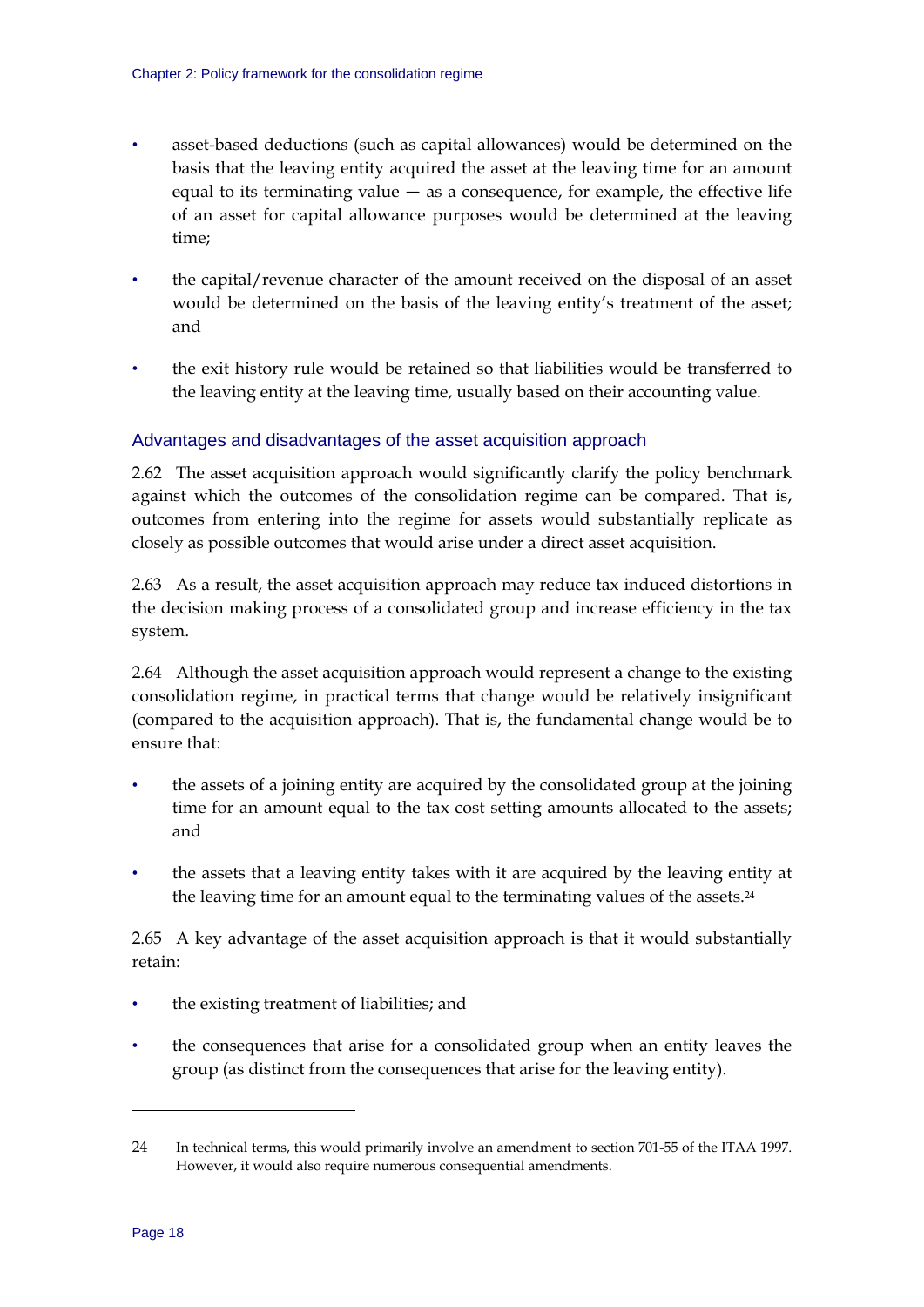- asset-based deductions (such as capital allowances) would be determined on the basis that the leaving entity acquired the asset at the leaving time for an amount equal to its terminating value — as a consequence, for example, the effective life of an asset for capital allowance purposes would be determined at the leaving time;
- the capital/revenue character of the amount received on the disposal of an asset would be determined on the basis of the leaving entity's treatment of the asset; and
- the exit history rule would be retained so that liabilities would be transferred to the leaving entity at the leaving time, usually based on their accounting value.

### Advantages and disadvantages of the asset acquisition approach

2.62 The asset acquisition approach would significantly clarify the policy benchmark against which the outcomes of the consolidation regime can be compared. That is, outcomes from entering into the regime for assets would substantially replicate as closely as possible outcomes that would arise under a direct asset acquisition.

2.63 As a result, the asset acquisition approach may reduce tax induced distortions in the decision making process of a consolidated group and increase efficiency in the tax system.

2.64 Although the asset acquisition approach would represent a change to the existing consolidation regime, in practical terms that change would be relatively insignificant (compared to the acquisition approach). That is, the fundamental change would be to ensure that:

- the assets of a joining entity are acquired by the consolidated group at the joining time for an amount equal to the tax cost setting amounts allocated to the assets; and
- the assets that a leaving entity takes with it are acquired by the leaving entity at the leaving time for an amount equal to the terminating values of the assets.[24]

2.65 A key advantage of the asset acquisition approach is that it would substantially retain:

- the existing treatment of liabilities; and
- the consequences that arise for a consolidated group when an entity leaves the group (as distinct from the consequences that arise for the leaving entity).

---

24 In technical terms, this would primarily involve an amendment to section 701-55 of the ITAA 1997. However, it would also require numerous consequential amendments.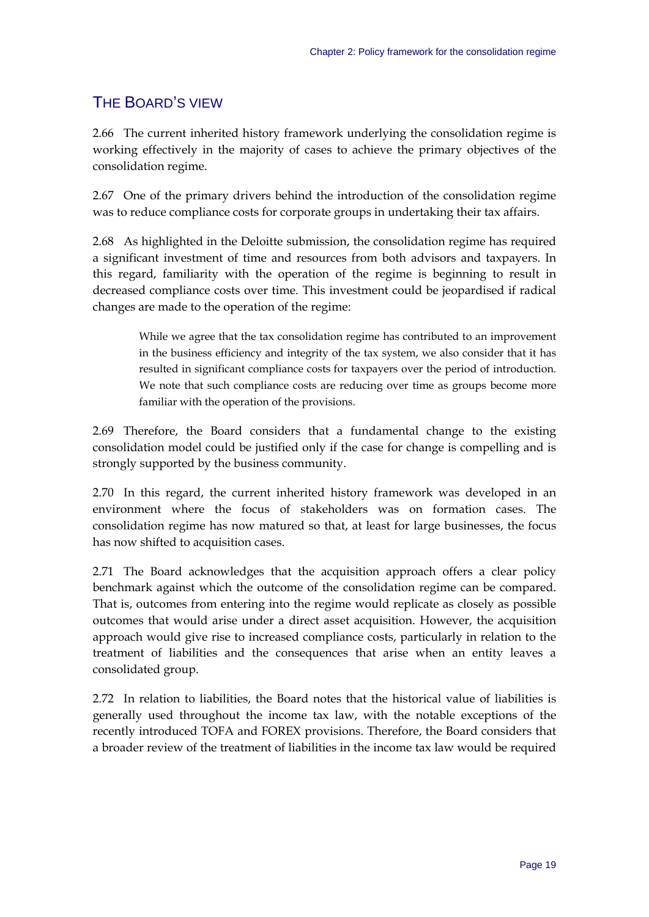## THE BOARD'S VIEW

2.66 The current inherited history framework underlying the consolidation regime is working effectively in the majority of cases to achieve the primary objectives of the consolidation regime.

2.67 One of the primary drivers behind the introduction of the consolidation regime was to reduce compliance costs for corporate groups in undertaking their tax affairs.

2.68 As highlighted in the Deloitte submission, the consolidation regime has required a significant investment of time and resources from both advisors and taxpayers. In this regard, familiarity with the operation of the regime is beginning to result in decreased compliance costs over time. This investment could be jeopardised if radical changes are made to the operation of the regime:

> While we agree that the tax consolidation regime has contributed to an improvement in the business efficiency and integrity of the tax system, we also consider that it has resulted in significant compliance costs for taxpayers over the period of introduction. We note that such compliance costs are reducing over time as groups become more familiar with the operation of the provisions.

2.69 Therefore, the Board considers that a fundamental change to the existing consolidation model could be justified only if the case for change is compelling and is strongly supported by the business community.

2.70 In this regard, the current inherited history framework was developed in an environment where the focus of stakeholders was on formation cases. The consolidation regime has now matured so that, at least for large businesses, the focus has now shifted to acquisition cases.

2.71 The Board acknowledges that the acquisition approach offers a clear policy benchmark against which the outcome of the consolidation regime can be compared. That is, outcomes from entering into the regime would replicate as closely as possible outcomes that would arise under a direct asset acquisition. However, the acquisition approach would give rise to increased compliance costs, particularly in relation to the treatment of liabilities and the consequences that arise when an entity leaves a consolidated group.

2.72 In relation to liabilities, the Board notes that the historical value of liabilities is generally used throughout the income tax law, with the notable exceptions of the recently introduced TOFA and FOREX provisions. Therefore, the Board considers that a broader review of the treatment of liabilities in the income tax law would be required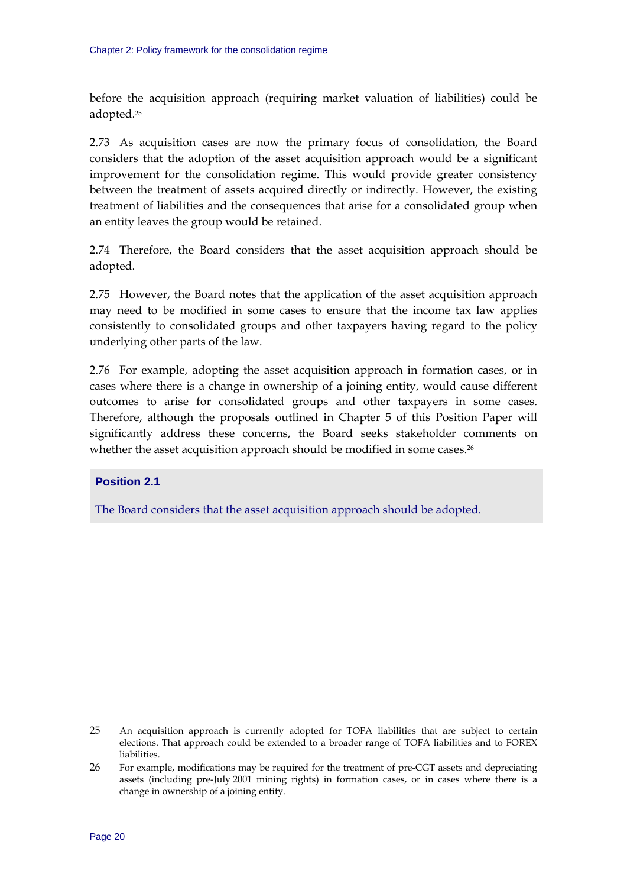before the acquisition approach (requiring market valuation of liabilities) could be adopted.[25]

2.73 As acquisition cases are now the primary focus of consolidation, the Board considers that the adoption of the asset acquisition approach would be a significant improvement for the consolidation regime. This would provide greater consistency between the treatment of assets acquired directly or indirectly. However, the existing treatment of liabilities and the consequences that arise for a consolidated group when an entity leaves the group would be retained.

2.74 Therefore, the Board considers that the asset acquisition approach should be adopted.

2.75 However, the Board notes that the application of the asset acquisition approach may need to be modified in some cases to ensure that the income tax law applies consistently to consolidated groups and other taxpayers having regard to the policy underlying other parts of the law.

2.76 For example, adopting the asset acquisition approach in formation cases, or in cases where there is a change in ownership of a joining entity, would cause different outcomes to arise for consolidated groups and other taxpayers in some cases. Therefore, although the proposals outlined in Chapter 5 of this Position Paper will significantly address these concerns, the Board seeks stakeholder comments on whether the asset acquisition approach should be modified in some cases.[26]

**Position 2.1**

The Board considers that the asset acquisition approach should be adopted.

---

25 An acquisition approach is currently adopted for TOFA liabilities that are subject to certain elections. That approach could be extended to a broader range of TOFA liabilities and to FOREX liabilities.

26 For example, modifications may be required for the treatment of pre-CGT assets and depreciating assets (including pre-July 2001 mining rights) in formation cases, or in cases where there is a change in ownership of a joining entity.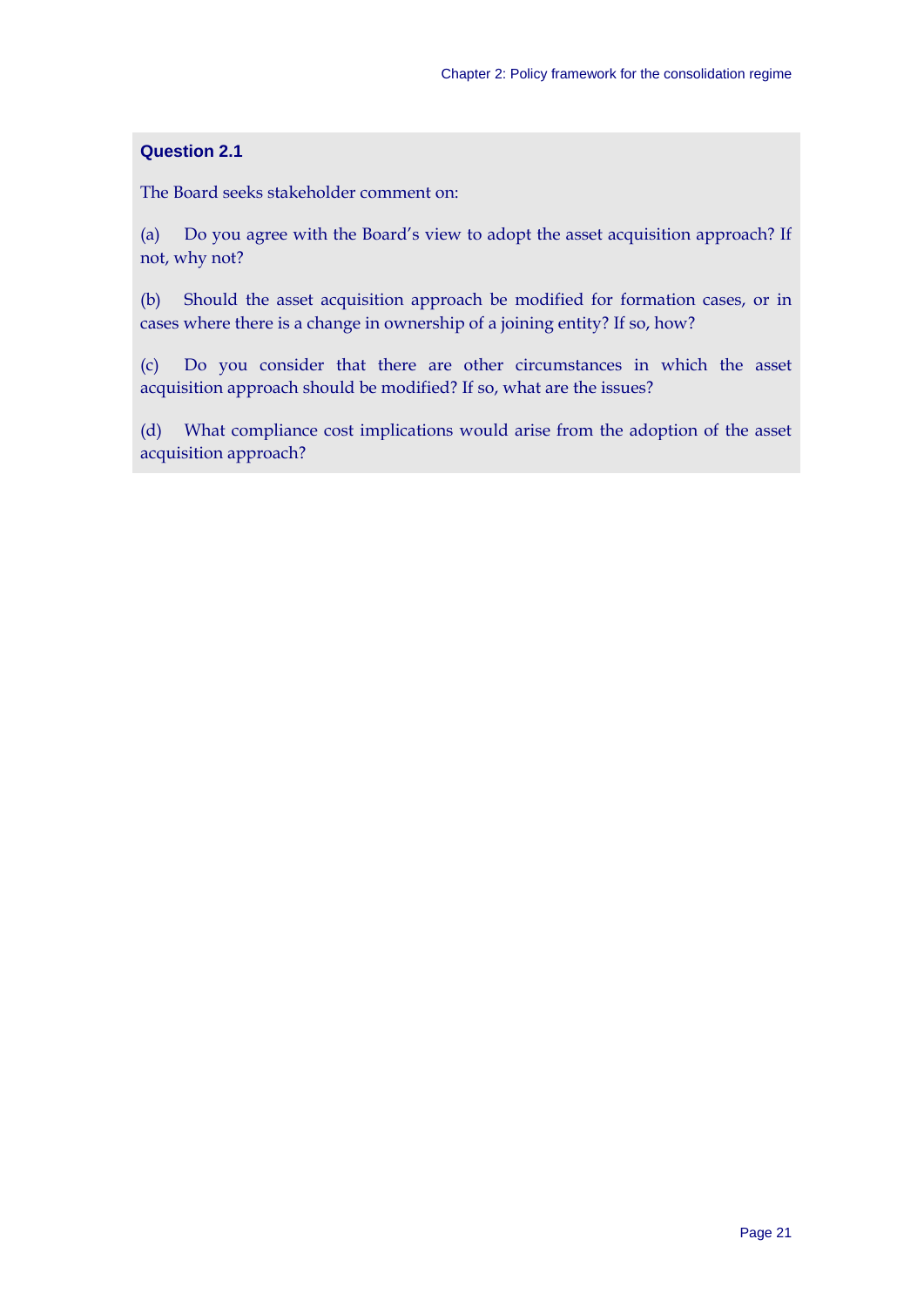**Question 2.1**

The Board seeks stakeholder comment on:

(a) Do you agree with the Board's view to adopt the asset acquisition approach? If not, why not?

(b) Should the asset acquisition approach be modified for formation cases, or in cases where there is a change in ownership of a joining entity? If so, how?

(c) Do you consider that there are other circumstances in which the asset acquisition approach should be modified? If so, what are the issues?

(d) What compliance cost implications would arise from the adoption of the asset acquisition approach?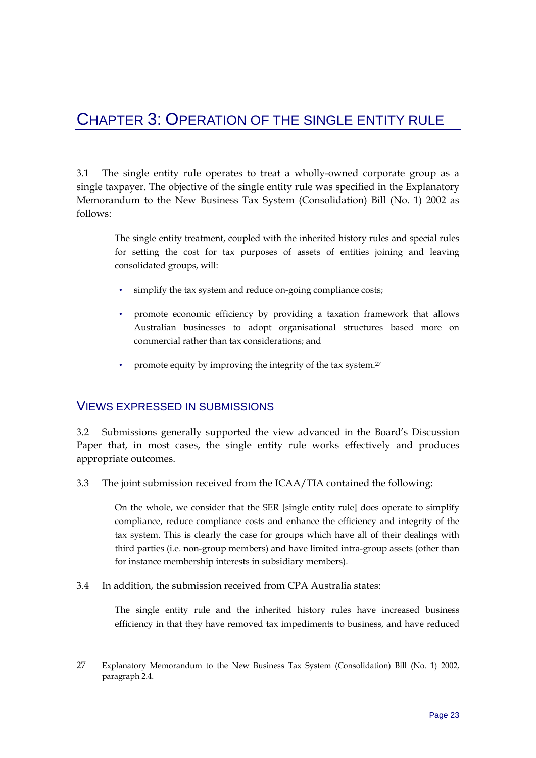# Chapter 3: Operation of the single entity rule

3.1 The single entity rule operates to treat a wholly-owned corporate group as a single taxpayer. The objective of the single entity rule was specified in the Explanatory Memorandum to the New Business Tax System (Consolidation) Bill (No. 1) 2002 as follows:

> The single entity treatment, coupled with the inherited history rules and special rules for setting the cost for tax purposes of assets of entities joining and leaving consolidated groups, will:
>
> - simplify the tax system and reduce on-going compliance costs;
> - promote economic efficiency by providing a taxation framework that allows Australian businesses to adopt organisational structures based more on commercial rather than tax considerations; and
> - promote equity by improving the integrity of the tax system.[27]

## Views expressed in submissions

3.2 Submissions generally supported the view advanced in the Board's Discussion Paper that, in most cases, the single entity rule works effectively and produces appropriate outcomes.

3.3 The joint submission received from the ICAA/TIA contained the following:

> On the whole, we consider that the SER [single entity rule] does operate to simplify compliance, reduce compliance costs and enhance the efficiency and integrity of the tax system. This is clearly the case for groups which have all of their dealings with third parties (i.e. non-group members) and have limited intra-group assets (other than for instance membership interests in subsidiary members).

3.4 In addition, the submission received from CPA Australia states:

> The single entity rule and the inherited history rules have increased business efficiency in that they have removed tax impediments to business, and have reduced

---

27 Explanatory Memorandum to the New Business Tax System (Consolidation) Bill (No. 1) 2002, paragraph 2.4.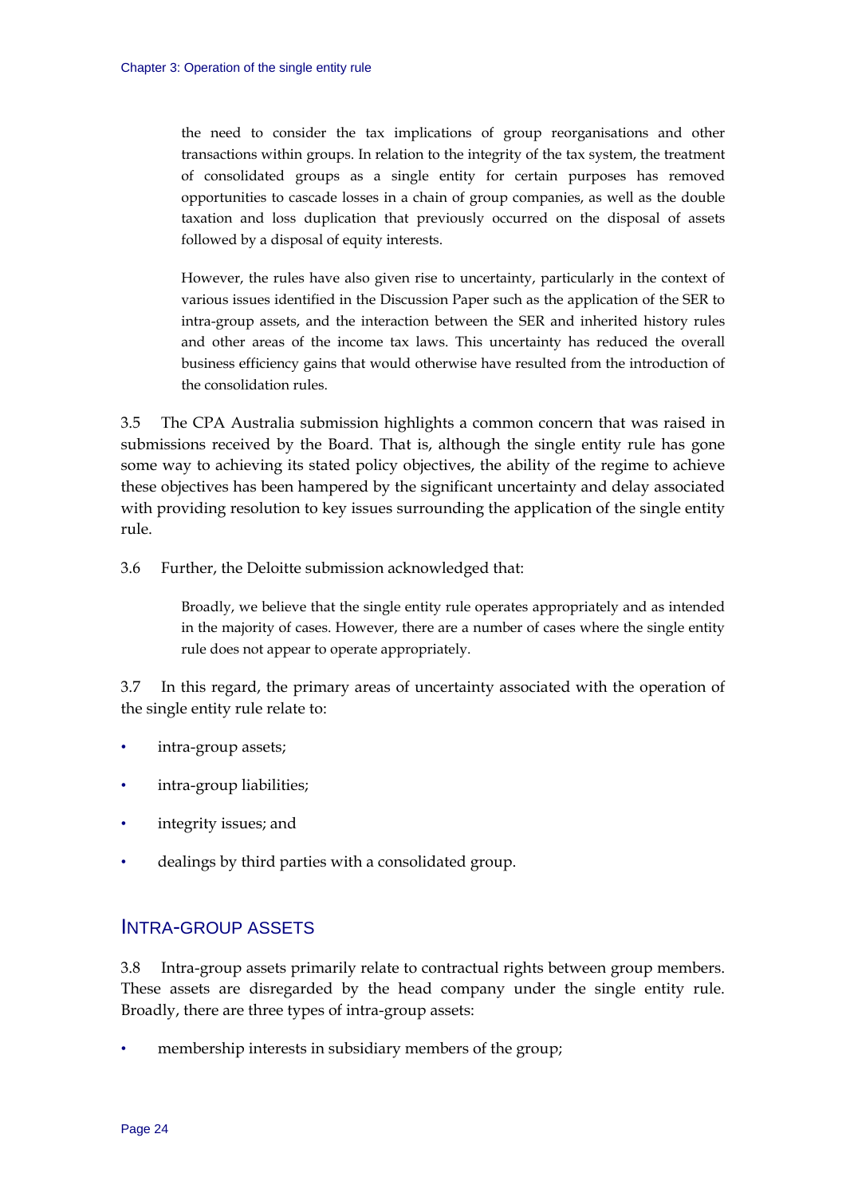> the need to consider the tax implications of group reorganisations and other transactions within groups. In relation to the integrity of the tax system, the treatment of consolidated groups as a single entity for certain purposes has removed opportunities to cascade losses in a chain of group companies, as well as the double taxation and loss duplication that previously occurred on the disposal of assets followed by a disposal of equity interests.
>
> However, the rules have also given rise to uncertainty, particularly in the context of various issues identified in the Discussion Paper such as the application of the SER to intra-group assets, and the interaction between the SER and inherited history rules and other areas of the income tax laws. This uncertainty has reduced the overall business efficiency gains that would otherwise have resulted from the introduction of the consolidation rules.

3.5 The CPA Australia submission highlights a common concern that was raised in submissions received by the Board. That is, although the single entity rule has gone some way to achieving its stated policy objectives, the ability of the regime to achieve these objectives has been hampered by the significant uncertainty and delay associated with providing resolution to key issues surrounding the application of the single entity rule.

3.6 Further, the Deloitte submission acknowledged that:

> Broadly, we believe that the single entity rule operates appropriately and as intended in the majority of cases. However, there are a number of cases where the single entity rule does not appear to operate appropriately.

3.7 In this regard, the primary areas of uncertainty associated with the operation of the single entity rule relate to:

- intra-group assets;
- intra-group liabilities;
- integrity issues; and
- dealings by third parties with a consolidated group.

## INTRA-GROUP ASSETS

3.8 Intra-group assets primarily relate to contractual rights between group members. These assets are disregarded by the head company under the single entity rule. Broadly, there are three types of intra-group assets:

- membership interests in subsidiary members of the group;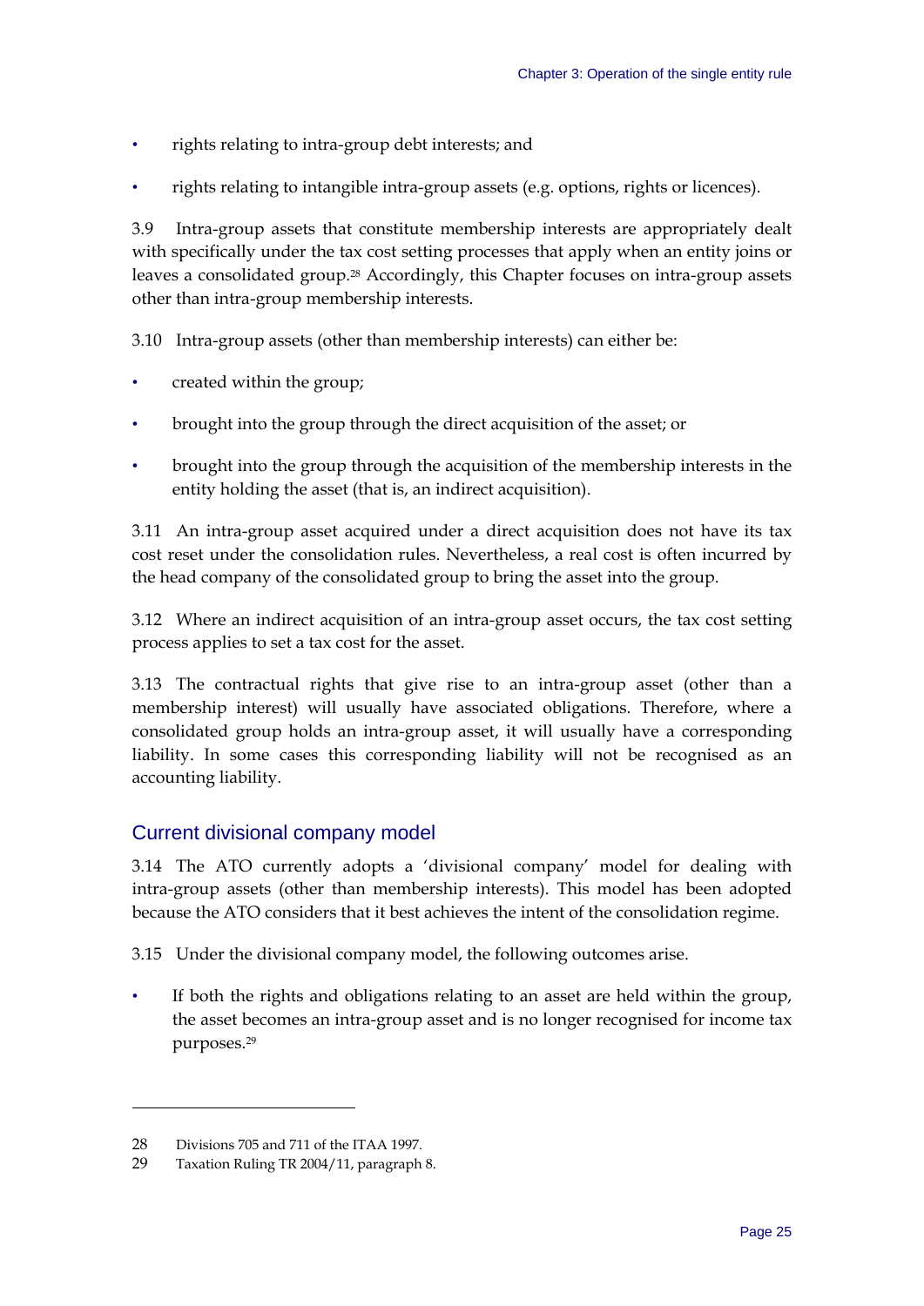- rights relating to intra-group debt interests; and
- rights relating to intangible intra-group assets (e.g. options, rights or licences).

3.9 Intra-group assets that constitute membership interests are appropriately dealt with specifically under the tax cost setting processes that apply when an entity joins or leaves a consolidated group.[28] Accordingly, this Chapter focuses on intra-group assets other than intra-group membership interests.

3.10 Intra-group assets (other than membership interests) can either be:

- created within the group;
- brought into the group through the direct acquisition of the asset; or
- brought into the group through the acquisition of the membership interests in the entity holding the asset (that is, an indirect acquisition).

3.11 An intra-group asset acquired under a direct acquisition does not have its tax cost reset under the consolidation rules. Nevertheless, a real cost is often incurred by the head company of the consolidated group to bring the asset into the group.

3.12 Where an indirect acquisition of an intra-group asset occurs, the tax cost setting process applies to set a tax cost for the asset.

3.13 The contractual rights that give rise to an intra-group asset (other than a membership interest) will usually have associated obligations. Therefore, where a consolidated group holds an intra-group asset, it will usually have a corresponding liability. In some cases this corresponding liability will not be recognised as an accounting liability.

## Current divisional company model

3.14 The ATO currently adopts a 'divisional company' model for dealing with intra-group assets (other than membership interests). This model has been adopted because the ATO considers that it best achieves the intent of the consolidation regime.

3.15 Under the divisional company model, the following outcomes arise.

- If both the rights and obligations relating to an asset are held within the group, the asset becomes an intra-group asset and is no longer recognised for income tax purposes.[29]

---

28 Divisions 705 and 711 of the ITAA 1997.

29 Taxation Ruling TR 2004/11, paragraph 8.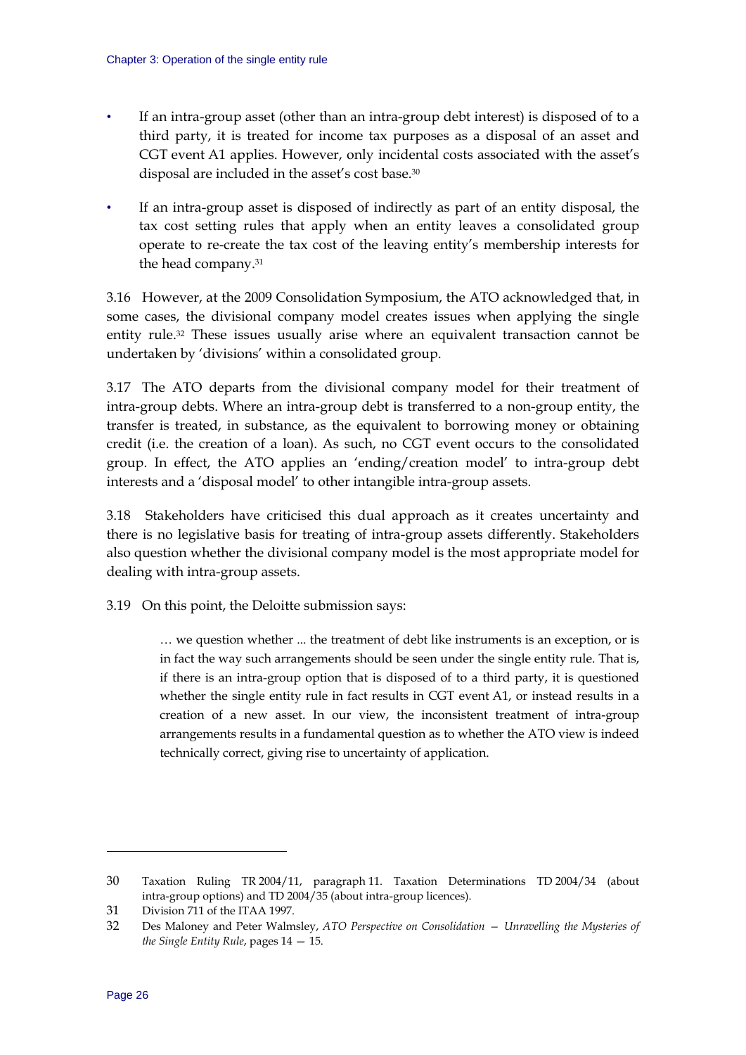- If an intra-group asset (other than an intra-group debt interest) is disposed of to a third party, it is treated for income tax purposes as a disposal of an asset and CGT event A1 applies. However, only incidental costs associated with the asset's disposal are included in the asset's cost base.[30]
- If an intra-group asset is disposed of indirectly as part of an entity disposal, the tax cost setting rules that apply when an entity leaves a consolidated group operate to re-create the tax cost of the leaving entity's membership interests for the head company.[31]

3.16 However, at the 2009 Consolidation Symposium, the ATO acknowledged that, in some cases, the divisional company model creates issues when applying the single entity rule.[32] These issues usually arise where an equivalent transaction cannot be undertaken by 'divisions' within a consolidated group.

3.17 The ATO departs from the divisional company model for their treatment of intra-group debts. Where an intra-group debt is transferred to a non-group entity, the transfer is treated, in substance, as the equivalent to borrowing money or obtaining credit (i.e. the creation of a loan). As such, no CGT event occurs to the consolidated group. In effect, the ATO applies an 'ending/creation model' to intra-group debt interests and a 'disposal model' to other intangible intra-group assets.

3.18 Stakeholders have criticised this dual approach as it creates uncertainty and there is no legislative basis for treating of intra-group assets differently. Stakeholders also question whether the divisional company model is the most appropriate model for dealing with intra-group assets.

3.19 On this point, the Deloitte submission says:

> … we question whether ... the treatment of debt like instruments is an exception, or is in fact the way such arrangements should be seen under the single entity rule. That is, if there is an intra-group option that is disposed of to a third party, it is questioned whether the single entity rule in fact results in CGT event A1, or instead results in a creation of a new asset. In our view, the inconsistent treatment of intra-group arrangements results in a fundamental question as to whether the ATO view is indeed technically correct, giving rise to uncertainty of application.

---

30 Taxation Ruling TR 2004/11, paragraph 11. Taxation Determinations TD 2004/34 (about intra-group options) and TD 2004/35 (about intra-group licences).

31 Division 711 of the ITAA 1997.

32 Des Maloney and Peter Walmsley, *ATO Perspective on Consolidation — Unravelling the Mysteries of the Single Entity Rule*, pages 14 — 15.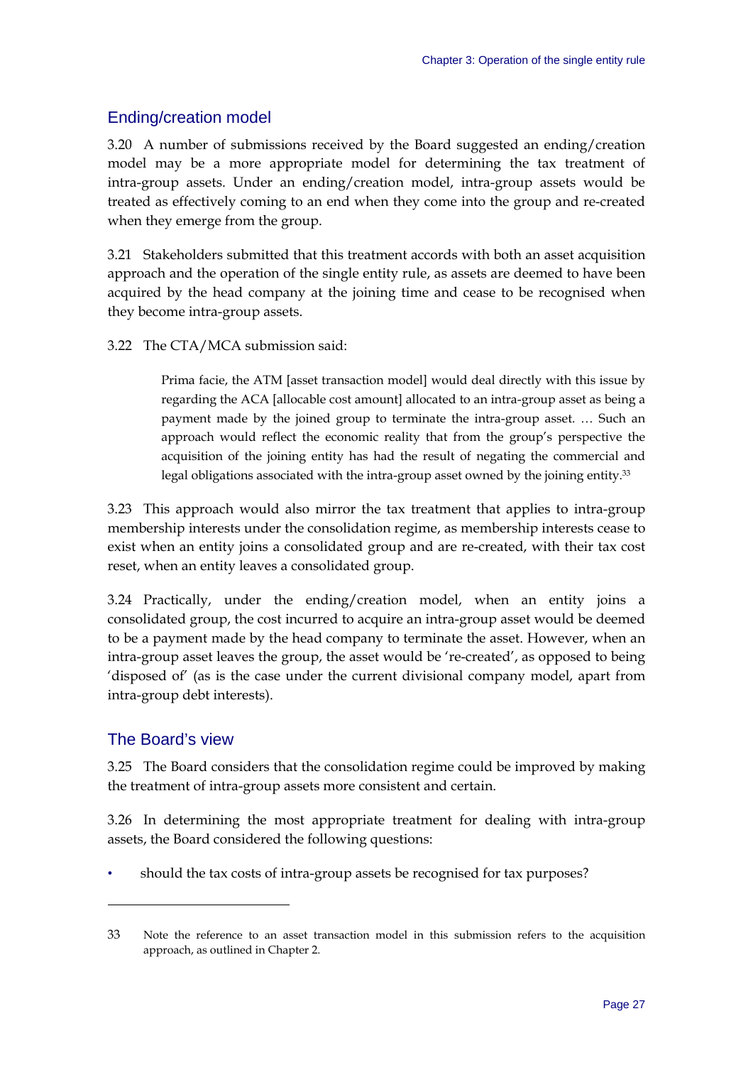## Ending/creation model

3.20 A number of submissions received by the Board suggested an ending/creation model may be a more appropriate model for determining the tax treatment of intra-group assets. Under an ending/creation model, intra-group assets would be treated as effectively coming to an end when they come into the group and re-created when they emerge from the group.

3.21 Stakeholders submitted that this treatment accords with both an asset acquisition approach and the operation of the single entity rule, as assets are deemed to have been acquired by the head company at the joining time and cease to be recognised when they become intra-group assets.

3.22 The CTA/MCA submission said:

> Prima facie, the ATM [asset transaction model] would deal directly with this issue by regarding the ACA [allocable cost amount] allocated to an intra-group asset as being a payment made by the joined group to terminate the intra-group asset. … Such an approach would reflect the economic reality that from the group's perspective the acquisition of the joining entity has had the result of negating the commercial and legal obligations associated with the intra-group asset owned by the joining entity.[33]

3.23 This approach would also mirror the tax treatment that applies to intra-group membership interests under the consolidation regime, as membership interests cease to exist when an entity joins a consolidated group and are re-created, with their tax cost reset, when an entity leaves a consolidated group.

3.24 Practically, under the ending/creation model, when an entity joins a consolidated group, the cost incurred to acquire an intra-group asset would be deemed to be a payment made by the head company to terminate the asset. However, when an intra-group asset leaves the group, the asset would be 're-created', as opposed to being 'disposed of' (as is the case under the current divisional company model, apart from intra-group debt interests).

## The Board's view

3.25 The Board considers that the consolidation regime could be improved by making the treatment of intra-group assets more consistent and certain.

3.26 In determining the most appropriate treatment for dealing with intra-group assets, the Board considered the following questions:

- should the tax costs of intra-group assets be recognised for tax purposes?

---

33 Note the reference to an asset transaction model in this submission refers to the acquisition approach, as outlined in Chapter 2.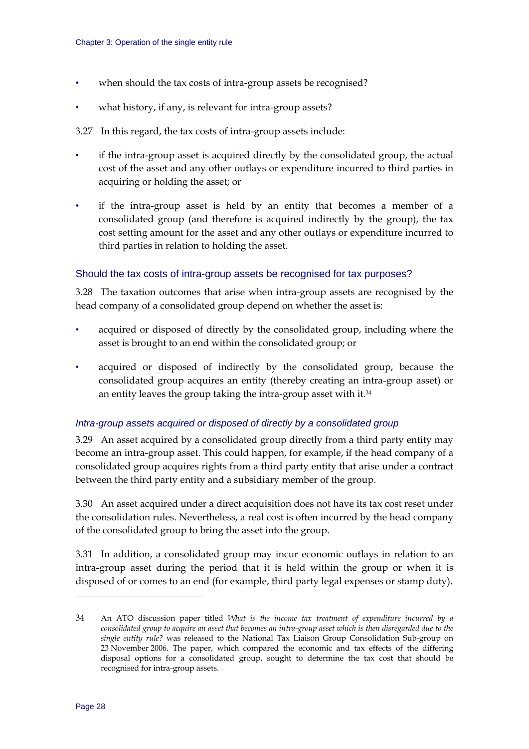- when should the tax costs of intra-group assets be recognised?
- what history, if any, is relevant for intra-group assets?

3.27 In this regard, the tax costs of intra-group assets include:

- if the intra-group asset is acquired directly by the consolidated group, the actual cost of the asset and any other outlays or expenditure incurred to third parties in acquiring or holding the asset; or
- if the intra-group asset is held by an entity that becomes a member of a consolidated group (and therefore is acquired indirectly by the group), the tax cost setting amount for the asset and any other outlays or expenditure incurred to third parties in relation to holding the asset.

## Should the tax costs of intra-group assets be recognised for tax purposes?

3.28 The taxation outcomes that arise when intra-group assets are recognised by the head company of a consolidated group depend on whether the asset is:

- acquired or disposed of directly by the consolidated group, including where the asset is brought to an end within the consolidated group; or
- acquired or disposed of indirectly by the consolidated group, because the consolidated group acquires an entity (thereby creating an intra-group asset) or an entity leaves the group taking the intra-group asset with it.[34]

### *Intra-group assets acquired or disposed of directly by a consolidated group*

3.29 An asset acquired by a consolidated group directly from a third party entity may become an intra-group asset. This could happen, for example, if the head company of a consolidated group acquires rights from a third party entity that arise under a contract between the third party entity and a subsidiary member of the group.

3.30 An asset acquired under a direct acquisition does not have its tax cost reset under the consolidation rules. Nevertheless, a real cost is often incurred by the head company of the consolidated group to bring the asset into the group.

3.31 In addition, a consolidated group may incur economic outlays in relation to an intra-group asset during the period that it is held within the group or when it is disposed of or comes to an end (for example, third party legal expenses or stamp duty).

---

34 An ATO discussion paper titled *What is the income tax treatment of expenditure incurred by a consolidated group to acquire an asset that becomes an intra-group asset which is then disregarded due to the single entity rule?* was released to the National Tax Liaison Group Consolidation Sub-group on 23 November 2006. The paper, which compared the economic and tax effects of the differing disposal options for a consolidated group, sought to determine the tax cost that should be recognised for intra-group assets.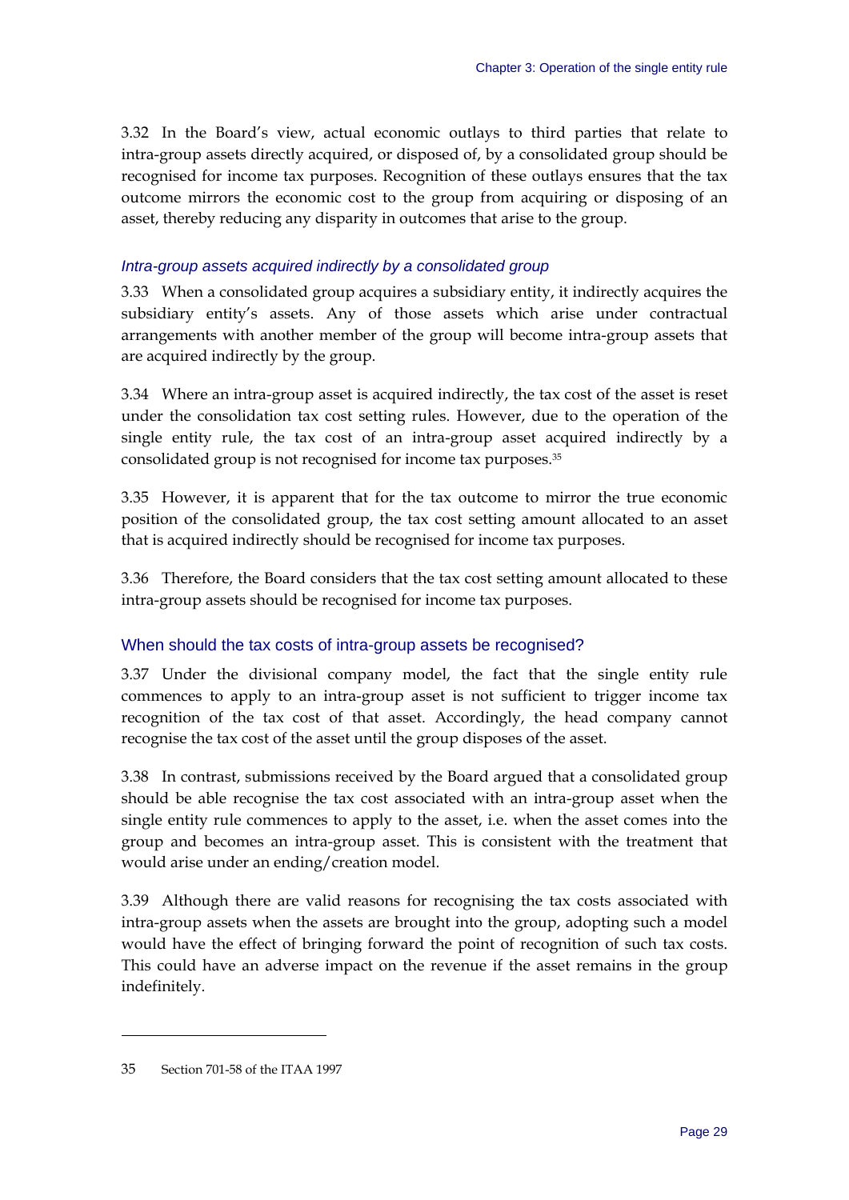3.32 In the Board's view, actual economic outlays to third parties that relate to intra-group assets directly acquired, or disposed of, by a consolidated group should be recognised for income tax purposes. Recognition of these outlays ensures that the tax outcome mirrors the economic cost to the group from acquiring or disposing of an asset, thereby reducing any disparity in outcomes that arise to the group.

### *Intra-group assets acquired indirectly by a consolidated group*

3.33 When a consolidated group acquires a subsidiary entity, it indirectly acquires the subsidiary entity's assets. Any of those assets which arise under contractual arrangements with another member of the group will become intra-group assets that are acquired indirectly by the group.

3.34 Where an intra-group asset is acquired indirectly, the tax cost of the asset is reset under the consolidation tax cost setting rules. However, due to the operation of the single entity rule, the tax cost of an intra-group asset acquired indirectly by a consolidated group is not recognised for income tax purposes.[35]

3.35 However, it is apparent that for the tax outcome to mirror the true economic position of the consolidated group, the tax cost setting amount allocated to an asset that is acquired indirectly should be recognised for income tax purposes.

3.36 Therefore, the Board considers that the tax cost setting amount allocated to these intra-group assets should be recognised for income tax purposes.

## When should the tax costs of intra-group assets be recognised?

3.37 Under the divisional company model, the fact that the single entity rule commences to apply to an intra-group asset is not sufficient to trigger income tax recognition of the tax cost of that asset. Accordingly, the head company cannot recognise the tax cost of the asset until the group disposes of the asset.

3.38 In contrast, submissions received by the Board argued that a consolidated group should be able recognise the tax cost associated with an intra-group asset when the single entity rule commences to apply to the asset, i.e. when the asset comes into the group and becomes an intra-group asset. This is consistent with the treatment that would arise under an ending/creation model.

3.39 Although there are valid reasons for recognising the tax costs associated with intra-group assets when the assets are brought into the group, adopting such a model would have the effect of bringing forward the point of recognition of such tax costs. This could have an adverse impact on the revenue if the asset remains in the group indefinitely.

---

35 Section 701-58 of the ITAA 1997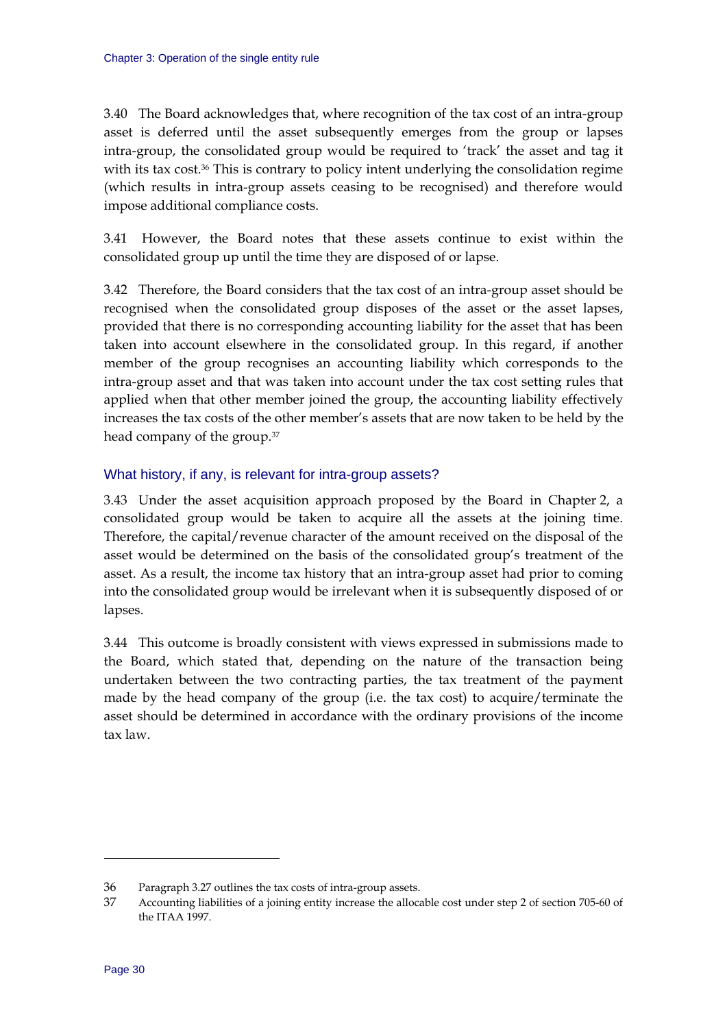3.40 The Board acknowledges that, where recognition of the tax cost of an intra-group asset is deferred until the asset subsequently emerges from the group or lapses intra-group, the consolidated group would be required to 'track' the asset and tag it with its tax cost.[36] This is contrary to policy intent underlying the consolidation regime (which results in intra-group assets ceasing to be recognised) and therefore would impose additional compliance costs.

3.41 However, the Board notes that these assets continue to exist within the consolidated group up until the time they are disposed of or lapse.

3.42 Therefore, the Board considers that the tax cost of an intra-group asset should be recognised when the consolidated group disposes of the asset or the asset lapses, provided that there is no corresponding accounting liability for the asset that has been taken into account elsewhere in the consolidated group. In this regard, if another member of the group recognises an accounting liability which corresponds to the intra-group asset and that was taken into account under the tax cost setting rules that applied when that other member joined the group, the accounting liability effectively increases the tax costs of the other member's assets that are now taken to be held by the head company of the group.[37]

## What history, if any, is relevant for intra-group assets?

3.43 Under the asset acquisition approach proposed by the Board in Chapter 2, a consolidated group would be taken to acquire all the assets at the joining time. Therefore, the capital/revenue character of the amount received on the disposal of the asset would be determined on the basis of the consolidated group's treatment of the asset. As a result, the income tax history that an intra-group asset had prior to coming into the consolidated group would be irrelevant when it is subsequently disposed of or lapses.

3.44 This outcome is broadly consistent with views expressed in submissions made to the Board, which stated that, depending on the nature of the transaction being undertaken between the two contracting parties, the tax treatment of the payment made by the head company of the group (i.e. the tax cost) to acquire/terminate the asset should be determined in accordance with the ordinary provisions of the income tax law.

---

36 Paragraph 3.27 outlines the tax costs of intra-group assets.

37 Accounting liabilities of a joining entity increase the allocable cost under step 2 of section 705-60 of the ITAA 1997.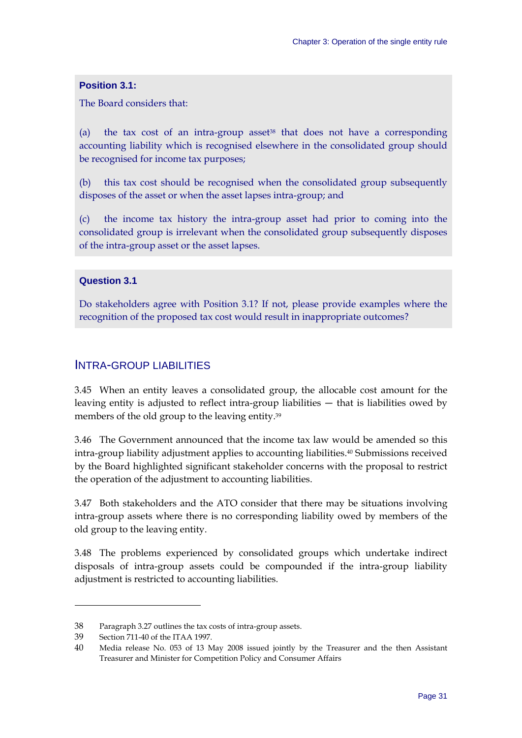**Position 3.1:**

The Board considers that:

(a) the tax cost of an intra-group asset[38] that does not have a corresponding accounting liability which is recognised elsewhere in the consolidated group should be recognised for income tax purposes;

(b) this tax cost should be recognised when the consolidated group subsequently disposes of the asset or when the asset lapses intra-group; and

(c) the income tax history the intra-group asset had prior to coming into the consolidated group is irrelevant when the consolidated group subsequently disposes of the intra-group asset or the asset lapses.

**Question 3.1**

Do stakeholders agree with Position 3.1? If not, please provide examples where the recognition of the proposed tax cost would result in inappropriate outcomes?

## INTRA-GROUP LIABILITIES

3.45 When an entity leaves a consolidated group, the allocable cost amount for the leaving entity is adjusted to reflect intra-group liabilities — that is liabilities owed by members of the old group to the leaving entity.[39]

3.46 The Government announced that the income tax law would be amended so this intra-group liability adjustment applies to accounting liabilities.[40] Submissions received by the Board highlighted significant stakeholder concerns with the proposal to restrict the operation of the adjustment to accounting liabilities.

3.47 Both stakeholders and the ATO consider that there may be situations involving intra-group assets where there is no corresponding liability owed by members of the old group to the leaving entity.

3.48 The problems experienced by consolidated groups which undertake indirect disposals of intra-group assets could be compounded if the intra-group liability adjustment is restricted to accounting liabilities.

---

38 Paragraph 3.27 outlines the tax costs of intra-group assets.

39 Section 711-40 of the ITAA 1997.

40 Media release No. 053 of 13 May 2008 issued jointly by the Treasurer and the then Assistant Treasurer and Minister for Competition Policy and Consumer Affairs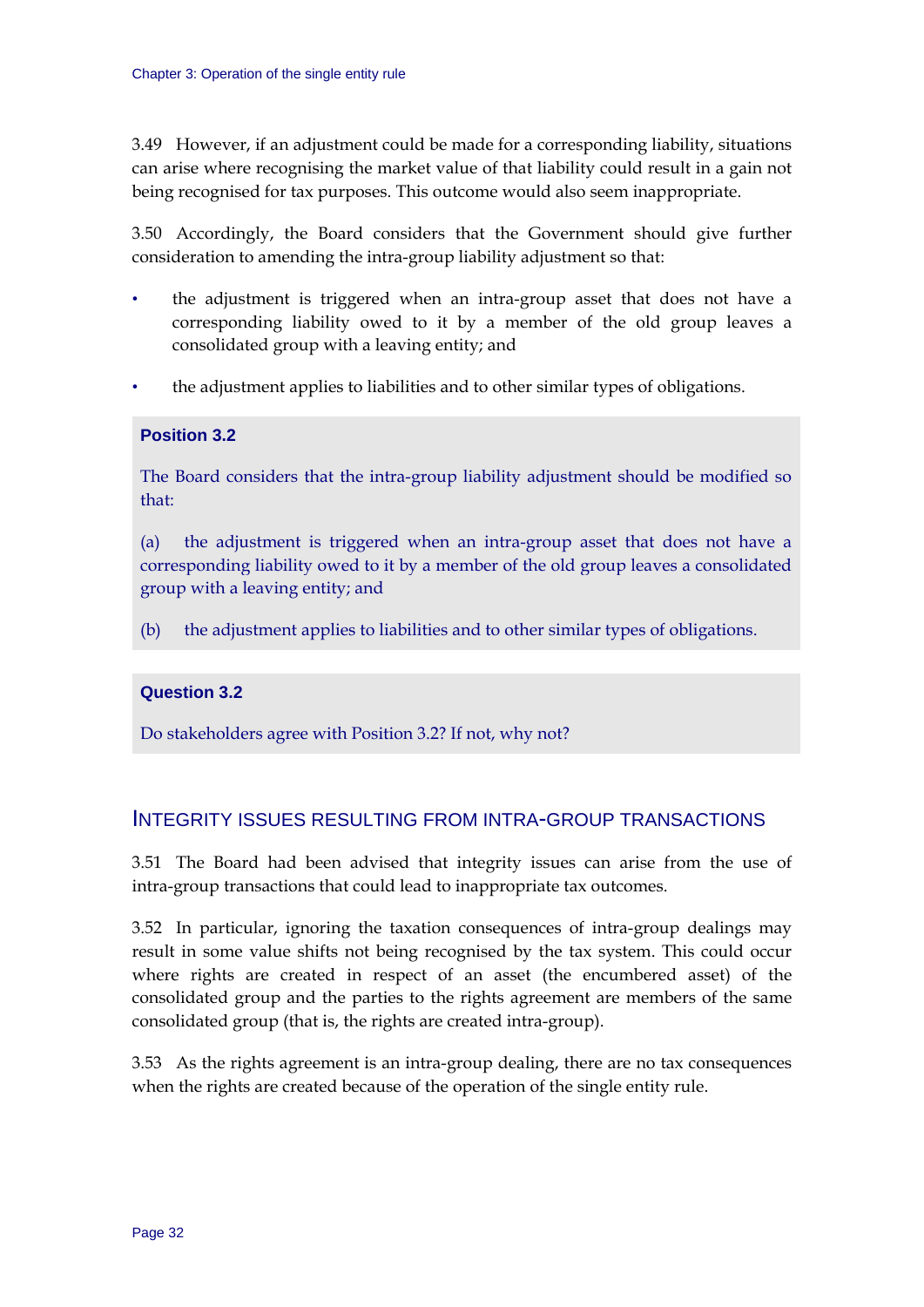3.49 However, if an adjustment could be made for a corresponding liability, situations can arise where recognising the market value of that liability could result in a gain not being recognised for tax purposes. This outcome would also seem inappropriate.

3.50 Accordingly, the Board considers that the Government should give further consideration to amending the intra-group liability adjustment so that:

- the adjustment is triggered when an intra-group asset that does not have a corresponding liability owed to it by a member of the old group leaves a consolidated group with a leaving entity; and
- the adjustment applies to liabilities and to other similar types of obligations.

**Position 3.2**

The Board considers that the intra-group liability adjustment should be modified so that:

(a) the adjustment is triggered when an intra-group asset that does not have a corresponding liability owed to it by a member of the old group leaves a consolidated group with a leaving entity; and

(b) the adjustment applies to liabilities and to other similar types of obligations.

**Question 3.2**

Do stakeholders agree with Position 3.2? If not, why not?

## Integrity issues resulting from intra-group transactions

3.51 The Board had been advised that integrity issues can arise from the use of intra-group transactions that could lead to inappropriate tax outcomes.

3.52 In particular, ignoring the taxation consequences of intra-group dealings may result in some value shifts not being recognised by the tax system. This could occur where rights are created in respect of an asset (the encumbered asset) of the consolidated group and the parties to the rights agreement are members of the same consolidated group (that is, the rights are created intra-group).

3.53 As the rights agreement is an intra-group dealing, there are no tax consequences when the rights are created because of the operation of the single entity rule.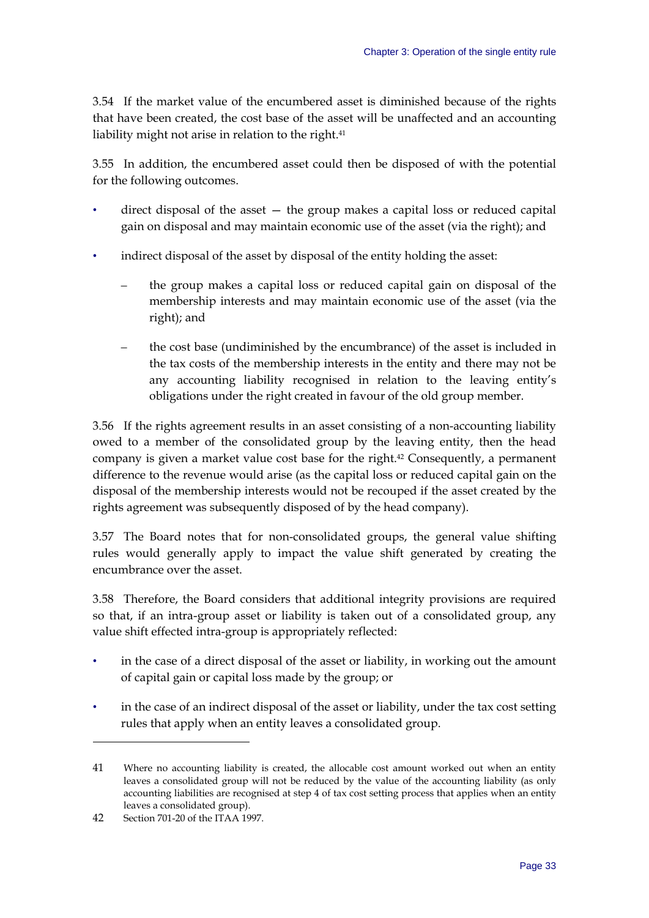3.54 If the market value of the encumbered asset is diminished because of the rights that have been created, the cost base of the asset will be unaffected and an accounting liability might not arise in relation to the right.[41]

3.55 In addition, the encumbered asset could then be disposed of with the potential for the following outcomes.

- direct disposal of the asset — the group makes a capital loss or reduced capital gain on disposal and may maintain economic use of the asset (via the right); and
- indirect disposal of the asset by disposal of the entity holding the asset:
  - the group makes a capital loss or reduced capital gain on disposal of the membership interests and may maintain economic use of the asset (via the right); and
  - the cost base (undiminished by the encumbrance) of the asset is included in the tax costs of the membership interests in the entity and there may not be any accounting liability recognised in relation to the leaving entity's obligations under the right created in favour of the old group member.

3.56 If the rights agreement results in an asset consisting of a non-accounting liability owed to a member of the consolidated group by the leaving entity, then the head company is given a market value cost base for the right.[42] Consequently, a permanent difference to the revenue would arise (as the capital loss or reduced capital gain on the disposal of the membership interests would not be recouped if the asset created by the rights agreement was subsequently disposed of by the head company).

3.57 The Board notes that for non-consolidated groups, the general value shifting rules would generally apply to impact the value shift generated by creating the encumbrance over the asset.

3.58 Therefore, the Board considers that additional integrity provisions are required so that, if an intra-group asset or liability is taken out of a consolidated group, any value shift effected intra-group is appropriately reflected:

- in the case of a direct disposal of the asset or liability, in working out the amount of capital gain or capital loss made by the group; or
- in the case of an indirect disposal of the asset or liability, under the tax cost setting rules that apply when an entity leaves a consolidated group.

---

41 Where no accounting liability is created, the allocable cost amount worked out when an entity leaves a consolidated group will not be reduced by the value of the accounting liability (as only accounting liabilities are recognised at step 4 of tax cost setting process that applies when an entity leaves a consolidated group).

42 Section 701-20 of the ITAA 1997.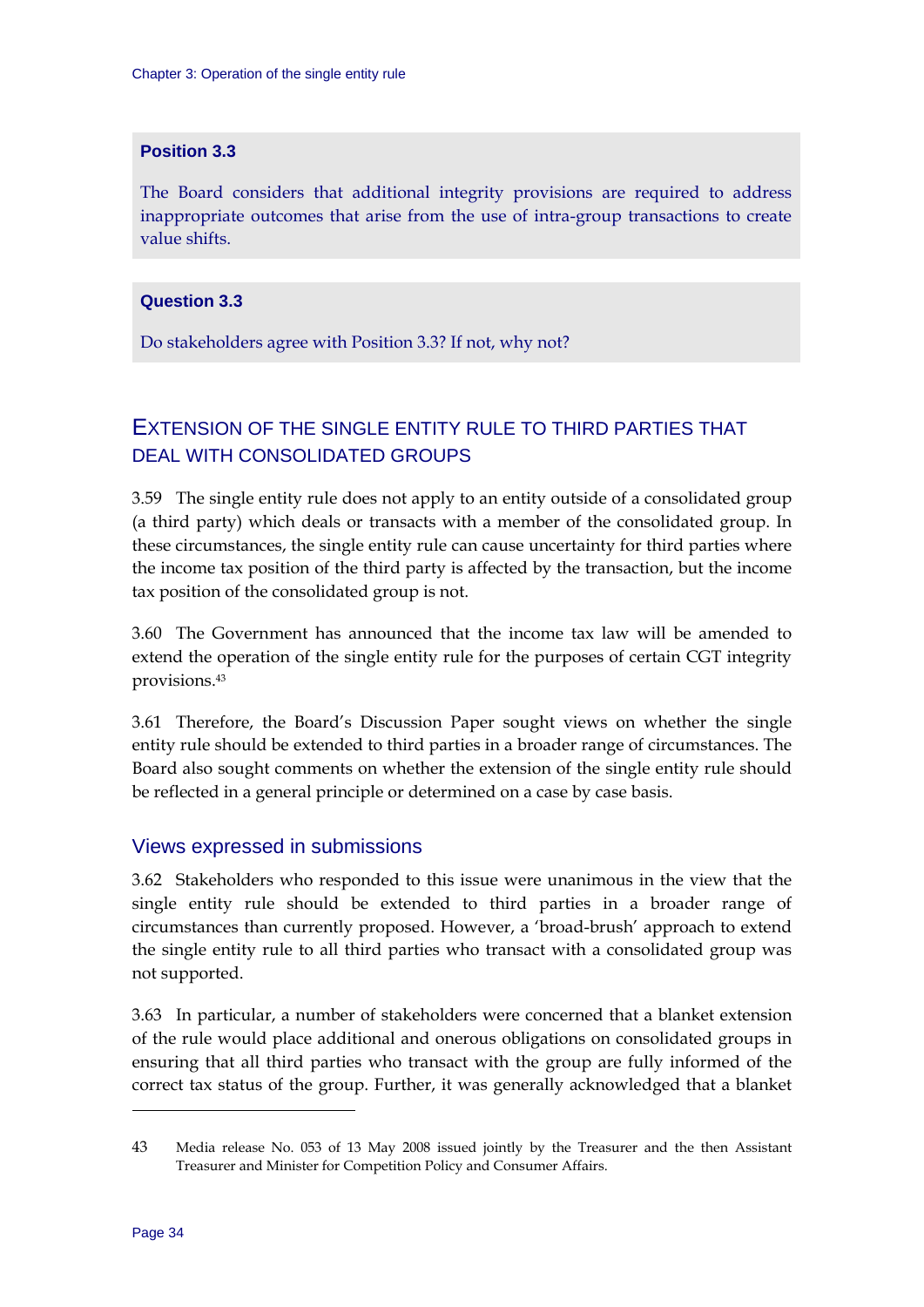**Position 3.3**

The Board considers that additional integrity provisions are required to address inappropriate outcomes that arise from the use of intra-group transactions to create value shifts.

**Question 3.3**

Do stakeholders agree with Position 3.3? If not, why not?

## EXTENSION OF THE SINGLE ENTITY RULE TO THIRD PARTIES THAT DEAL WITH CONSOLIDATED GROUPS

3.59 The single entity rule does not apply to an entity outside of a consolidated group (a third party) which deals or transacts with a member of the consolidated group. In these circumstances, the single entity rule can cause uncertainty for third parties where the income tax position of the third party is affected by the transaction, but the income tax position of the consolidated group is not.

3.60 The Government has announced that the income tax law will be amended to extend the operation of the single entity rule for the purposes of certain CGT integrity provisions.[43]

3.61 Therefore, the Board's Discussion Paper sought views on whether the single entity rule should be extended to third parties in a broader range of circumstances. The Board also sought comments on whether the extension of the single entity rule should be reflected in a general principle or determined on a case by case basis.

### Views expressed in submissions

3.62 Stakeholders who responded to this issue were unanimous in the view that the single entity rule should be extended to third parties in a broader range of circumstances than currently proposed. However, a 'broad-brush' approach to extend the single entity rule to all third parties who transact with a consolidated group was not supported.

3.63 In particular, a number of stakeholders were concerned that a blanket extension of the rule would place additional and onerous obligations on consolidated groups in ensuring that all third parties who transact with the group are fully informed of the correct tax status of the group. Further, it was generally acknowledged that a blanket

---

43 Media release No. 053 of 13 May 2008 issued jointly by the Treasurer and the then Assistant Treasurer and Minister for Competition Policy and Consumer Affairs.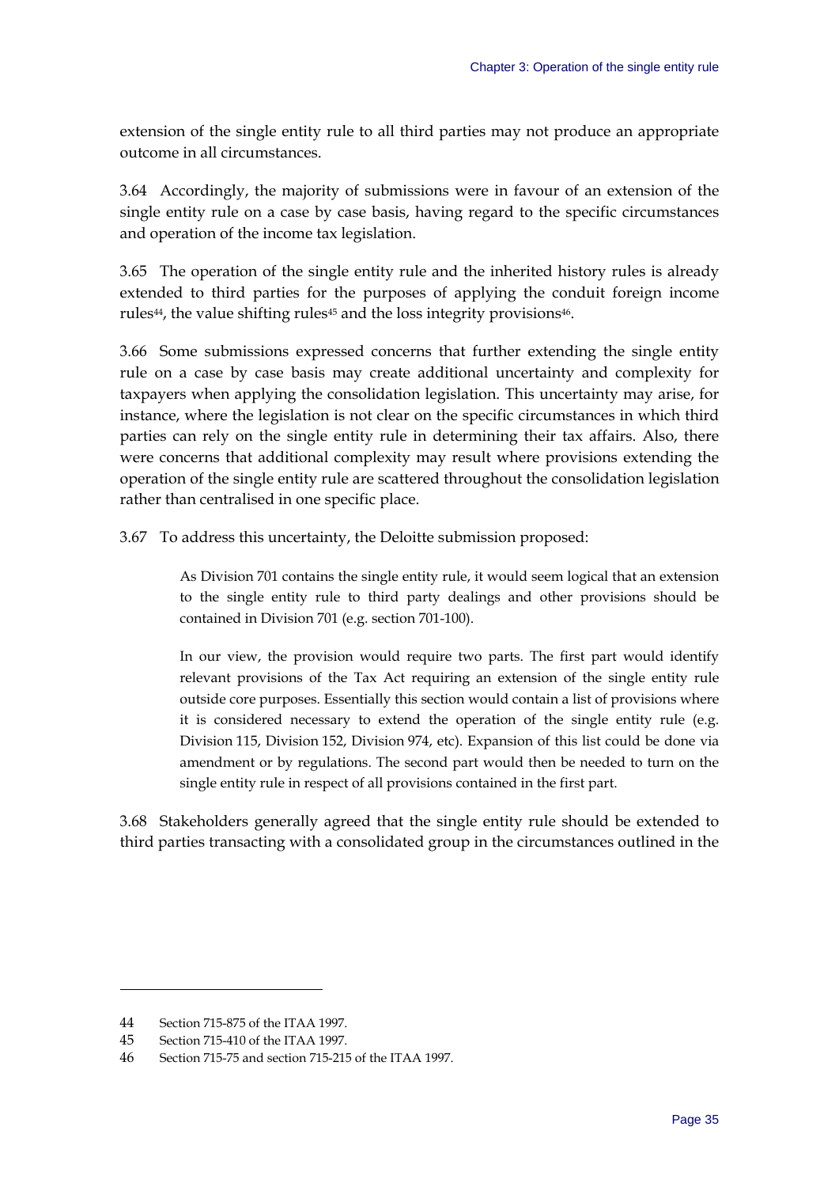extension of the single entity rule to all third parties may not produce an appropriate outcome in all circumstances.

3.64 Accordingly, the majority of submissions were in favour of an extension of the single entity rule on a case by case basis, having regard to the specific circumstances and operation of the income tax legislation.

3.65 The operation of the single entity rule and the inherited history rules is already extended to third parties for the purposes of applying the conduit foreign income rules[44], the value shifting rules[45] and the loss integrity provisions[46].

3.66 Some submissions expressed concerns that further extending the single entity rule on a case by case basis may create additional uncertainty and complexity for taxpayers when applying the consolidation legislation. This uncertainty may arise, for instance, where the legislation is not clear on the specific circumstances in which third parties can rely on the single entity rule in determining their tax affairs. Also, there were concerns that additional complexity may result where provisions extending the operation of the single entity rule are scattered throughout the consolidation legislation rather than centralised in one specific place.

3.67 To address this uncertainty, the Deloitte submission proposed:

> As Division 701 contains the single entity rule, it would seem logical that an extension to the single entity rule to third party dealings and other provisions should be contained in Division 701 (e.g. section 701-100).
>
> In our view, the provision would require two parts. The first part would identify relevant provisions of the Tax Act requiring an extension of the single entity rule outside core purposes. Essentially this section would contain a list of provisions where it is considered necessary to extend the operation of the single entity rule (e.g. Division 115, Division 152, Division 974, etc). Expansion of this list could be done via amendment or by regulations. The second part would then be needed to turn on the single entity rule in respect of all provisions contained in the first part.

3.68 Stakeholders generally agreed that the single entity rule should be extended to third parties transacting with a consolidated group in the circumstances outlined in the

---

44 Section 715-875 of the ITAA 1997.

45 Section 715-410 of the ITAA 1997.

46 Section 715-75 and section 715-215 of the ITAA 1997.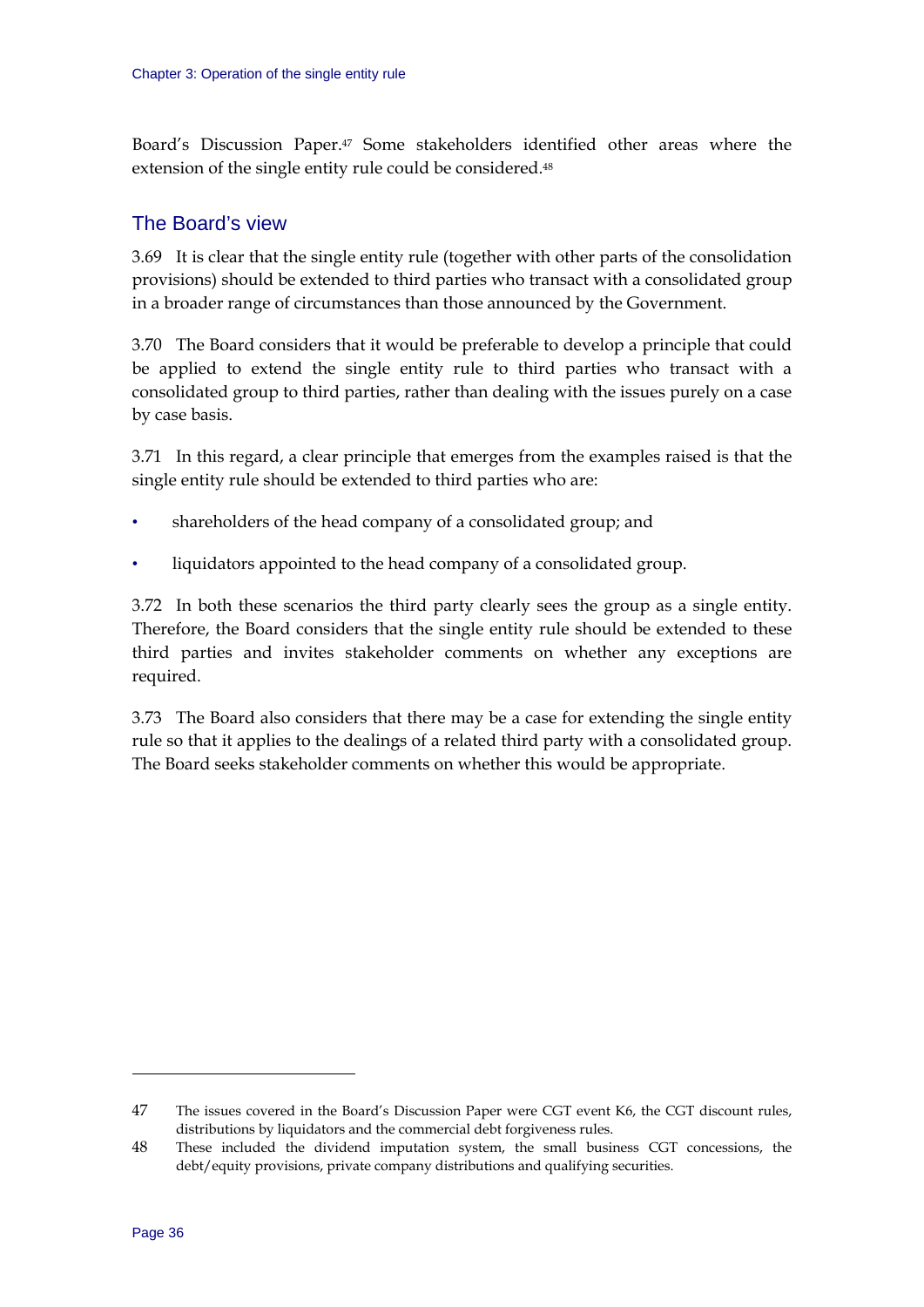Board's Discussion Paper.[47] Some stakeholders identified other areas where the extension of the single entity rule could be considered.[48]

## The Board's view

3.69 It is clear that the single entity rule (together with other parts of the consolidation provisions) should be extended to third parties who transact with a consolidated group in a broader range of circumstances than those announced by the Government.

3.70 The Board considers that it would be preferable to develop a principle that could be applied to extend the single entity rule to third parties who transact with a consolidated group to third parties, rather than dealing with the issues purely on a case by case basis.

3.71 In this regard, a clear principle that emerges from the examples raised is that the single entity rule should be extended to third parties who are:

- shareholders of the head company of a consolidated group; and
- liquidators appointed to the head company of a consolidated group.

3.72 In both these scenarios the third party clearly sees the group as a single entity. Therefore, the Board considers that the single entity rule should be extended to these third parties and invites stakeholder comments on whether any exceptions are required.

3.73 The Board also considers that there may be a case for extending the single entity rule so that it applies to the dealings of a related third party with a consolidated group. The Board seeks stakeholder comments on whether this would be appropriate.

---

47 The issues covered in the Board's Discussion Paper were CGT event K6, the CGT discount rules, distributions by liquidators and the commercial debt forgiveness rules.

48 These included the dividend imputation system, the small business CGT concessions, the debt/equity provisions, private company distributions and qualifying securities.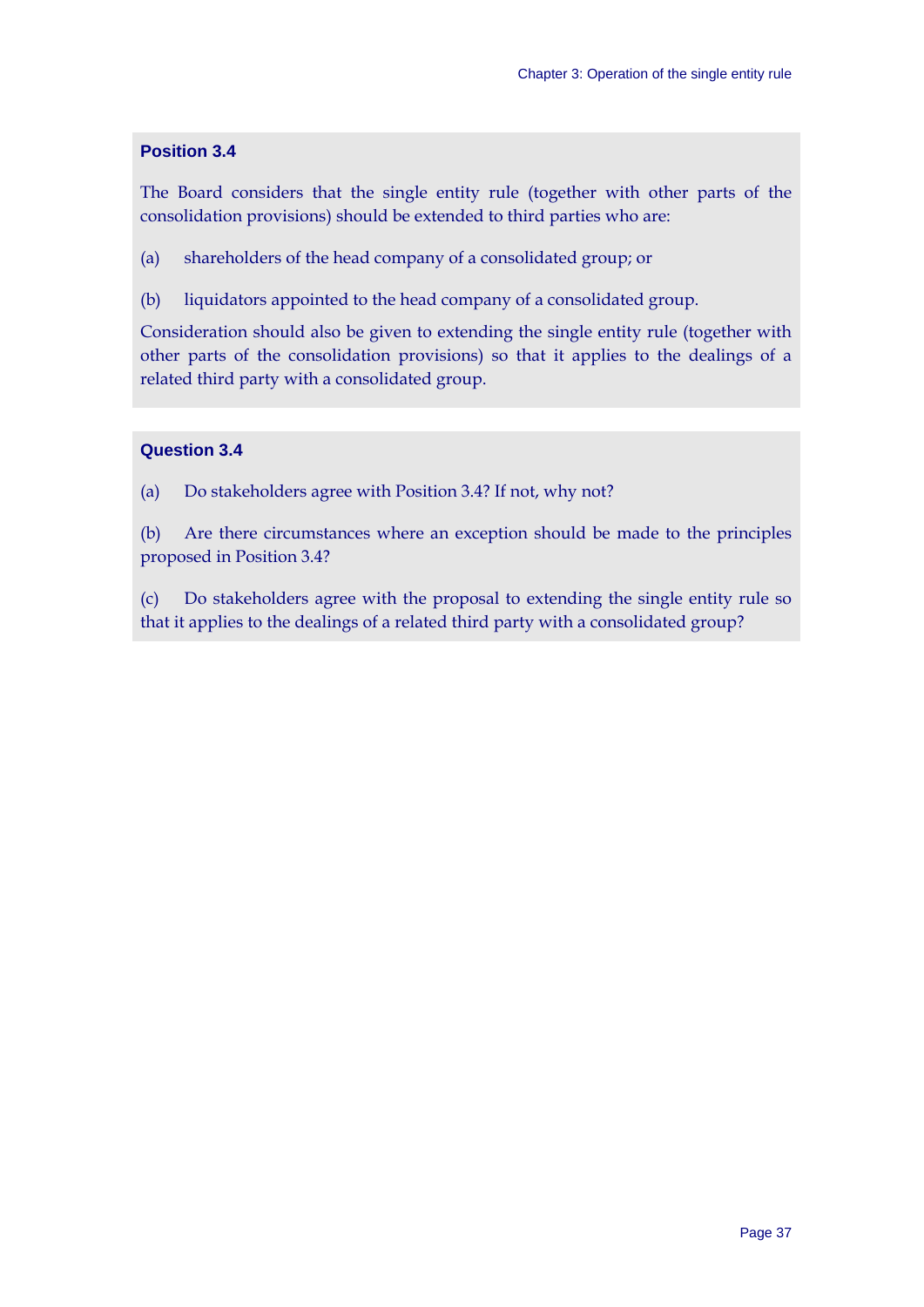### Position 3.4

The Board considers that the single entity rule (together with other parts of the consolidation provisions) should be extended to third parties who are:

(a) shareholders of the head company of a consolidated group; or

(b) liquidators appointed to the head company of a consolidated group.

Consideration should also be given to extending the single entity rule (together with other parts of the consolidation provisions) so that it applies to the dealings of a related third party with a consolidated group.

### Question 3.4

(a) Do stakeholders agree with Position 3.4? If not, why not?

(b) Are there circumstances where an exception should be made to the principles proposed in Position 3.4?

(c) Do stakeholders agree with the proposal to extending the single entity rule so that it applies to the dealings of a related third party with a consolidated group?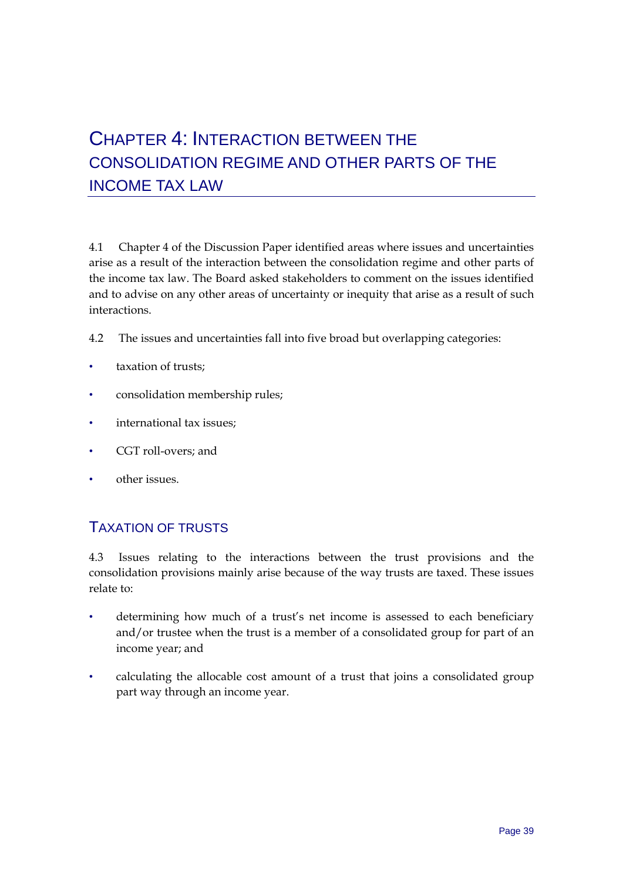# Chapter 4: Interaction between the consolidation regime and other parts of the income tax law

4.1 Chapter 4 of the Discussion Paper identified areas where issues and uncertainties arise as a result of the interaction between the consolidation regime and other parts of the income tax law. The Board asked stakeholders to comment on the issues identified and to advise on any other areas of uncertainty or inequity that arise as a result of such interactions.

4.2 The issues and uncertainties fall into five broad but overlapping categories:

- taxation of trusts;
- consolidation membership rules;
- international tax issues;
- CGT roll-overs; and
- other issues.

## Taxation of trusts

4.3 Issues relating to the interactions between the trust provisions and the consolidation provisions mainly arise because of the way trusts are taxed. These issues relate to:

- determining how much of a trust's net income is assessed to each beneficiary and/or trustee when the trust is a member of a consolidated group for part of an income year; and
- calculating the allocable cost amount of a trust that joins a consolidated group part way through an income year.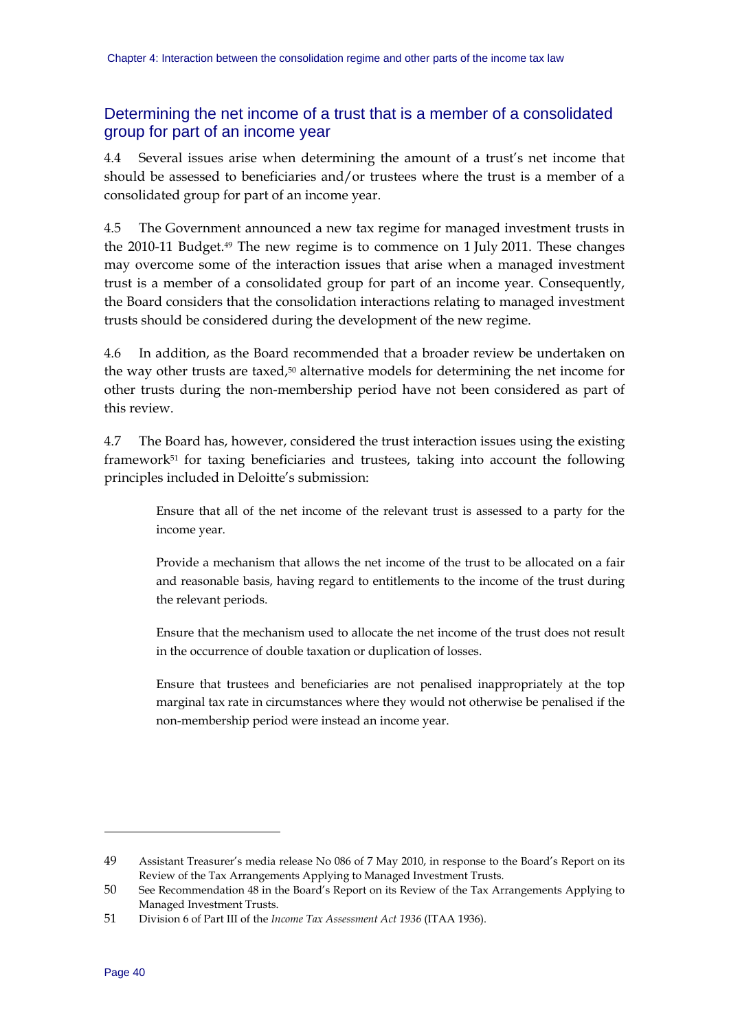## Determining the net income of a trust that is a member of a consolidated group for part of an income year

4.4 Several issues arise when determining the amount of a trust's net income that should be assessed to beneficiaries and/or trustees where the trust is a member of a consolidated group for part of an income year.

4.5 The Government announced a new tax regime for managed investment trusts in the 2010-11 Budget.[49] The new regime is to commence on 1 July 2011. These changes may overcome some of the interaction issues that arise when a managed investment trust is a member of a consolidated group for part of an income year. Consequently, the Board considers that the consolidation interactions relating to managed investment trusts should be considered during the development of the new regime.

4.6 In addition, as the Board recommended that a broader review be undertaken on the way other trusts are taxed,[50] alternative models for determining the net income for other trusts during the non-membership period have not been considered as part of this review.

4.7 The Board has, however, considered the trust interaction issues using the existing framework[51] for taxing beneficiaries and trustees, taking into account the following principles included in Deloitte's submission:

> Ensure that all of the net income of the relevant trust is assessed to a party for the income year.
>
> Provide a mechanism that allows the net income of the trust to be allocated on a fair and reasonable basis, having regard to entitlements to the income of the trust during the relevant periods.
>
> Ensure that the mechanism used to allocate the net income of the trust does not result in the occurrence of double taxation or duplication of losses.
>
> Ensure that trustees and beneficiaries are not penalised inappropriately at the top marginal tax rate in circumstances where they would not otherwise be penalised if the non-membership period were instead an income year.

---

49 Assistant Treasurer's media release No 086 of 7 May 2010, in response to the Board's Report on its Review of the Tax Arrangements Applying to Managed Investment Trusts.

50 See Recommendation 48 in the Board's Report on its Review of the Tax Arrangements Applying to Managed Investment Trusts.

51 Division 6 of Part III of the *Income Tax Assessment Act 1936* (ITAA 1936).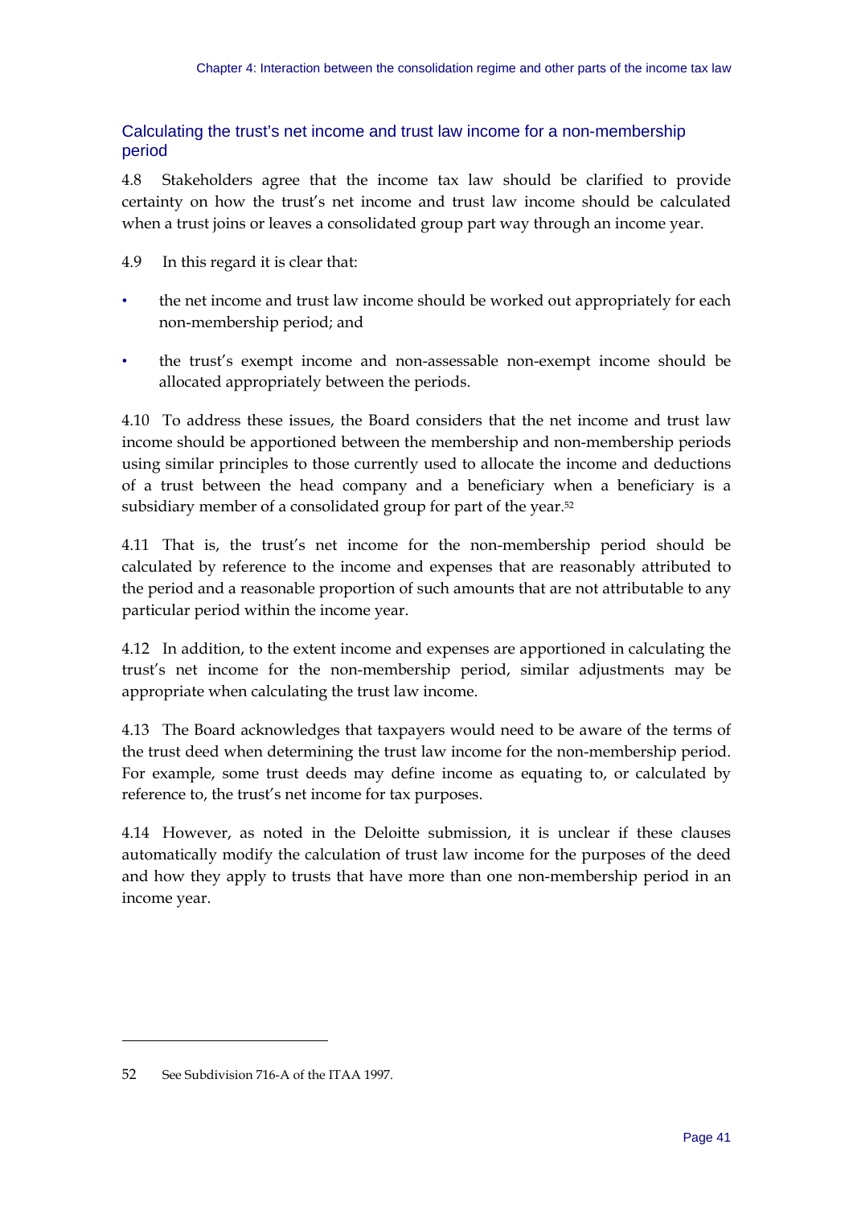## Calculating the trust's net income and trust law income for a non-membership period

4.8 Stakeholders agree that the income tax law should be clarified to provide certainty on how the trust's net income and trust law income should be calculated when a trust joins or leaves a consolidated group part way through an income year.

4.9 In this regard it is clear that:

- the net income and trust law income should be worked out appropriately for each non-membership period; and
- the trust's exempt income and non-assessable non-exempt income should be allocated appropriately between the periods.

4.10 To address these issues, the Board considers that the net income and trust law income should be apportioned between the membership and non-membership periods using similar principles to those currently used to allocate the income and deductions of a trust between the head company and a beneficiary when a beneficiary is a subsidiary member of a consolidated group for part of the year.[52]

4.11 That is, the trust's net income for the non-membership period should be calculated by reference to the income and expenses that are reasonably attributed to the period and a reasonable proportion of such amounts that are not attributable to any particular period within the income year.

4.12 In addition, to the extent income and expenses are apportioned in calculating the trust's net income for the non-membership period, similar adjustments may be appropriate when calculating the trust law income.

4.13 The Board acknowledges that taxpayers would need to be aware of the terms of the trust deed when determining the trust law income for the non-membership period. For example, some trust deeds may define income as equating to, or calculated by reference to, the trust's net income for tax purposes.

4.14 However, as noted in the Deloitte submission, it is unclear if these clauses automatically modify the calculation of trust law income for the purposes of the deed and how they apply to trusts that have more than one non-membership period in an income year.

---

52 See Subdivision 716-A of the ITAA 1997.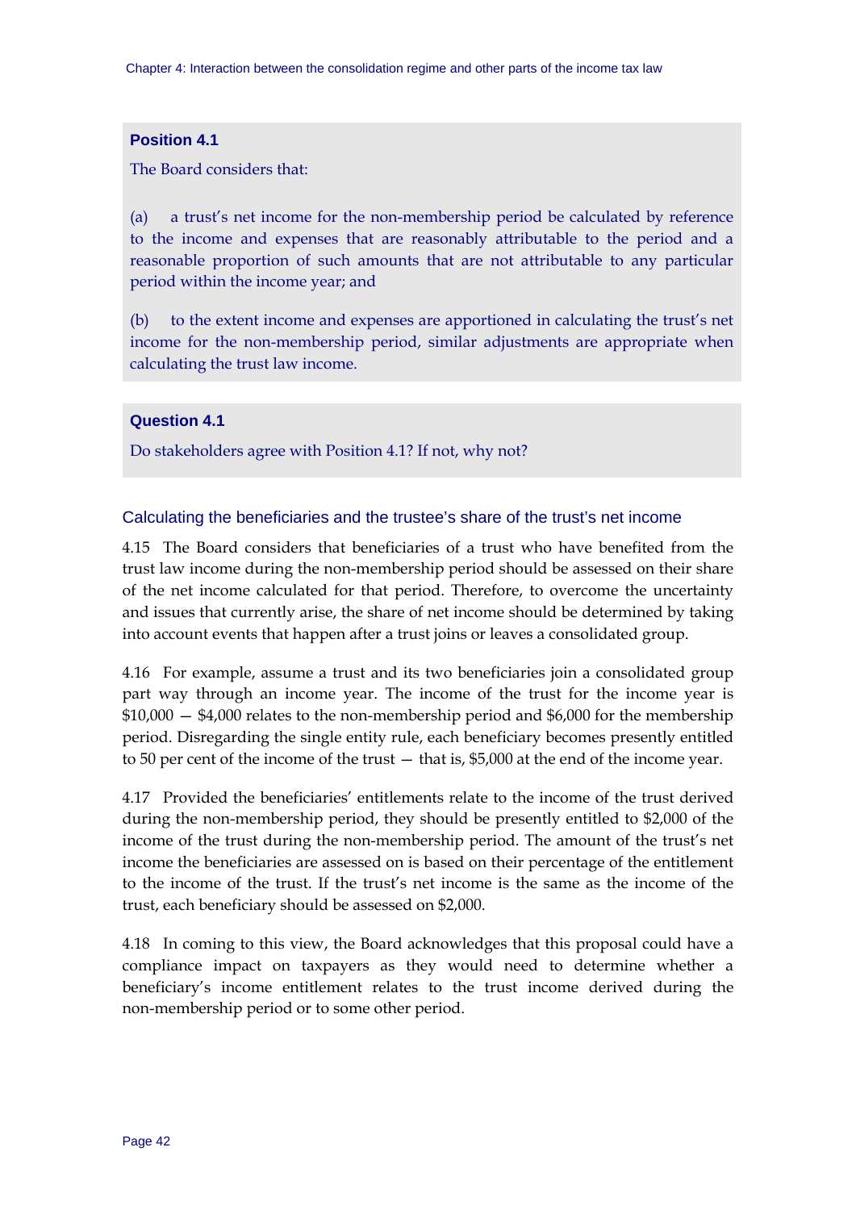**Position 4.1**

The Board considers that:

(a) a trust's net income for the non-membership period be calculated by reference to the income and expenses that are reasonably attributable to the period and a reasonable proportion of such amounts that are not attributable to any particular period within the income year; and

(b) to the extent income and expenses are apportioned in calculating the trust's net income for the non-membership period, similar adjustments are appropriate when calculating the trust law income.

**Question 4.1**

Do stakeholders agree with Position 4.1? If not, why not?

### Calculating the beneficiaries and the trustee's share of the trust's net income

4.15 The Board considers that beneficiaries of a trust who have benefited from the trust law income during the non-membership period should be assessed on their share of the net income calculated for that period. Therefore, to overcome the uncertainty and issues that currently arise, the share of net income should be determined by taking into account events that happen after a trust joins or leaves a consolidated group.

4.16 For example, assume a trust and its two beneficiaries join a consolidated group part way through an income year. The income of the trust for the income year is $10,000 — $4,000 relates to the non-membership period and $6,000 for the membership period. Disregarding the single entity rule, each beneficiary becomes presently entitled to 50 per cent of the income of the trust — that is, $5,000 at the end of the income year.

4.17 Provided the beneficiaries' entitlements relate to the income of the trust derived during the non-membership period, they should be presently entitled to $2,000 of the income of the trust during the non-membership period. The amount of the trust's net income the beneficiaries are assessed on is based on their percentage of the entitlement to the income of the trust. If the trust's net income is the same as the income of the trust, each beneficiary should be assessed on $2,000.

4.18 In coming to this view, the Board acknowledges that this proposal could have a compliance impact on taxpayers as they would need to determine whether a beneficiary's income entitlement relates to the trust income derived during the non-membership period or to some other period.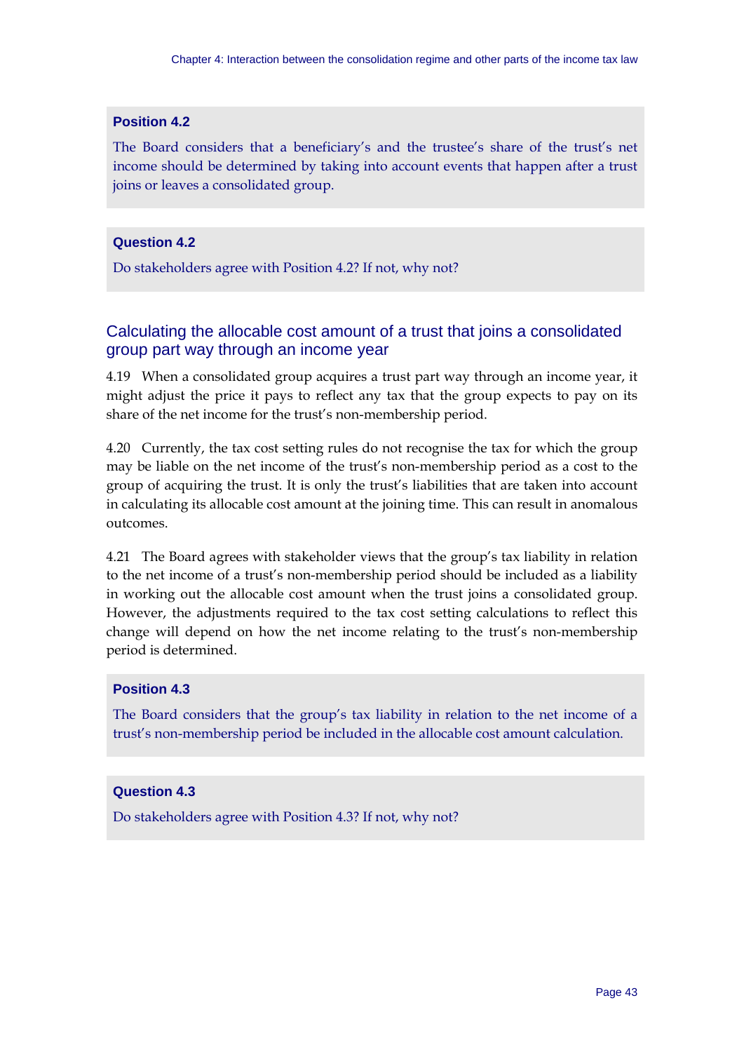**Position 4.2**

The Board considers that a beneficiary's and the trustee's share of the trust's net income should be determined by taking into account events that happen after a trust joins or leaves a consolidated group.

**Question 4.2**

Do stakeholders agree with Position 4.2? If not, why not?

## Calculating the allocable cost amount of a trust that joins a consolidated group part way through an income year

4.19 When a consolidated group acquires a trust part way through an income year, it might adjust the price it pays to reflect any tax that the group expects to pay on its share of the net income for the trust's non-membership period.

4.20 Currently, the tax cost setting rules do not recognise the tax for which the group may be liable on the net income of the trust's non-membership period as a cost to the group of acquiring the trust. It is only the trust's liabilities that are taken into account in calculating its allocable cost amount at the joining time. This can result in anomalous outcomes.

4.21 The Board agrees with stakeholder views that the group's tax liability in relation to the net income of a trust's non-membership period should be included as a liability in working out the allocable cost amount when the trust joins a consolidated group. However, the adjustments required to the tax cost setting calculations to reflect this change will depend on how the net income relating to the trust's non-membership period is determined.

**Position 4.3**

The Board considers that the group's tax liability in relation to the net income of a trust's non-membership period be included in the allocable cost amount calculation.

**Question 4.3**

Do stakeholders agree with Position 4.3? If not, why not?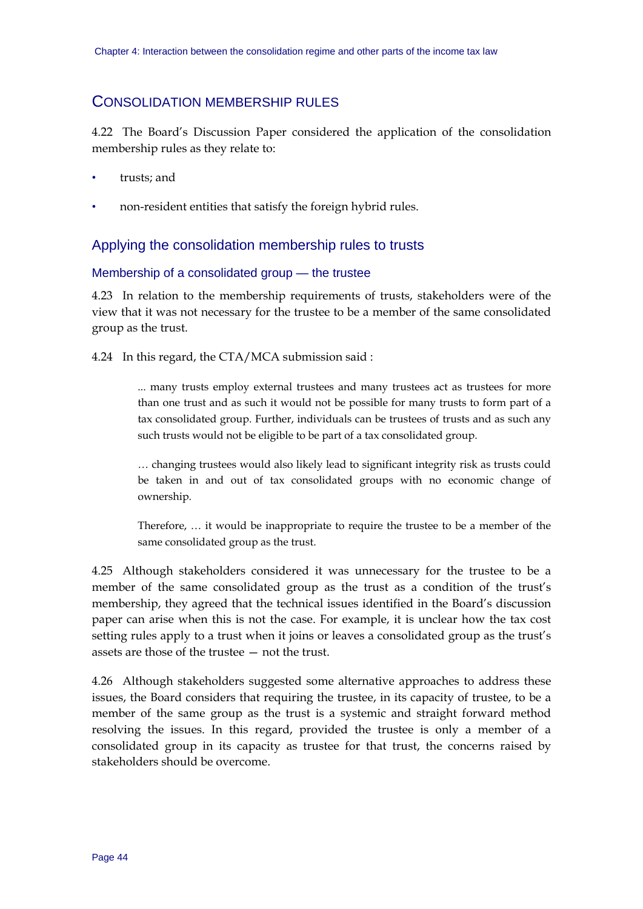## CONSOLIDATION MEMBERSHIP RULES

4.22 The Board's Discussion Paper considered the application of the consolidation membership rules as they relate to:

- trusts; and
- non-resident entities that satisfy the foreign hybrid rules.

### Applying the consolidation membership rules to trusts

#### Membership of a consolidated group — the trustee

4.23 In relation to the membership requirements of trusts, stakeholders were of the view that it was not necessary for the trustee to be a member of the same consolidated group as the trust.

4.24 In this regard, the CTA/MCA submission said :

> ... many trusts employ external trustees and many trustees act as trustees for more than one trust and as such it would not be possible for many trusts to form part of a tax consolidated group. Further, individuals can be trustees of trusts and as such any such trusts would not be eligible to be part of a tax consolidated group.
>
> … changing trustees would also likely lead to significant integrity risk as trusts could be taken in and out of tax consolidated groups with no economic change of ownership.
>
> Therefore, … it would be inappropriate to require the trustee to be a member of the same consolidated group as the trust.

4.25 Although stakeholders considered it was unnecessary for the trustee to be a member of the same consolidated group as the trust as a condition of the trust's membership, they agreed that the technical issues identified in the Board's discussion paper can arise when this is not the case. For example, it is unclear how the tax cost setting rules apply to a trust when it joins or leaves a consolidated group as the trust's assets are those of the trustee — not the trust.

4.26 Although stakeholders suggested some alternative approaches to address these issues, the Board considers that requiring the trustee, in its capacity of trustee, to be a member of the same group as the trust is a systemic and straight forward method resolving the issues. In this regard, provided the trustee is only a member of a consolidated group in its capacity as trustee for that trust, the concerns raised by stakeholders should be overcome.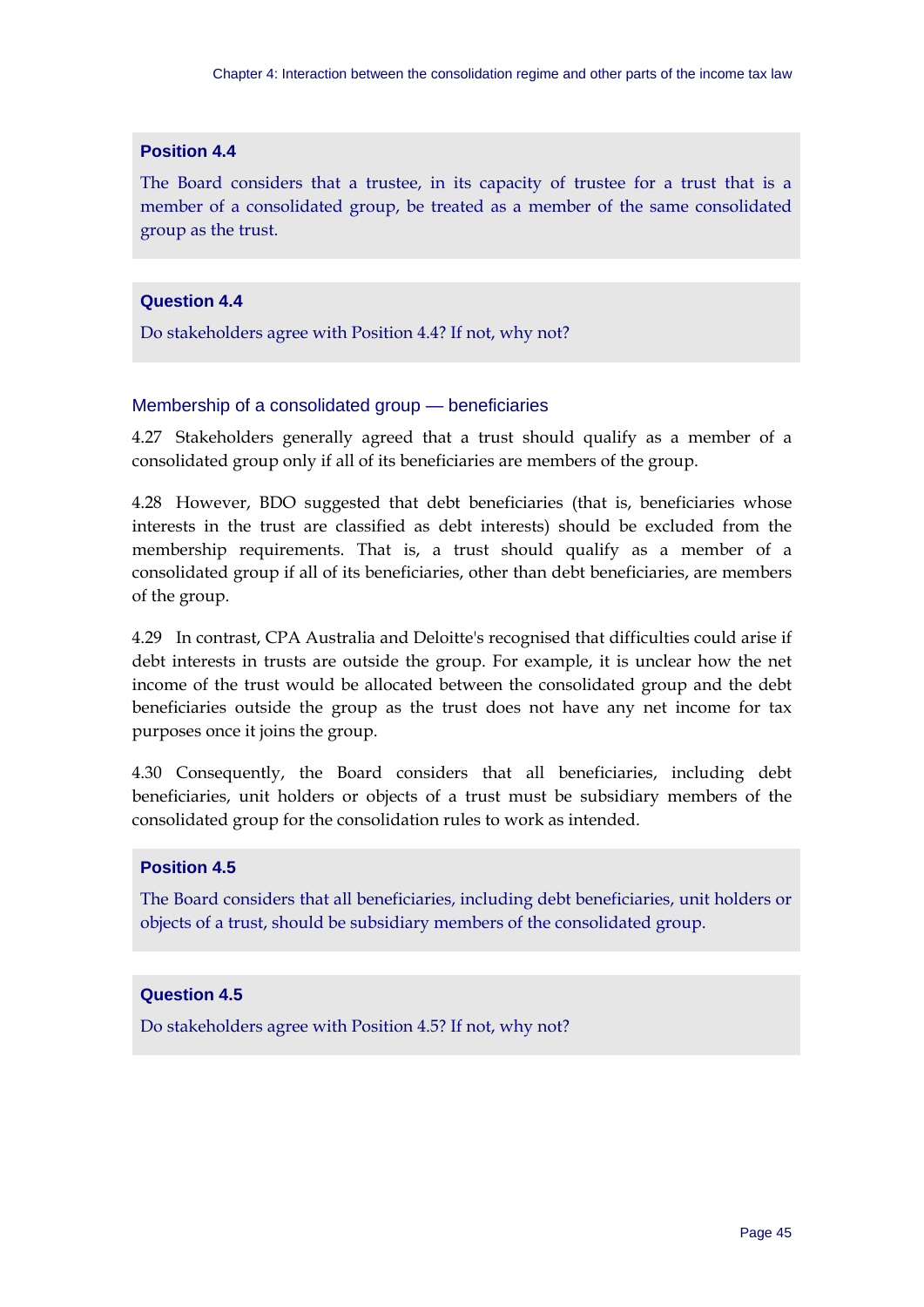**Position 4.4**

The Board considers that a trustee, in its capacity of trustee for a trust that is a member of a consolidated group, be treated as a member of the same consolidated group as the trust.

**Question 4.4**

Do stakeholders agree with Position 4.4? If not, why not?

### Membership of a consolidated group — beneficiaries

4.27 Stakeholders generally agreed that a trust should qualify as a member of a consolidated group only if all of its beneficiaries are members of the group.

4.28 However, BDO suggested that debt beneficiaries (that is, beneficiaries whose interests in the trust are classified as debt interests) should be excluded from the membership requirements. That is, a trust should qualify as a member of a consolidated group if all of its beneficiaries, other than debt beneficiaries, are members of the group.

4.29 In contrast, CPA Australia and Deloitte's recognised that difficulties could arise if debt interests in trusts are outside the group. For example, it is unclear how the net income of the trust would be allocated between the consolidated group and the debt beneficiaries outside the group as the trust does not have any net income for tax purposes once it joins the group.

4.30 Consequently, the Board considers that all beneficiaries, including debt beneficiaries, unit holders or objects of a trust must be subsidiary members of the consolidated group for the consolidation rules to work as intended.

**Position 4.5**

The Board considers that all beneficiaries, including debt beneficiaries, unit holders or objects of a trust, should be subsidiary members of the consolidated group.

**Question 4.5**

Do stakeholders agree with Position 4.5? If not, why not?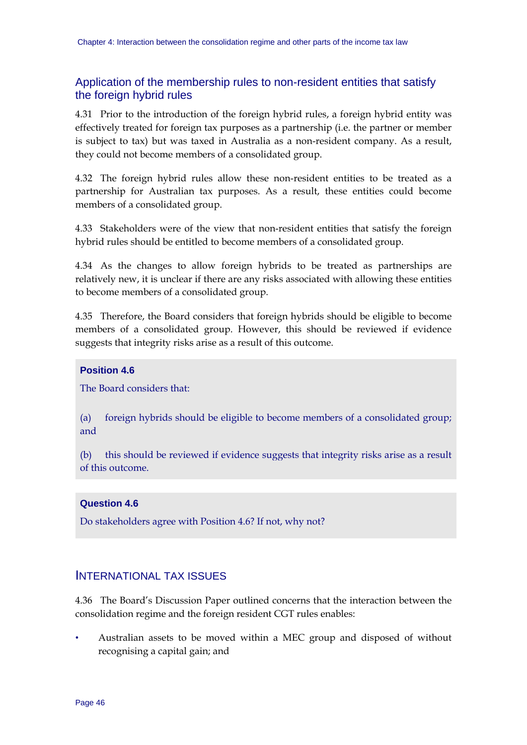## Application of the membership rules to non-resident entities that satisfy the foreign hybrid rules

4.31 Prior to the introduction of the foreign hybrid rules, a foreign hybrid entity was effectively treated for foreign tax purposes as a partnership (i.e. the partner or member is subject to tax) but was taxed in Australia as a non-resident company. As a result, they could not become members of a consolidated group.

4.32 The foreign hybrid rules allow these non-resident entities to be treated as a partnership for Australian tax purposes. As a result, these entities could become members of a consolidated group.

4.33 Stakeholders were of the view that non-resident entities that satisfy the foreign hybrid rules should be entitled to become members of a consolidated group.

4.34 As the changes to allow foreign hybrids to be treated as partnerships are relatively new, it is unclear if there are any risks associated with allowing these entities to become members of a consolidated group.

4.35 Therefore, the Board considers that foreign hybrids should be eligible to become members of a consolidated group. However, this should be reviewed if evidence suggests that integrity risks arise as a result of this outcome.

> **Position 4.6**
>
> The Board considers that:
>
> (a) foreign hybrids should be eligible to become members of a consolidated group; and
>
> (b) this should be reviewed if evidence suggests that integrity risks arise as a result of this outcome.

> **Question 4.6**
>
> Do stakeholders agree with Position 4.6? If not, why not?

# INTERNATIONAL TAX ISSUES

4.36 The Board's Discussion Paper outlined concerns that the interaction between the consolidation regime and the foreign resident CGT rules enables:

- Australian assets to be moved within a MEC group and disposed of without recognising a capital gain; and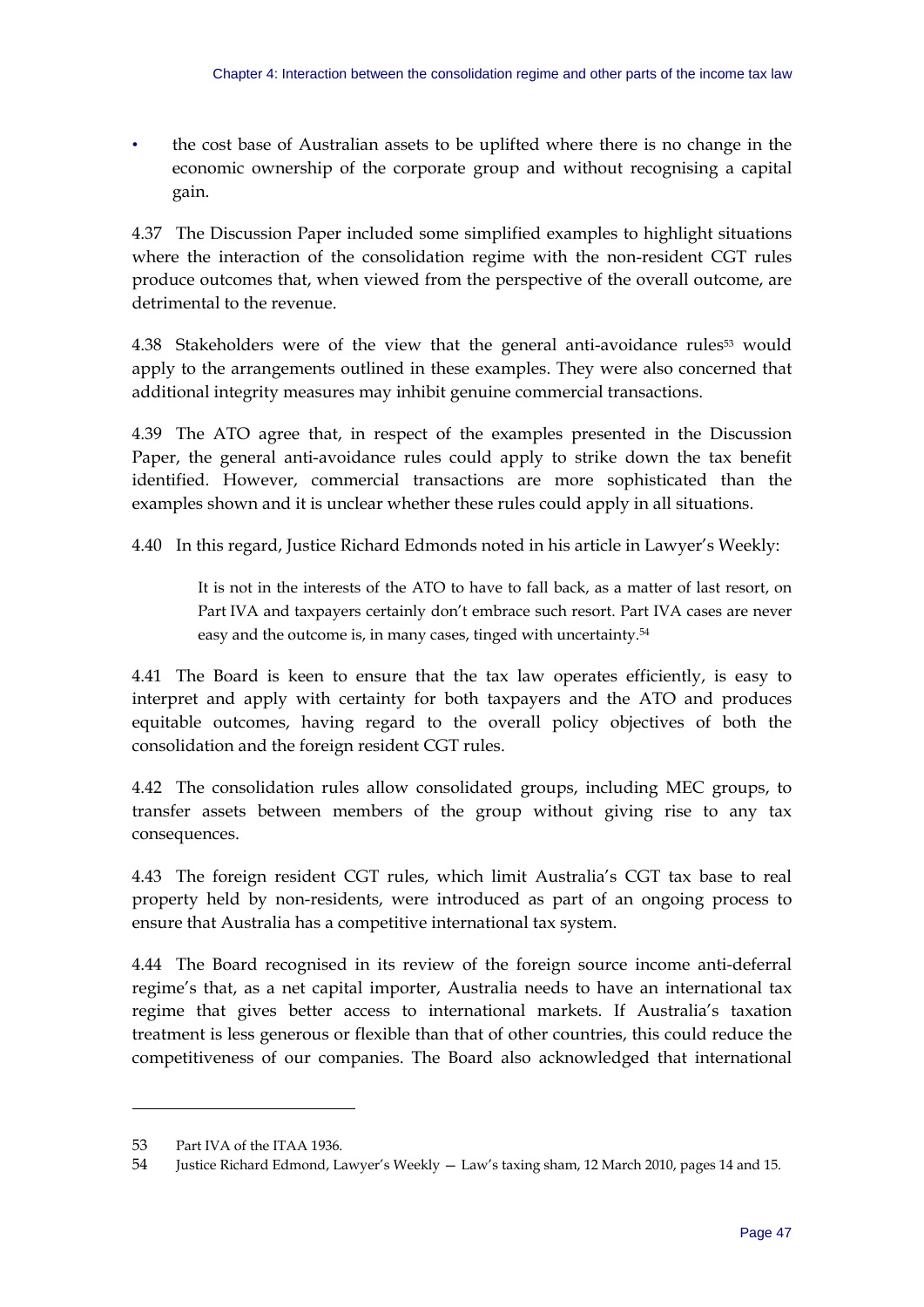- the cost base of Australian assets to be uplifted where there is no change in the economic ownership of the corporate group and without recognising a capital gain.

4.37 The Discussion Paper included some simplified examples to highlight situations where the interaction of the consolidation regime with the non-resident CGT rules produce outcomes that, when viewed from the perspective of the overall outcome, are detrimental to the revenue.

4.38 Stakeholders were of the view that the general anti-avoidance rules[53] would apply to the arrangements outlined in these examples. They were also concerned that additional integrity measures may inhibit genuine commercial transactions.

4.39 The ATO agree that, in respect of the examples presented in the Discussion Paper, the general anti-avoidance rules could apply to strike down the tax benefit identified. However, commercial transactions are more sophisticated than the examples shown and it is unclear whether these rules could apply in all situations.

4.40 In this regard, Justice Richard Edmonds noted in his article in Lawyer's Weekly:

> It is not in the interests of the ATO to have to fall back, as a matter of last resort, on Part IVA and taxpayers certainly don't embrace such resort. Part IVA cases are never easy and the outcome is, in many cases, tinged with uncertainty.[54]

4.41 The Board is keen to ensure that the tax law operates efficiently, is easy to interpret and apply with certainty for both taxpayers and the ATO and produces equitable outcomes, having regard to the overall policy objectives of both the consolidation and the foreign resident CGT rules.

4.42 The consolidation rules allow consolidated groups, including MEC groups, to transfer assets between members of the group without giving rise to any tax consequences.

4.43 The foreign resident CGT rules, which limit Australia's CGT tax base to real property held by non-residents, were introduced as part of an ongoing process to ensure that Australia has a competitive international tax system.

4.44 The Board recognised in its review of the foreign source income anti-deferral regime's that, as a net capital importer, Australia needs to have an international tax regime that gives better access to international markets. If Australia's taxation treatment is less generous or flexible than that of other countries, this could reduce the competitiveness of our companies. The Board also acknowledged that international

---

53 Part IVA of the ITAA 1936.

54 Justice Richard Edmond, Lawyer's Weekly — Law's taxing sham, 12 March 2010, pages 14 and 15.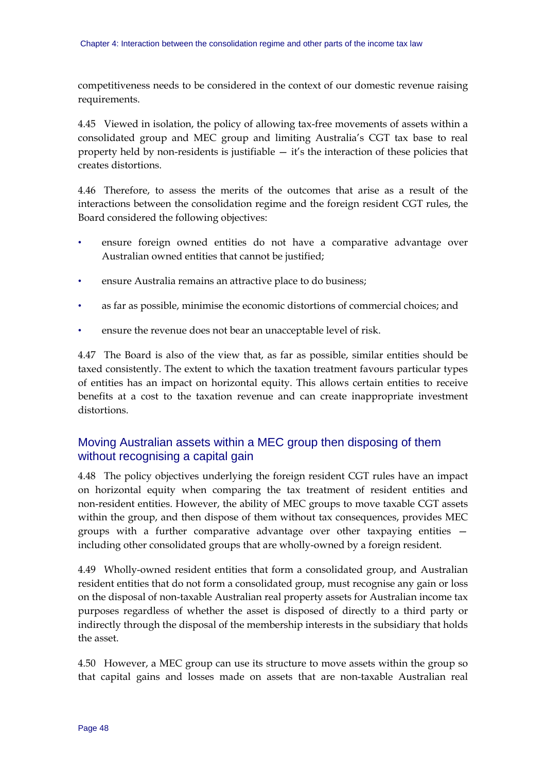competitiveness needs to be considered in the context of our domestic revenue raising requirements.

4.45 Viewed in isolation, the policy of allowing tax-free movements of assets within a consolidated group and MEC group and limiting Australia's CGT tax base to real property held by non-residents is justifiable — it's the interaction of these policies that creates distortions.

4.46 Therefore, to assess the merits of the outcomes that arise as a result of the interactions between the consolidation regime and the foreign resident CGT rules, the Board considered the following objectives:

- ensure foreign owned entities do not have a comparative advantage over Australian owned entities that cannot be justified;
- ensure Australia remains an attractive place to do business;
- as far as possible, minimise the economic distortions of commercial choices; and
- ensure the revenue does not bear an unacceptable level of risk.

4.47 The Board is also of the view that, as far as possible, similar entities should be taxed consistently. The extent to which the taxation treatment favours particular types of entities has an impact on horizontal equity. This allows certain entities to receive benefits at a cost to the taxation revenue and can create inappropriate investment distortions.

## Moving Australian assets within a MEC group then disposing of them without recognising a capital gain

4.48 The policy objectives underlying the foreign resident CGT rules have an impact on horizontal equity when comparing the tax treatment of resident entities and non-resident entities. However, the ability of MEC groups to move taxable CGT assets within the group, and then dispose of them without tax consequences, provides MEC groups with a further comparative advantage over other taxpaying entities — including other consolidated groups that are wholly-owned by a foreign resident.

4.49 Wholly-owned resident entities that form a consolidated group, and Australian resident entities that do not form a consolidated group, must recognise any gain or loss on the disposal of non-taxable Australian real property assets for Australian income tax purposes regardless of whether the asset is disposed of directly to a third party or indirectly through the disposal of the membership interests in the subsidiary that holds the asset.

4.50 However, a MEC group can use its structure to move assets within the group so that capital gains and losses made on assets that are non-taxable Australian real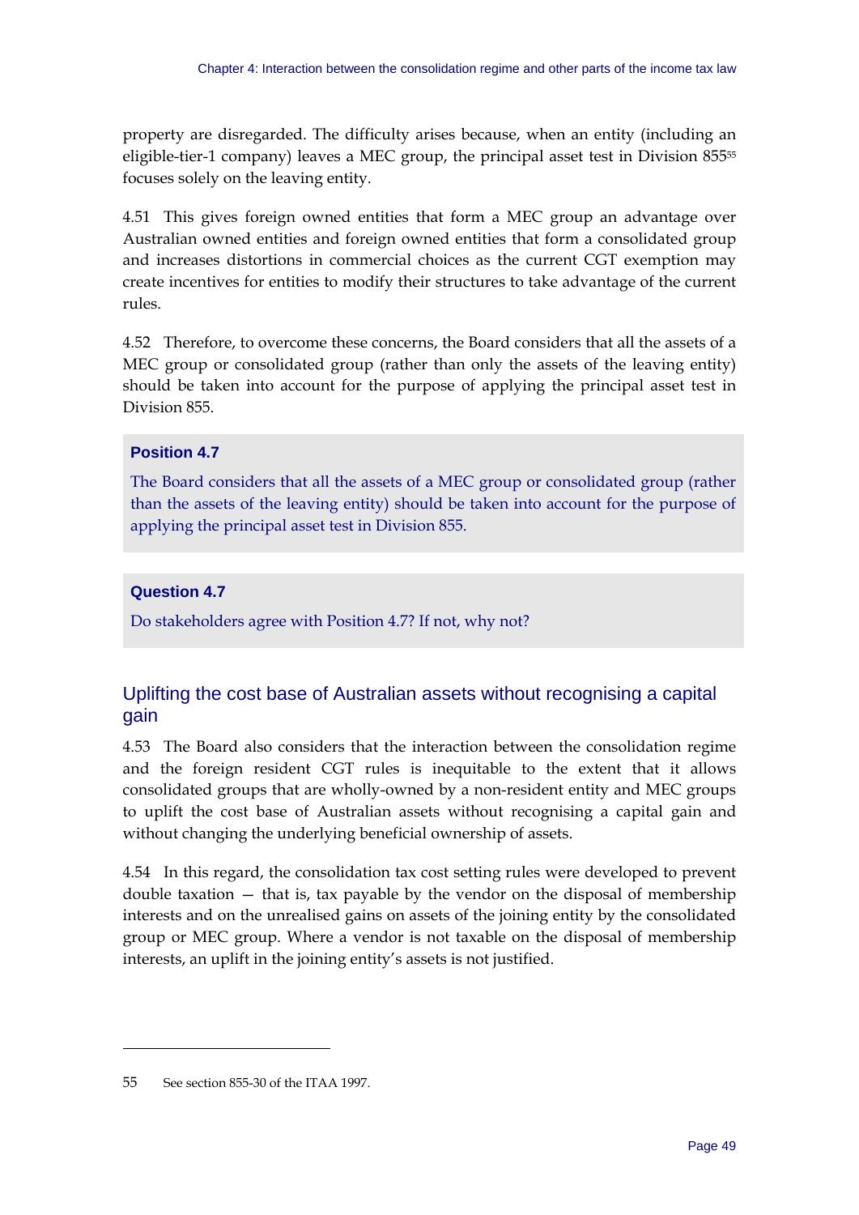property are disregarded. The difficulty arises because, when an entity (including an eligible-tier-1 company) leaves a MEC group, the principal asset test in Division 855[55] focuses solely on the leaving entity.

4.51 This gives foreign owned entities that form a MEC group an advantage over Australian owned entities and foreign owned entities that form a consolidated group and increases distortions in commercial choices as the current CGT exemption may create incentives for entities to modify their structures to take advantage of the current rules.

4.52 Therefore, to overcome these concerns, the Board considers that all the assets of a MEC group or consolidated group (rather than only the assets of the leaving entity) should be taken into account for the purpose of applying the principal asset test in Division 855.

**Position 4.7**

The Board considers that all the assets of a MEC group or consolidated group (rather than the assets of the leaving entity) should be taken into account for the purpose of applying the principal asset test in Division 855.

**Question 4.7**

Do stakeholders agree with Position 4.7? If not, why not?

## Uplifting the cost base of Australian assets without recognising a capital gain

4.53 The Board also considers that the interaction between the consolidation regime and the foreign resident CGT rules is inequitable to the extent that it allows consolidated groups that are wholly-owned by a non-resident entity and MEC groups to uplift the cost base of Australian assets without recognising a capital gain and without changing the underlying beneficial ownership of assets.

4.54 In this regard, the consolidation tax cost setting rules were developed to prevent double taxation — that is, tax payable by the vendor on the disposal of membership interests and on the unrealised gains on assets of the joining entity by the consolidated group or MEC group. Where a vendor is not taxable on the disposal of membership interests, an uplift in the joining entity's assets is not justified.

---

55 See section 855-30 of the ITAA 1997.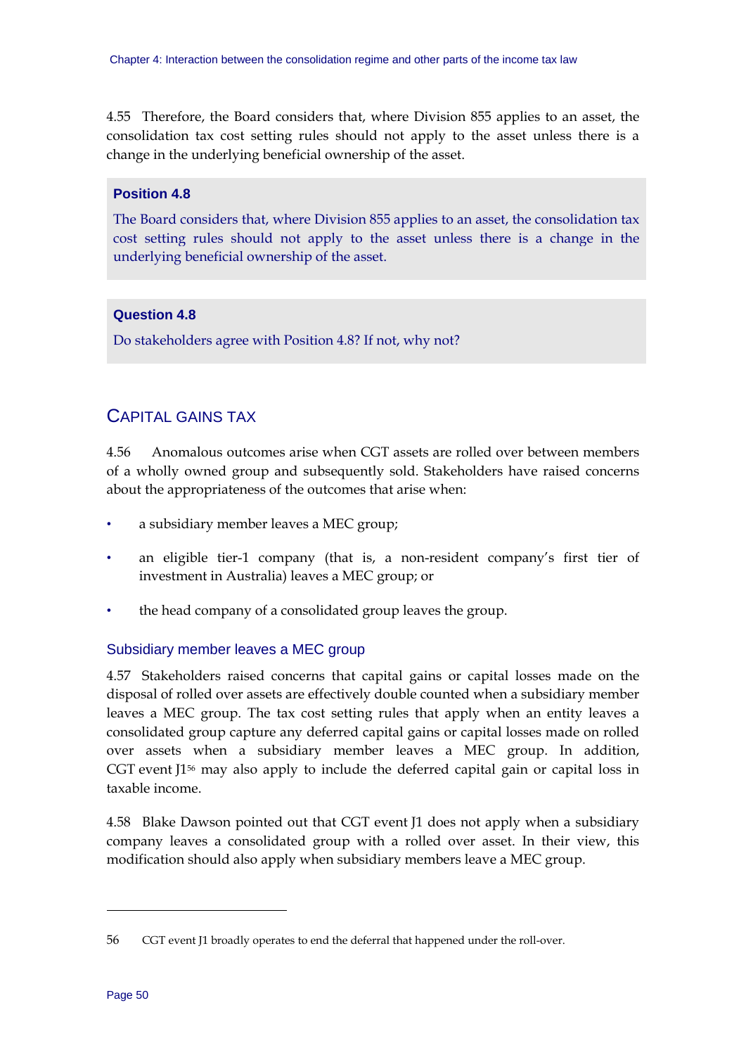4.55 Therefore, the Board considers that, where Division 855 applies to an asset, the consolidation tax cost setting rules should not apply to the asset unless there is a change in the underlying beneficial ownership of the asset.

**Position 4.8**

The Board considers that, where Division 855 applies to an asset, the consolidation tax cost setting rules should not apply to the asset unless there is a change in the underlying beneficial ownership of the asset.

**Question 4.8**

Do stakeholders agree with Position 4.8? If not, why not?

## CAPITAL GAINS TAX

4.56 Anomalous outcomes arise when CGT assets are rolled over between members of a wholly owned group and subsequently sold. Stakeholders have raised concerns about the appropriateness of the outcomes that arise when:

- a subsidiary member leaves a MEC group;
- an eligible tier-1 company (that is, a non-resident company's first tier of investment in Australia) leaves a MEC group; or
- the head company of a consolidated group leaves the group.

### Subsidiary member leaves a MEC group

4.57 Stakeholders raised concerns that capital gains or capital losses made on the disposal of rolled over assets are effectively double counted when a subsidiary member leaves a MEC group. The tax cost setting rules that apply when an entity leaves a consolidated group capture any deferred capital gains or capital losses made on rolled over assets when a subsidiary member leaves a MEC group. In addition, CGT event J1[56] may also apply to include the deferred capital gain or capital loss in taxable income.

4.58 Blake Dawson pointed out that CGT event J1 does not apply when a subsidiary company leaves a consolidated group with a rolled over asset. In their view, this modification should also apply when subsidiary members leave a MEC group.

---

56 CGT event J1 broadly operates to end the deferral that happened under the roll-over.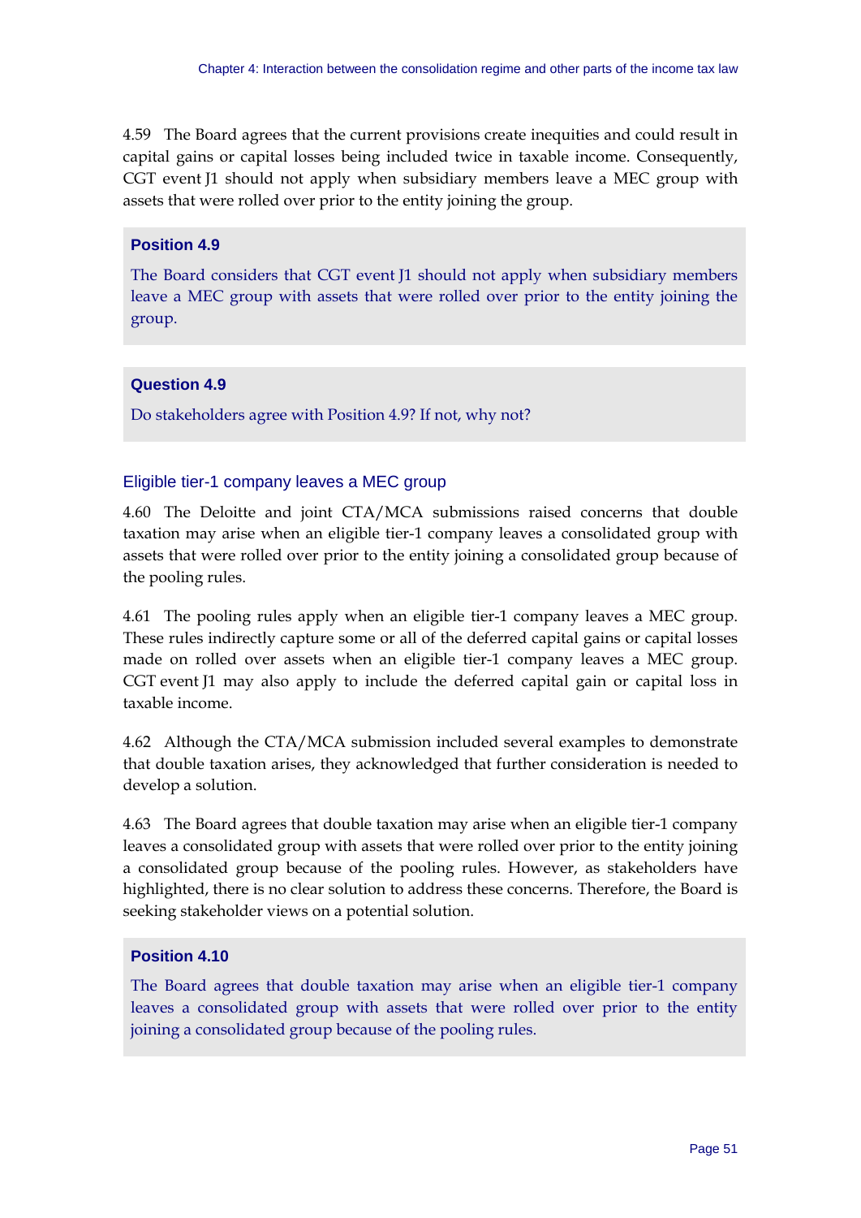4.59 The Board agrees that the current provisions create inequities and could result in capital gains or capital losses being included twice in taxable income. Consequently, CGT event J1 should not apply when subsidiary members leave a MEC group with assets that were rolled over prior to the entity joining the group.

**Position 4.9**

The Board considers that CGT event J1 should not apply when subsidiary members leave a MEC group with assets that were rolled over prior to the entity joining the group.

**Question 4.9**

Do stakeholders agree with Position 4.9? If not, why not?

### Eligible tier-1 company leaves a MEC group

4.60 The Deloitte and joint CTA/MCA submissions raised concerns that double taxation may arise when an eligible tier-1 company leaves a consolidated group with assets that were rolled over prior to the entity joining a consolidated group because of the pooling rules.

4.61 The pooling rules apply when an eligible tier-1 company leaves a MEC group. These rules indirectly capture some or all of the deferred capital gains or capital losses made on rolled over assets when an eligible tier-1 company leaves a MEC group. CGT event J1 may also apply to include the deferred capital gain or capital loss in taxable income.

4.62 Although the CTA/MCA submission included several examples to demonstrate that double taxation arises, they acknowledged that further consideration is needed to develop a solution.

4.63 The Board agrees that double taxation may arise when an eligible tier-1 company leaves a consolidated group with assets that were rolled over prior to the entity joining a consolidated group because of the pooling rules. However, as stakeholders have highlighted, there is no clear solution to address these concerns. Therefore, the Board is seeking stakeholder views on a potential solution.

**Position 4.10**

The Board agrees that double taxation may arise when an eligible tier-1 company leaves a consolidated group with assets that were rolled over prior to the entity joining a consolidated group because of the pooling rules.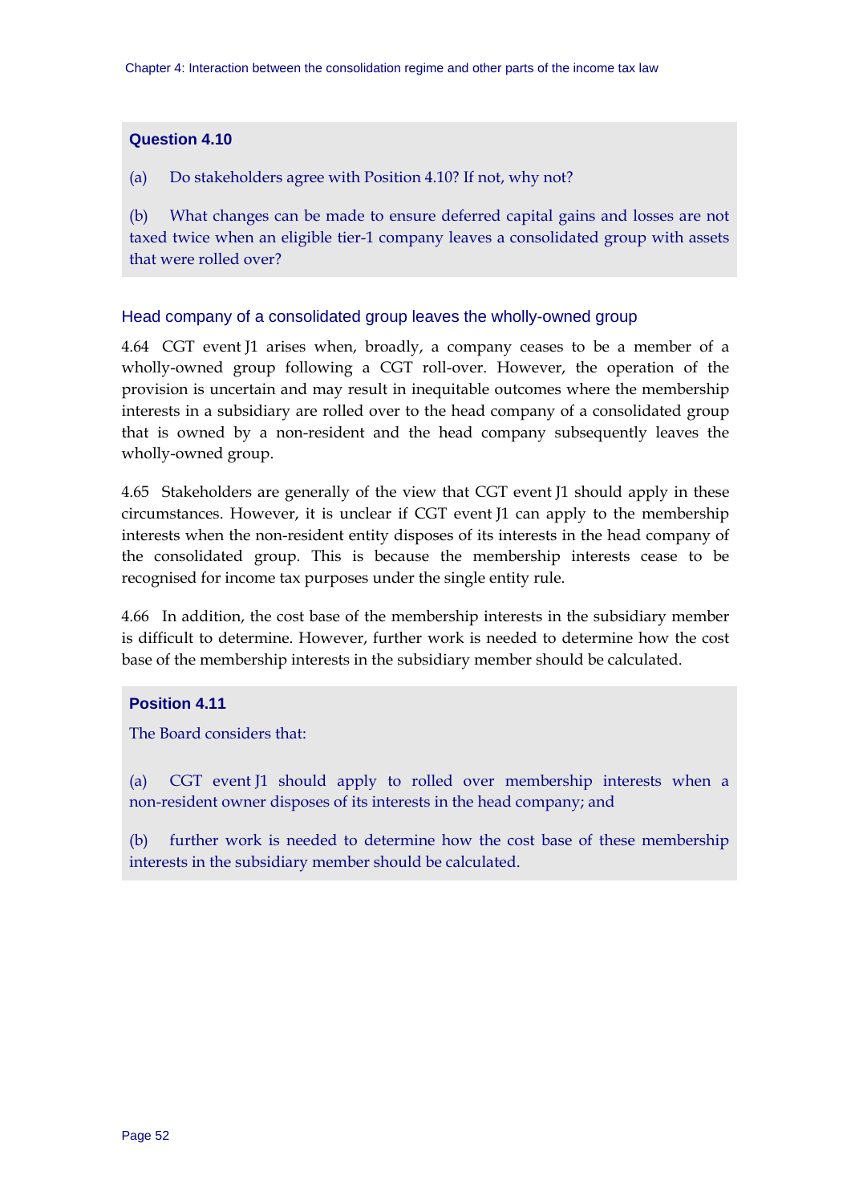**Question 4.10**

(a) Do stakeholders agree with Position 4.10? If not, why not?

(b) What changes can be made to ensure deferred capital gains and losses are not taxed twice when an eligible tier-1 company leaves a consolidated group with assets that were rolled over?

### Head company of a consolidated group leaves the wholly-owned group

4.64 CGT event J1 arises when, broadly, a company ceases to be a member of a wholly-owned group following a CGT roll-over. However, the operation of the provision is uncertain and may result in inequitable outcomes where the membership interests in a subsidiary are rolled over to the head company of a consolidated group that is owned by a non-resident and the head company subsequently leaves the wholly-owned group.

4.65 Stakeholders are generally of the view that CGT event J1 should apply in these circumstances. However, it is unclear if CGT event J1 can apply to the membership interests when the non-resident entity disposes of its interests in the head company of the consolidated group. This is because the membership interests cease to be recognised for income tax purposes under the single entity rule.

4.66 In addition, the cost base of the membership interests in the subsidiary member is difficult to determine. However, further work is needed to determine how the cost base of the membership interests in the subsidiary member should be calculated.

**Position 4.11**

The Board considers that:

(a) CGT event J1 should apply to rolled over membership interests when a non-resident owner disposes of its interests in the head company; and

(b) further work is needed to determine how the cost base of these membership interests in the subsidiary member should be calculated.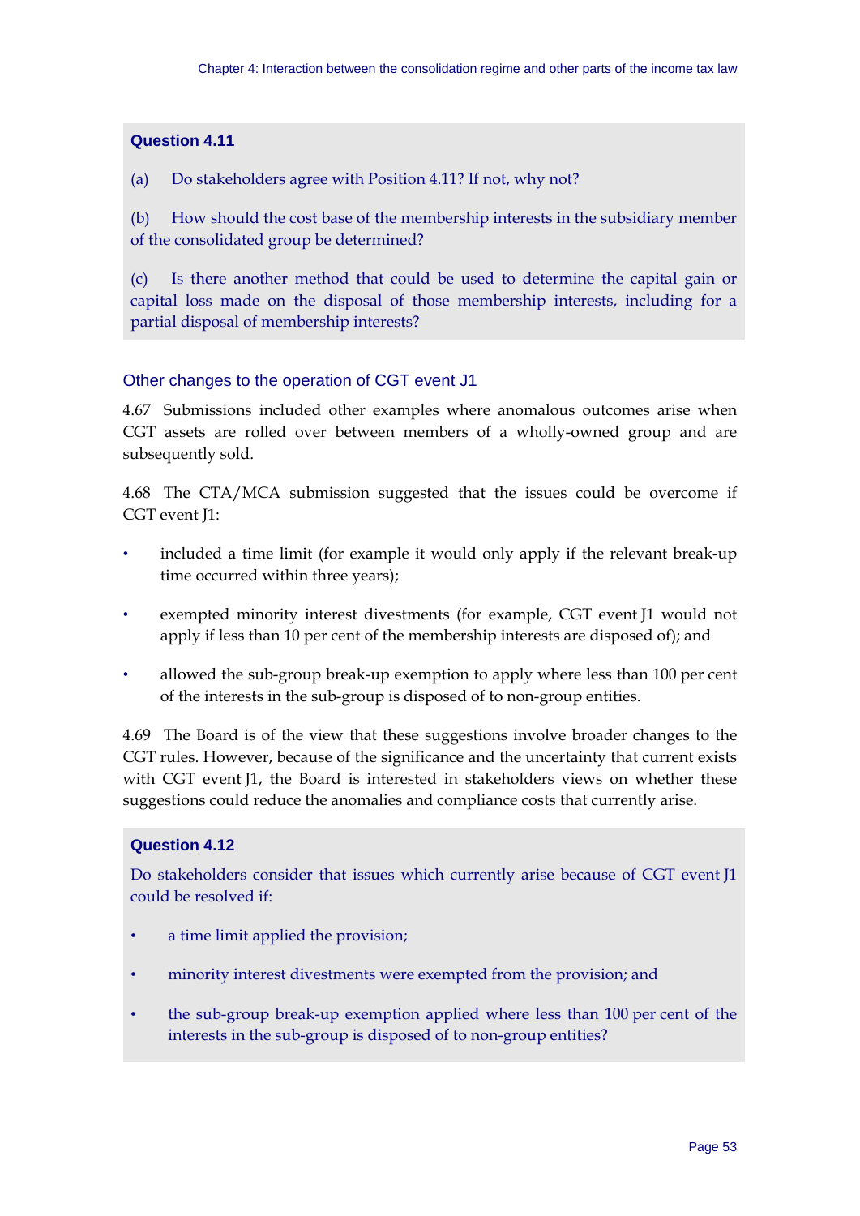### Question 4.11

(a) Do stakeholders agree with Position 4.11? If not, why not?

(b) How should the cost base of the membership interests in the subsidiary member of the consolidated group be determined?

(c) Is there another method that could be used to determine the capital gain or capital loss made on the disposal of those membership interests, including for a partial disposal of membership interests?

## Other changes to the operation of CGT event J1

4.67 Submissions included other examples where anomalous outcomes arise when CGT assets are rolled over between members of a wholly-owned group and are subsequently sold.

4.68 The CTA/MCA submission suggested that the issues could be overcome if CGT event J1:

- included a time limit (for example it would only apply if the relevant break-up time occurred within three years);
- exempted minority interest divestments (for example, CGT event J1 would not apply if less than 10 per cent of the membership interests are disposed of); and
- allowed the sub-group break-up exemption to apply where less than 100 per cent of the interests in the sub-group is disposed of to non-group entities.

4.69 The Board is of the view that these suggestions involve broader changes to the CGT rules. However, because of the significance and the uncertainty that current exists with CGT event J1, the Board is interested in stakeholders views on whether these suggestions could reduce the anomalies and compliance costs that currently arise.

### Question 4.12

Do stakeholders consider that issues which currently arise because of CGT event J1 could be resolved if:

- a time limit applied the provision;
- minority interest divestments were exempted from the provision; and
- the sub-group break-up exemption applied where less than 100 per cent of the interests in the sub-group is disposed of to non-group entities?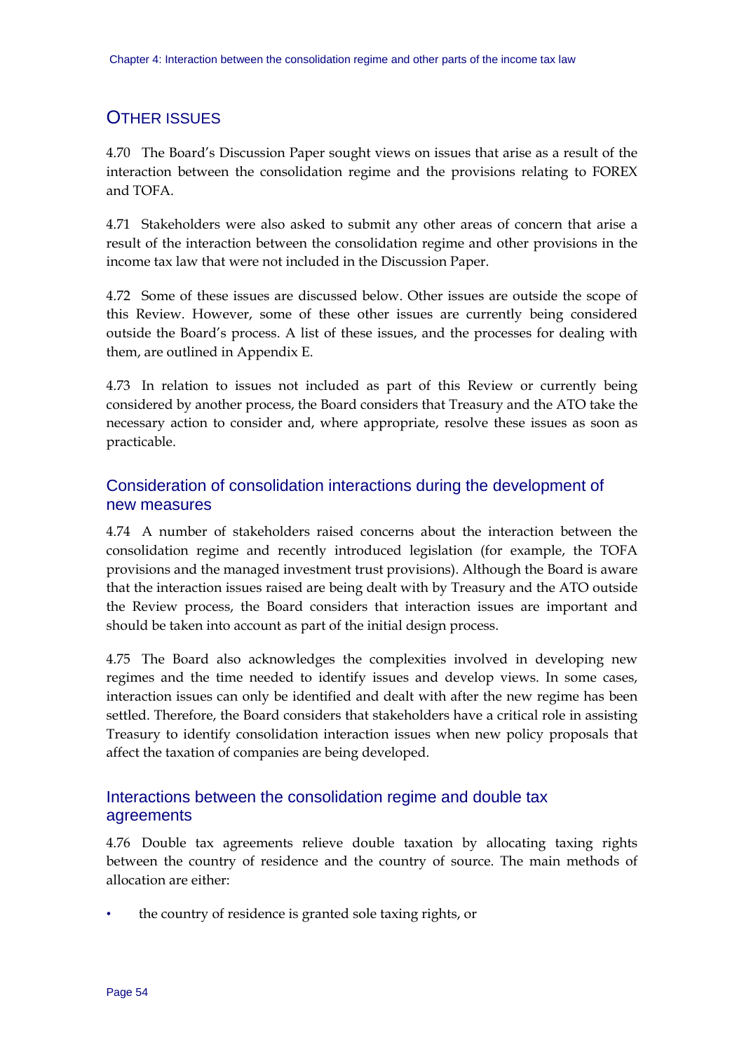## OTHER ISSUES

4.70 The Board's Discussion Paper sought views on issues that arise as a result of the interaction between the consolidation regime and the provisions relating to FOREX and TOFA.

4.71 Stakeholders were also asked to submit any other areas of concern that arise a result of the interaction between the consolidation regime and other provisions in the income tax law that were not included in the Discussion Paper.

4.72 Some of these issues are discussed below. Other issues are outside the scope of this Review. However, some of these other issues are currently being considered outside the Board's process. A list of these issues, and the processes for dealing with them, are outlined in Appendix E.

4.73 In relation to issues not included as part of this Review or currently being considered by another process, the Board considers that Treasury and the ATO take the necessary action to consider and, where appropriate, resolve these issues as soon as practicable.

### Consideration of consolidation interactions during the development of new measures

4.74 A number of stakeholders raised concerns about the interaction between the consolidation regime and recently introduced legislation (for example, the TOFA provisions and the managed investment trust provisions). Although the Board is aware that the interaction issues raised are being dealt with by Treasury and the ATO outside the Review process, the Board considers that interaction issues are important and should be taken into account as part of the initial design process.

4.75 The Board also acknowledges the complexities involved in developing new regimes and the time needed to identify issues and develop views. In some cases, interaction issues can only be identified and dealt with after the new regime has been settled. Therefore, the Board considers that stakeholders have a critical role in assisting Treasury to identify consolidation interaction issues when new policy proposals that affect the taxation of companies are being developed.

### Interactions between the consolidation regime and double tax agreements

4.76 Double tax agreements relieve double taxation by allocating taxing rights between the country of residence and the country of source. The main methods of allocation are either:

- the country of residence is granted sole taxing rights, or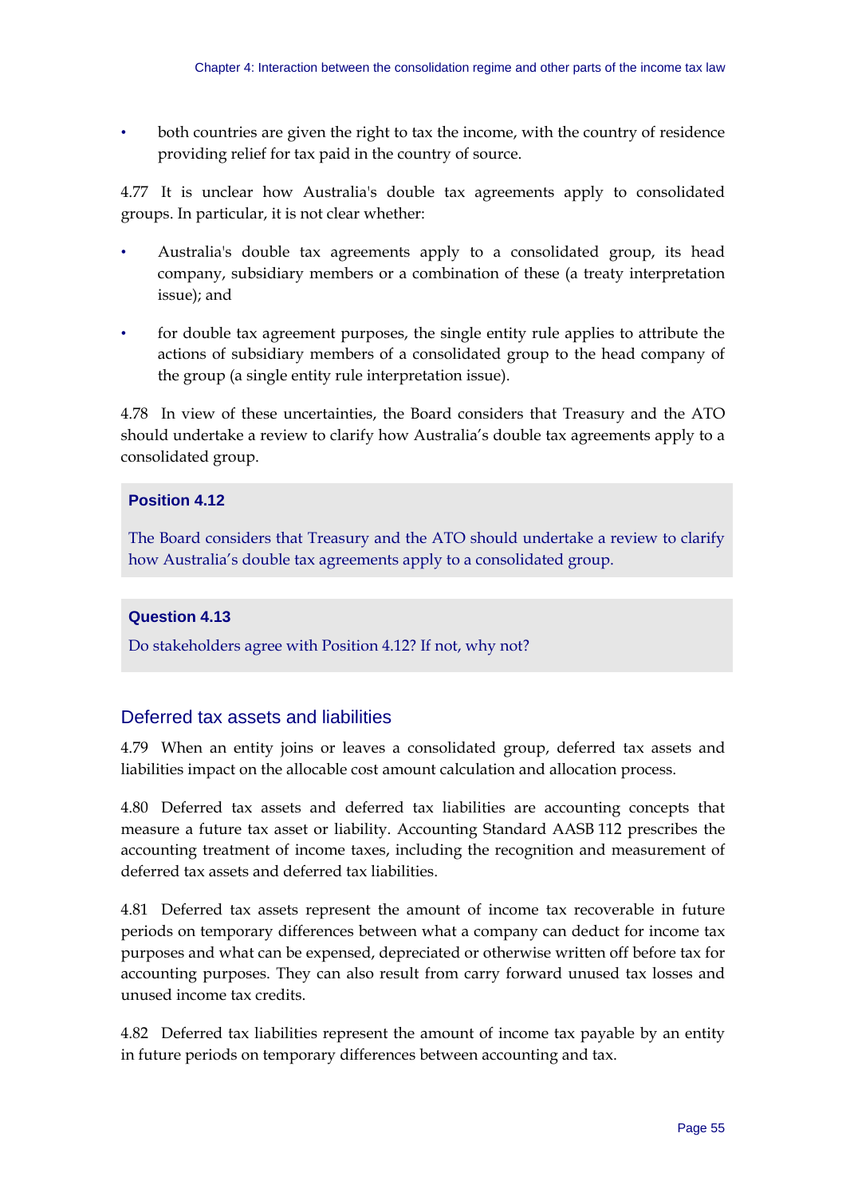- both countries are given the right to tax the income, with the country of residence providing relief for tax paid in the country of source.

4.77 It is unclear how Australia's double tax agreements apply to consolidated groups. In particular, it is not clear whether:

- Australia's double tax agreements apply to a consolidated group, its head company, subsidiary members or a combination of these (a treaty interpretation issue); and
- for double tax agreement purposes, the single entity rule applies to attribute the actions of subsidiary members of a consolidated group to the head company of the group (a single entity rule interpretation issue).

4.78 In view of these uncertainties, the Board considers that Treasury and the ATO should undertake a review to clarify how Australia's double tax agreements apply to a consolidated group.

**Position 4.12**

The Board considers that Treasury and the ATO should undertake a review to clarify how Australia's double tax agreements apply to a consolidated group.

**Question 4.13**

Do stakeholders agree with Position 4.12? If not, why not?

## Deferred tax assets and liabilities

4.79 When an entity joins or leaves a consolidated group, deferred tax assets and liabilities impact on the allocable cost amount calculation and allocation process.

4.80 Deferred tax assets and deferred tax liabilities are accounting concepts that measure a future tax asset or liability. Accounting Standard AASB 112 prescribes the accounting treatment of income taxes, including the recognition and measurement of deferred tax assets and deferred tax liabilities.

4.81 Deferred tax assets represent the amount of income tax recoverable in future periods on temporary differences between what a company can deduct for income tax purposes and what can be expensed, depreciated or otherwise written off before tax for accounting purposes. They can also result from carry forward unused tax losses and unused income tax credits.

4.82 Deferred tax liabilities represent the amount of income tax payable by an entity in future periods on temporary differences between accounting and tax.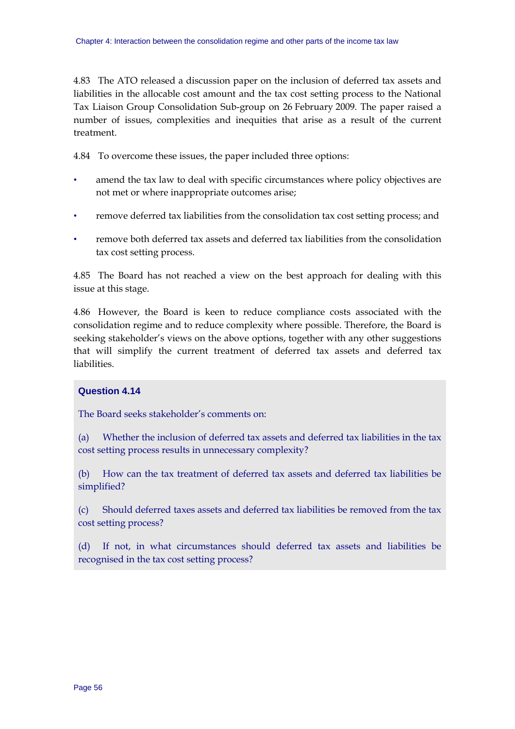4.83 The ATO released a discussion paper on the inclusion of deferred tax assets and liabilities in the allocable cost amount and the tax cost setting process to the National Tax Liaison Group Consolidation Sub-group on 26 February 2009. The paper raised a number of issues, complexities and inequities that arise as a result of the current treatment.

4.84 To overcome these issues, the paper included three options:

- amend the tax law to deal with specific circumstances where policy objectives are not met or where inappropriate outcomes arise;
- remove deferred tax liabilities from the consolidation tax cost setting process; and
- remove both deferred tax assets and deferred tax liabilities from the consolidation tax cost setting process.

4.85 The Board has not reached a view on the best approach for dealing with this issue at this stage.

4.86 However, the Board is keen to reduce compliance costs associated with the consolidation regime and to reduce complexity where possible. Therefore, the Board is seeking stakeholder's views on the above options, together with any other suggestions that will simplify the current treatment of deferred tax assets and deferred tax liabilities.

**Question 4.14**

The Board seeks stakeholder's comments on:

(a) Whether the inclusion of deferred tax assets and deferred tax liabilities in the tax cost setting process results in unnecessary complexity?

(b) How can the tax treatment of deferred tax assets and deferred tax liabilities be simplified?

(c) Should deferred taxes assets and deferred tax liabilities be removed from the tax cost setting process?

(d) If not, in what circumstances should deferred tax assets and liabilities be recognised in the tax cost setting process?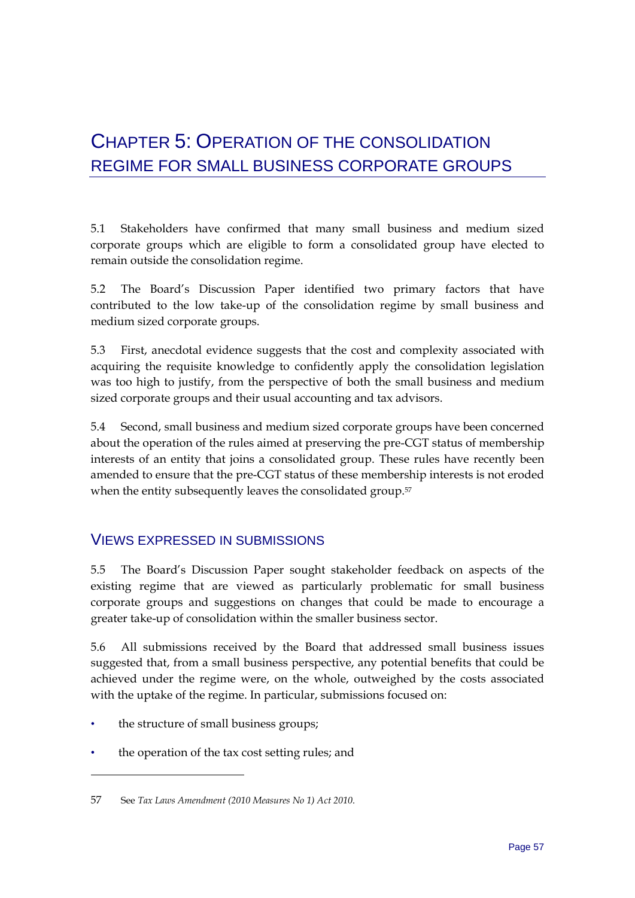# Chapter 5: Operation of the consolidation regime for small business corporate groups

5.1 Stakeholders have confirmed that many small business and medium sized corporate groups which are eligible to form a consolidated group have elected to remain outside the consolidation regime.

5.2 The Board's Discussion Paper identified two primary factors that have contributed to the low take-up of the consolidation regime by small business and medium sized corporate groups.

5.3 First, anecdotal evidence suggests that the cost and complexity associated with acquiring the requisite knowledge to confidently apply the consolidation legislation was too high to justify, from the perspective of both the small business and medium sized corporate groups and their usual accounting and tax advisors.

5.4 Second, small business and medium sized corporate groups have been concerned about the operation of the rules aimed at preserving the pre-CGT status of membership interests of an entity that joins a consolidated group. These rules have recently been amended to ensure that the pre-CGT status of these membership interests is not eroded when the entity subsequently leaves the consolidated group.[57]

## Views expressed in submissions

5.5 The Board's Discussion Paper sought stakeholder feedback on aspects of the existing regime that are viewed as particularly problematic for small business corporate groups and suggestions on changes that could be made to encourage a greater take-up of consolidation within the smaller business sector.

5.6 All submissions received by the Board that addressed small business issues suggested that, from a small business perspective, any potential benefits that could be achieved under the regime were, on the whole, outweighed by the costs associated with the uptake of the regime. In particular, submissions focused on:

- the structure of small business groups;
- the operation of the tax cost setting rules; and

---

57 See *Tax Laws Amendment (2010 Measures No 1) Act 2010*.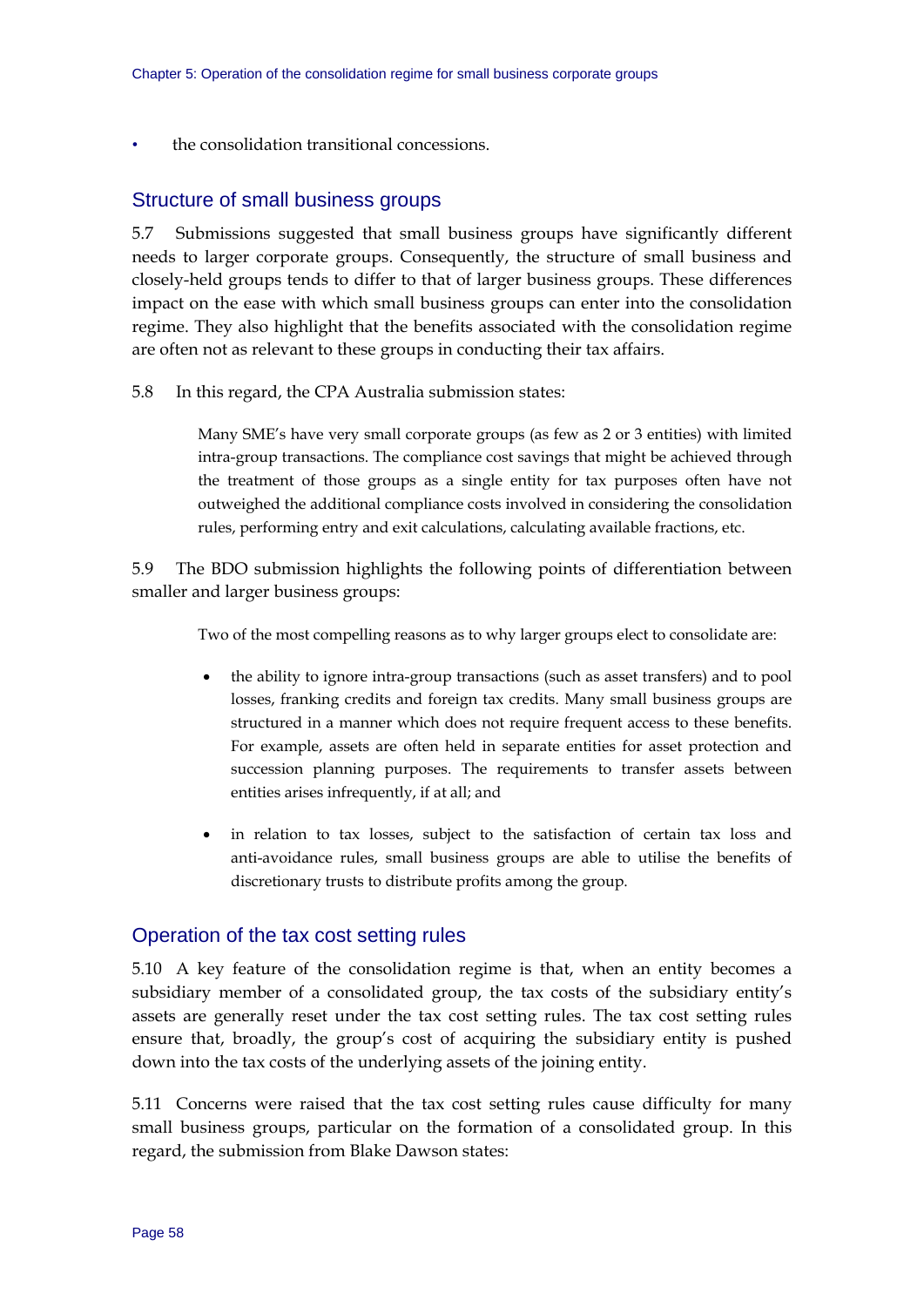- the consolidation transitional concessions.

## Structure of small business groups

5.7 Submissions suggested that small business groups have significantly different needs to larger corporate groups. Consequently, the structure of small business and closely-held groups tends to differ to that of larger business groups. These differences impact on the ease with which small business groups can enter into the consolidation regime. They also highlight that the benefits associated with the consolidation regime are often not as relevant to these groups in conducting their tax affairs.

5.8 In this regard, the CPA Australia submission states:

> Many SME's have very small corporate groups (as few as 2 or 3 entities) with limited intra-group transactions. The compliance cost savings that might be achieved through the treatment of those groups as a single entity for tax purposes often have not outweighed the additional compliance costs involved in considering the consolidation rules, performing entry and exit calculations, calculating available fractions, etc.

5.9 The BDO submission highlights the following points of differentiation between smaller and larger business groups:

> Two of the most compelling reasons as to why larger groups elect to consolidate are:
>
> - the ability to ignore intra-group transactions (such as asset transfers) and to pool losses, franking credits and foreign tax credits. Many small business groups are structured in a manner which does not require frequent access to these benefits. For example, assets are often held in separate entities for asset protection and succession planning purposes. The requirements to transfer assets between entities arises infrequently, if at all; and
> - in relation to tax losses, subject to the satisfaction of certain tax loss and anti-avoidance rules, small business groups are able to utilise the benefits of discretionary trusts to distribute profits among the group.

## Operation of the tax cost setting rules

5.10 A key feature of the consolidation regime is that, when an entity becomes a subsidiary member of a consolidated group, the tax costs of the subsidiary entity's assets are generally reset under the tax cost setting rules. The tax cost setting rules ensure that, broadly, the group's cost of acquiring the subsidiary entity is pushed down into the tax costs of the underlying assets of the joining entity.

5.11 Concerns were raised that the tax cost setting rules cause difficulty for many small business groups, particular on the formation of a consolidated group. In this regard, the submission from Blake Dawson states: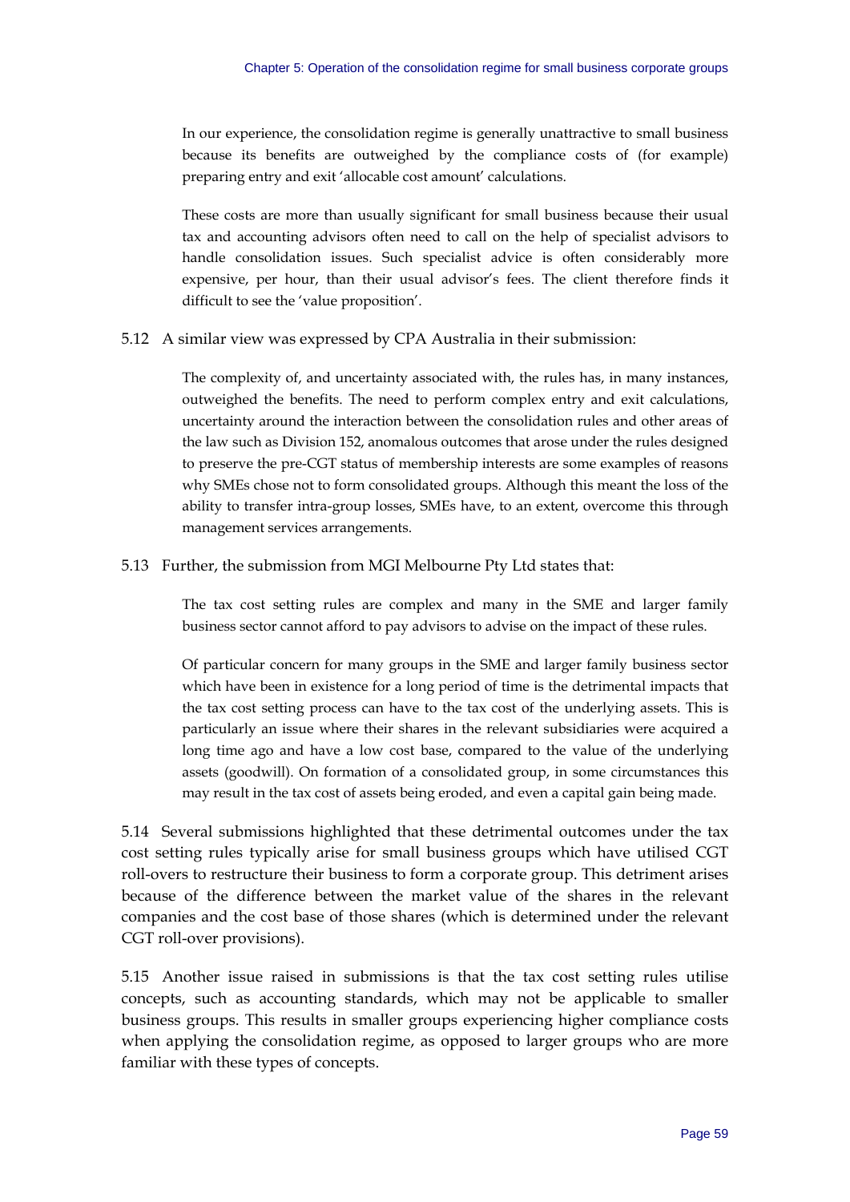> In our experience, the consolidation regime is generally unattractive to small business because its benefits are outweighed by the compliance costs of (for example) preparing entry and exit 'allocable cost amount' calculations.
>
> These costs are more than usually significant for small business because their usual tax and accounting advisors often need to call on the help of specialist advisors to handle consolidation issues. Such specialist advice is often considerably more expensive, per hour, than their usual advisor's fees. The client therefore finds it difficult to see the 'value proposition'.

5.12 A similar view was expressed by CPA Australia in their submission:

> The complexity of, and uncertainty associated with, the rules has, in many instances, outweighed the benefits. The need to perform complex entry and exit calculations, uncertainty around the interaction between the consolidation rules and other areas of the law such as Division 152, anomalous outcomes that arose under the rules designed to preserve the pre-CGT status of membership interests are some examples of reasons why SMEs chose not to form consolidated groups. Although this meant the loss of the ability to transfer intra-group losses, SMEs have, to an extent, overcome this through management services arrangements.

5.13 Further, the submission from MGI Melbourne Pty Ltd states that:

> The tax cost setting rules are complex and many in the SME and larger family business sector cannot afford to pay advisors to advise on the impact of these rules.
>
> Of particular concern for many groups in the SME and larger family business sector which have been in existence for a long period of time is the detrimental impacts that the tax cost setting process can have to the tax cost of the underlying assets. This is particularly an issue where their shares in the relevant subsidiaries were acquired a long time ago and have a low cost base, compared to the value of the underlying assets (goodwill). On formation of a consolidated group, in some circumstances this may result in the tax cost of assets being eroded, and even a capital gain being made.

5.14 Several submissions highlighted that these detrimental outcomes under the tax cost setting rules typically arise for small business groups which have utilised CGT roll-overs to restructure their business to form a corporate group. This detriment arises because of the difference between the market value of the shares in the relevant companies and the cost base of those shares (which is determined under the relevant CGT roll-over provisions).

5.15 Another issue raised in submissions is that the tax cost setting rules utilise concepts, such as accounting standards, which may not be applicable to smaller business groups. This results in smaller groups experiencing higher compliance costs when applying the consolidation regime, as opposed to larger groups who are more familiar with these types of concepts.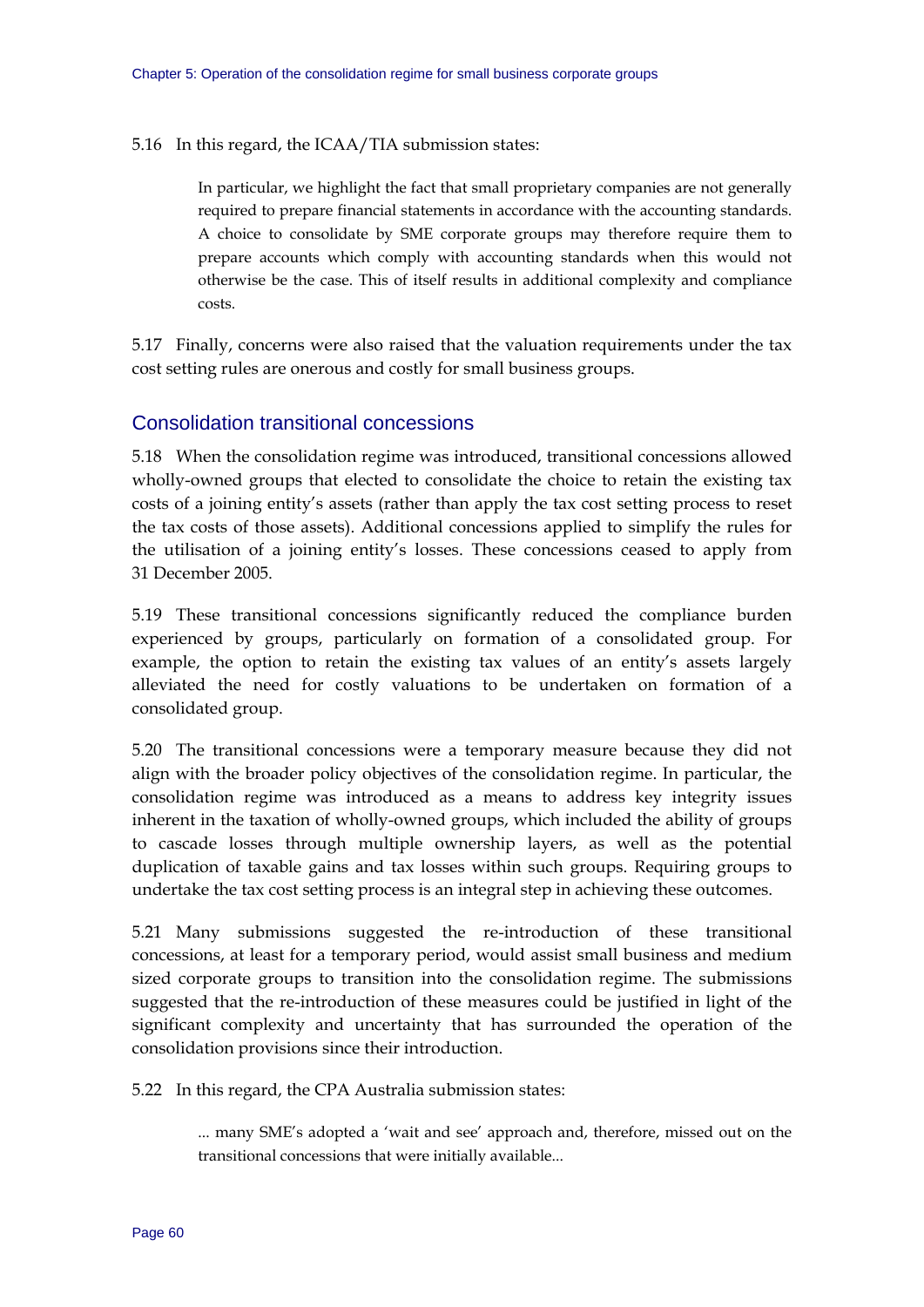5.16 In this regard, the ICAA/TIA submission states:

> In particular, we highlight the fact that small proprietary companies are not generally required to prepare financial statements in accordance with the accounting standards. A choice to consolidate by SME corporate groups may therefore require them to prepare accounts which comply with accounting standards when this would not otherwise be the case. This of itself results in additional complexity and compliance costs.

5.17 Finally, concerns were also raised that the valuation requirements under the tax cost setting rules are onerous and costly for small business groups.

## Consolidation transitional concessions

5.18 When the consolidation regime was introduced, transitional concessions allowed wholly-owned groups that elected to consolidate the choice to retain the existing tax costs of a joining entity's assets (rather than apply the tax cost setting process to reset the tax costs of those assets). Additional concessions applied to simplify the rules for the utilisation of a joining entity's losses. These concessions ceased to apply from 31 December 2005.

5.19 These transitional concessions significantly reduced the compliance burden experienced by groups, particularly on formation of a consolidated group. For example, the option to retain the existing tax values of an entity's assets largely alleviated the need for costly valuations to be undertaken on formation of a consolidated group.

5.20 The transitional concessions were a temporary measure because they did not align with the broader policy objectives of the consolidation regime. In particular, the consolidation regime was introduced as a means to address key integrity issues inherent in the taxation of wholly-owned groups, which included the ability of groups to cascade losses through multiple ownership layers, as well as the potential duplication of taxable gains and tax losses within such groups. Requiring groups to undertake the tax cost setting process is an integral step in achieving these outcomes.

5.21 Many submissions suggested the re-introduction of these transitional concessions, at least for a temporary period, would assist small business and medium sized corporate groups to transition into the consolidation regime. The submissions suggested that the re-introduction of these measures could be justified in light of the significant complexity and uncertainty that has surrounded the operation of the consolidation provisions since their introduction.

5.22 In this regard, the CPA Australia submission states:

> ... many SME's adopted a 'wait and see' approach and, therefore, missed out on the transitional concessions that were initially available...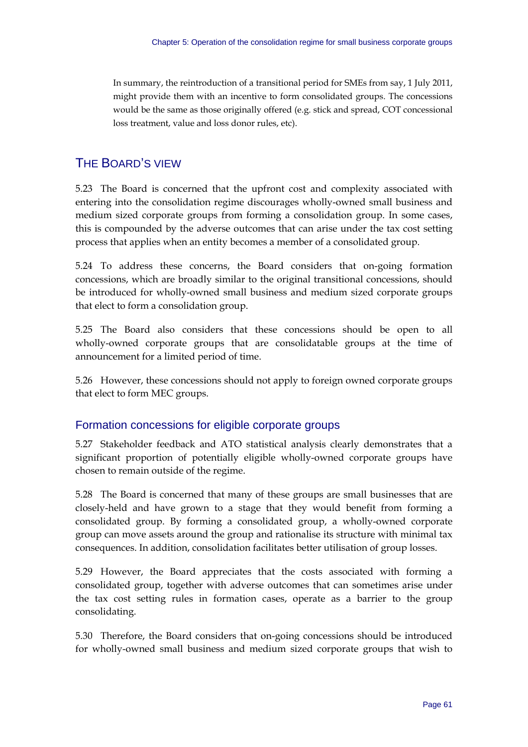In summary, the reintroduction of a transitional period for SMEs from say, 1 July 2011, might provide them with an incentive to form consolidated groups. The concessions would be the same as those originally offered (e.g. stick and spread, COT concessional loss treatment, value and loss donor rules, etc).

## The Board's view

5.23 The Board is concerned that the upfront cost and complexity associated with entering into the consolidation regime discourages wholly-owned small business and medium sized corporate groups from forming a consolidation group. In some cases, this is compounded by the adverse outcomes that can arise under the tax cost setting process that applies when an entity becomes a member of a consolidated group.

5.24 To address these concerns, the Board considers that on-going formation concessions, which are broadly similar to the original transitional concessions, should be introduced for wholly-owned small business and medium sized corporate groups that elect to form a consolidation group.

5.25 The Board also considers that these concessions should be open to all wholly-owned corporate groups that are consolidatable groups at the time of announcement for a limited period of time.

5.26 However, these concessions should not apply to foreign owned corporate groups that elect to form MEC groups.

### Formation concessions for eligible corporate groups

5.27 Stakeholder feedback and ATO statistical analysis clearly demonstrates that a significant proportion of potentially eligible wholly-owned corporate groups have chosen to remain outside of the regime.

5.28 The Board is concerned that many of these groups are small businesses that are closely-held and have grown to a stage that they would benefit from forming a consolidated group. By forming a consolidated group, a wholly-owned corporate group can move assets around the group and rationalise its structure with minimal tax consequences. In addition, consolidation facilitates better utilisation of group losses.

5.29 However, the Board appreciates that the costs associated with forming a consolidated group, together with adverse outcomes that can sometimes arise under the tax cost setting rules in formation cases, operate as a barrier to the group consolidating.

5.30 Therefore, the Board considers that on-going concessions should be introduced for wholly-owned small business and medium sized corporate groups that wish to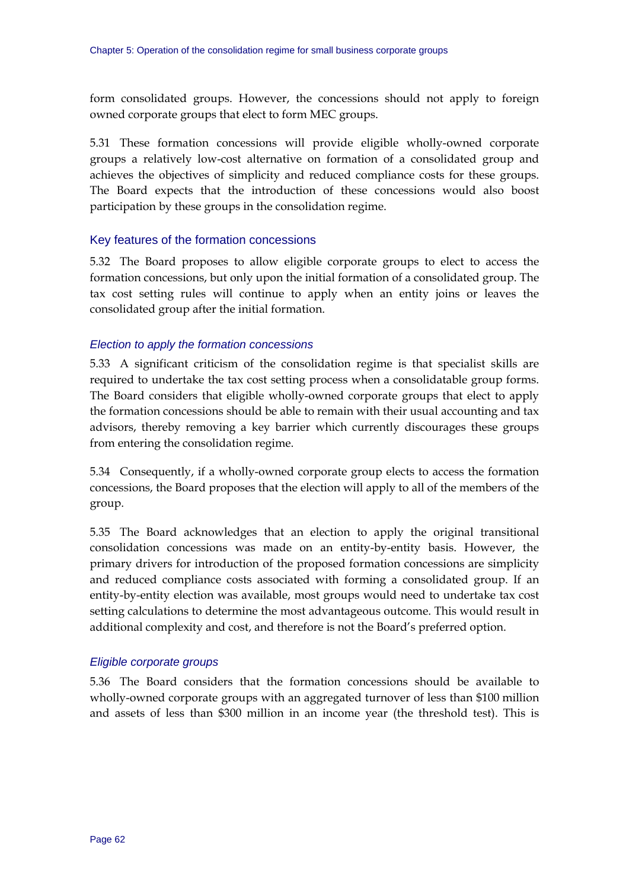form consolidated groups. However, the concessions should not apply to foreign owned corporate groups that elect to form MEC groups.

5.31 These formation concessions will provide eligible wholly-owned corporate groups a relatively low-cost alternative on formation of a consolidated group and achieves the objectives of simplicity and reduced compliance costs for these groups. The Board expects that the introduction of these concessions would also boost participation by these groups in the consolidation regime.

## Key features of the formation concessions

5.32 The Board proposes to allow eligible corporate groups to elect to access the formation concessions, but only upon the initial formation of a consolidated group. The tax cost setting rules will continue to apply when an entity joins or leaves the consolidated group after the initial formation.

### *Election to apply the formation concessions*

5.33 A significant criticism of the consolidation regime is that specialist skills are required to undertake the tax cost setting process when a consolidatable group forms. The Board considers that eligible wholly-owned corporate groups that elect to apply the formation concessions should be able to remain with their usual accounting and tax advisors, thereby removing a key barrier which currently discourages these groups from entering the consolidation regime.

5.34 Consequently, if a wholly-owned corporate group elects to access the formation concessions, the Board proposes that the election will apply to all of the members of the group.

5.35 The Board acknowledges that an election to apply the original transitional consolidation concessions was made on an entity-by-entity basis. However, the primary drivers for introduction of the proposed formation concessions are simplicity and reduced compliance costs associated with forming a consolidated group. If an entity-by-entity election was available, most groups would need to undertake tax cost setting calculations to determine the most advantageous outcome. This would result in additional complexity and cost, and therefore is not the Board's preferred option.

### *Eligible corporate groups*

5.36 The Board considers that the formation concessions should be available to wholly-owned corporate groups with an aggregated turnover of less than $100 million and assets of less than $300 million in an income year (the threshold test). This is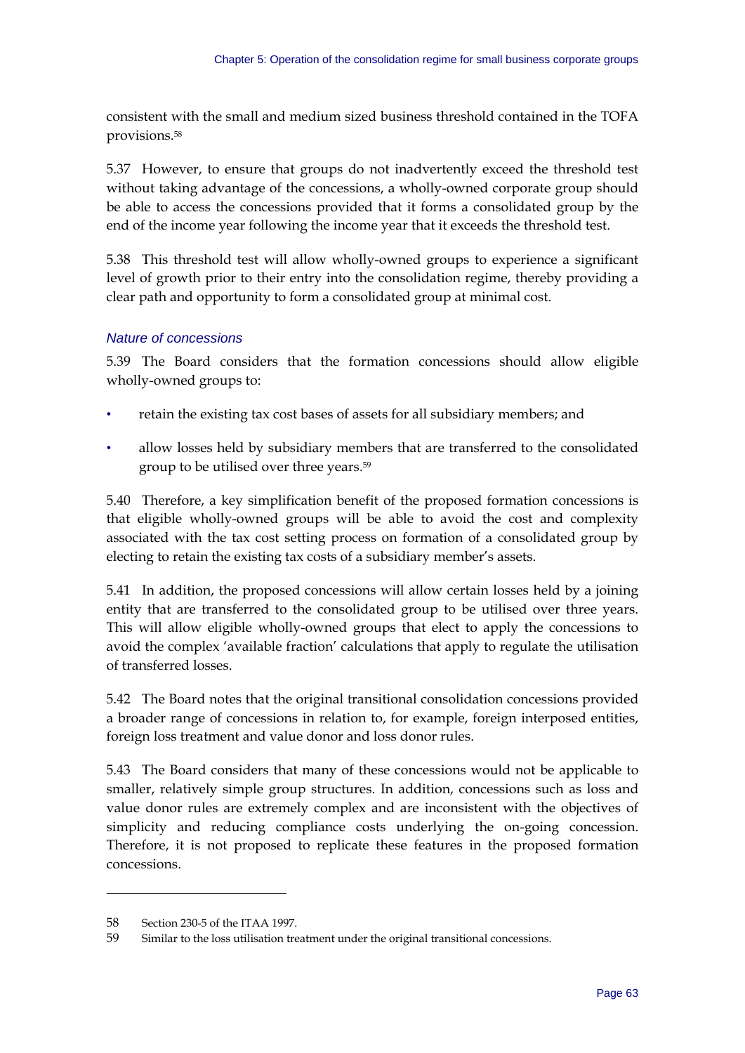consistent with the small and medium sized business threshold contained in the TOFA provisions.[58]

5.37 However, to ensure that groups do not inadvertently exceed the threshold test without taking advantage of the concessions, a wholly-owned corporate group should be able to access the concessions provided that it forms a consolidated group by the end of the income year following the income year that it exceeds the threshold test.

5.38 This threshold test will allow wholly-owned groups to experience a significant level of growth prior to their entry into the consolidation regime, thereby providing a clear path and opportunity to form a consolidated group at minimal cost.

### *Nature of concessions*

5.39 The Board considers that the formation concessions should allow eligible wholly-owned groups to:

- retain the existing tax cost bases of assets for all subsidiary members; and
- allow losses held by subsidiary members that are transferred to the consolidated group to be utilised over three years.[59]

5.40 Therefore, a key simplification benefit of the proposed formation concessions is that eligible wholly-owned groups will be able to avoid the cost and complexity associated with the tax cost setting process on formation of a consolidated group by electing to retain the existing tax costs of a subsidiary member's assets.

5.41 In addition, the proposed concessions will allow certain losses held by a joining entity that are transferred to the consolidated group to be utilised over three years. This will allow eligible wholly-owned groups that elect to apply the concessions to avoid the complex 'available fraction' calculations that apply to regulate the utilisation of transferred losses.

5.42 The Board notes that the original transitional consolidation concessions provided a broader range of concessions in relation to, for example, foreign interposed entities, foreign loss treatment and value donor and loss donor rules.

5.43 The Board considers that many of these concessions would not be applicable to smaller, relatively simple group structures. In addition, concessions such as loss and value donor rules are extremely complex and are inconsistent with the objectives of simplicity and reducing compliance costs underlying the on-going concession. Therefore, it is not proposed to replicate these features in the proposed formation concessions.

---

58 Section 230-5 of the ITAA 1997.

59 Similar to the loss utilisation treatment under the original transitional concessions.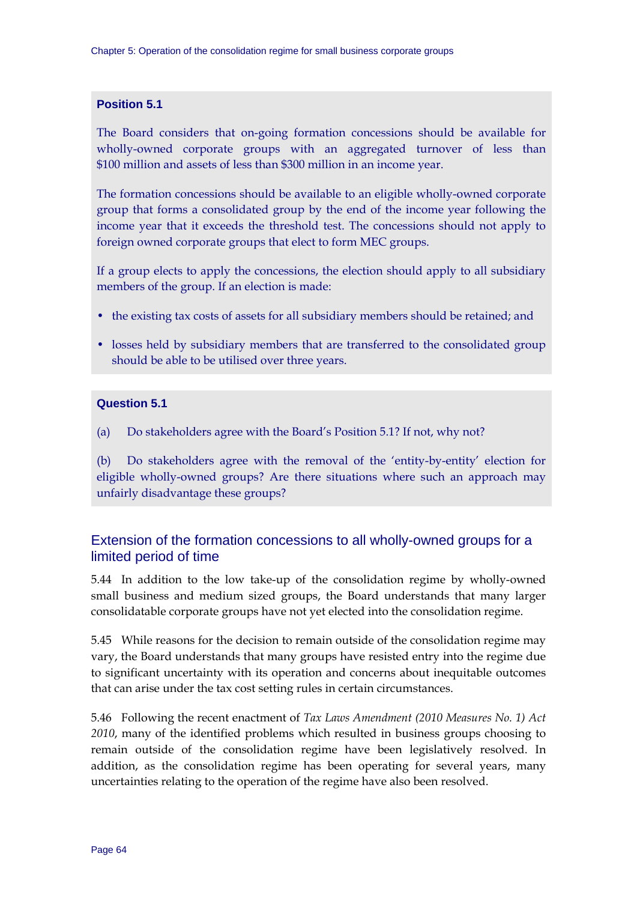**Position 5.1**

The Board considers that on-going formation concessions should be available for wholly-owned corporate groups with an aggregated turnover of less than $100 million and assets of less than $300 million in an income year.

The formation concessions should be available to an eligible wholly-owned corporate group that forms a consolidated group by the end of the income year following the income year that it exceeds the threshold test. The concessions should not apply to foreign owned corporate groups that elect to form MEC groups.

If a group elects to apply the concessions, the election should apply to all subsidiary members of the group. If an election is made:

- the existing tax costs of assets for all subsidiary members should be retained; and
- losses held by subsidiary members that are transferred to the consolidated group should be able to be utilised over three years.

**Question 5.1**

(a) Do stakeholders agree with the Board's Position 5.1? If not, why not?

(b) Do stakeholders agree with the removal of the 'entity-by-entity' election for eligible wholly-owned groups? Are there situations where such an approach may unfairly disadvantage these groups?

## Extension of the formation concessions to all wholly-owned groups for a limited period of time

5.44 In addition to the low take-up of the consolidation regime by wholly-owned small business and medium sized groups, the Board understands that many larger consolidatable corporate groups have not yet elected into the consolidation regime.

5.45 While reasons for the decision to remain outside of the consolidation regime may vary, the Board understands that many groups have resisted entry into the regime due to significant uncertainty with its operation and concerns about inequitable outcomes that can arise under the tax cost setting rules in certain circumstances.

5.46 Following the recent enactment of *Tax Laws Amendment (2010 Measures No. 1) Act 2010*, many of the identified problems which resulted in business groups choosing to remain outside of the consolidation regime have been legislatively resolved. In addition, as the consolidation regime has been operating for several years, many uncertainties relating to the operation of the regime have also been resolved.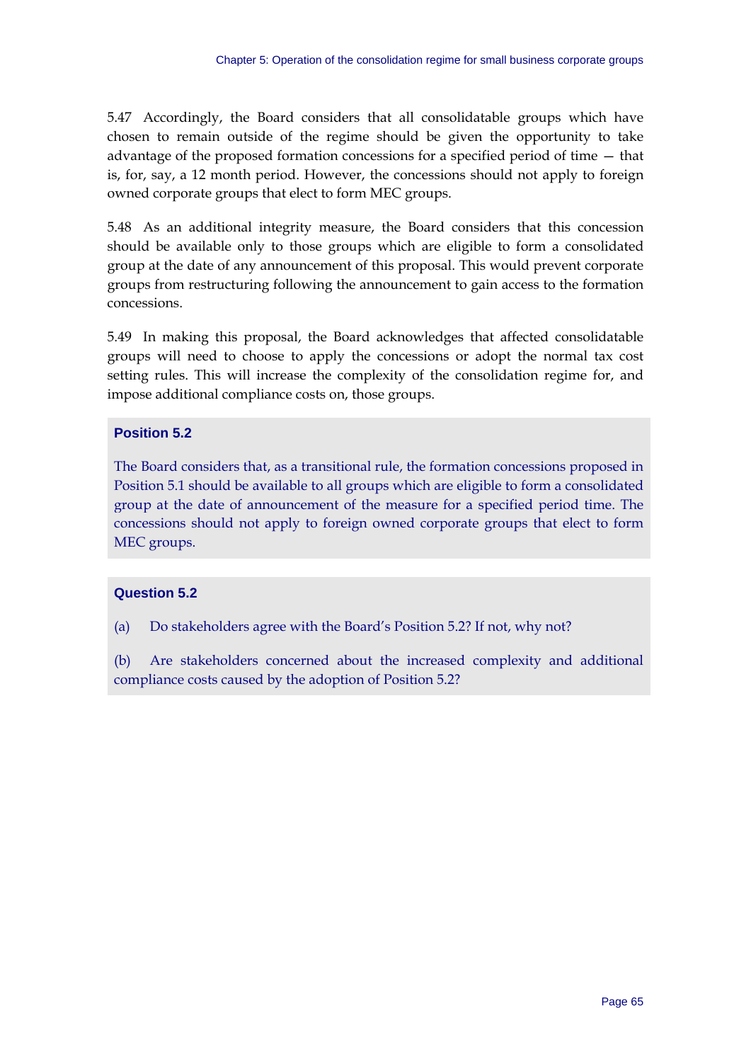5.47 Accordingly, the Board considers that all consolidatable groups which have chosen to remain outside of the regime should be given the opportunity to take advantage of the proposed formation concessions for a specified period of time — that is, for, say, a 12 month period. However, the concessions should not apply to foreign owned corporate groups that elect to form MEC groups.

5.48 As an additional integrity measure, the Board considers that this concession should be available only to those groups which are eligible to form a consolidated group at the date of any announcement of this proposal. This would prevent corporate groups from restructuring following the announcement to gain access to the formation concessions.

5.49 In making this proposal, the Board acknowledges that affected consolidatable groups will need to choose to apply the concessions or adopt the normal tax cost setting rules. This will increase the complexity of the consolidation regime for, and impose additional compliance costs on, those groups.

**Position 5.2**

The Board considers that, as a transitional rule, the formation concessions proposed in Position 5.1 should be available to all groups which are eligible to form a consolidated group at the date of announcement of the measure for a specified period time. The concessions should not apply to foreign owned corporate groups that elect to form MEC groups.

**Question 5.2**

(a) Do stakeholders agree with the Board's Position 5.2? If not, why not?

(b) Are stakeholders concerned about the increased complexity and additional compliance costs caused by the adoption of Position 5.2?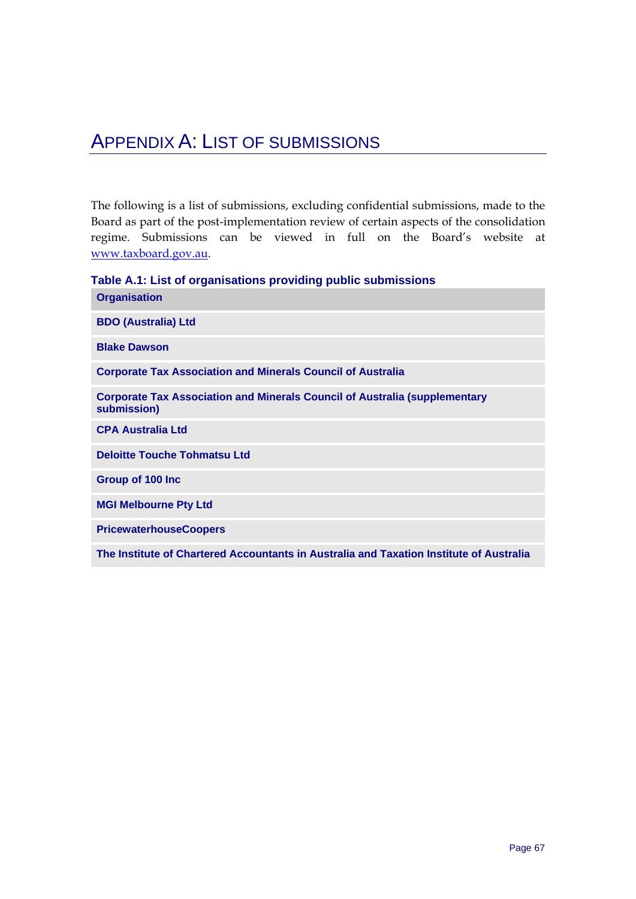# Appendix A: List of submissions

The following is a list of submissions, excluding confidential submissions, made to the Board as part of the post-implementation review of certain aspects of the consolidation regime. Submissions can be viewed in full on the Board's website at www.taxboard.gov.au.

**Table A.1: List of organisations providing public submissions**

| Organisation |
|---|
| BDO (Australia) Ltd |
| Blake Dawson |
| Corporate Tax Association and Minerals Council of Australia |
| Corporate Tax Association and Minerals Council of Australia (supplementary submission) |
| CPA Australia Ltd |
| Deloitte Touche Tohmatsu Ltd |
| Group of 100 Inc |
| MGI Melbourne Pty Ltd |
| PricewaterhouseCoopers |
| The Institute of Chartered Accountants in Australia and Taxation Institute of Australia |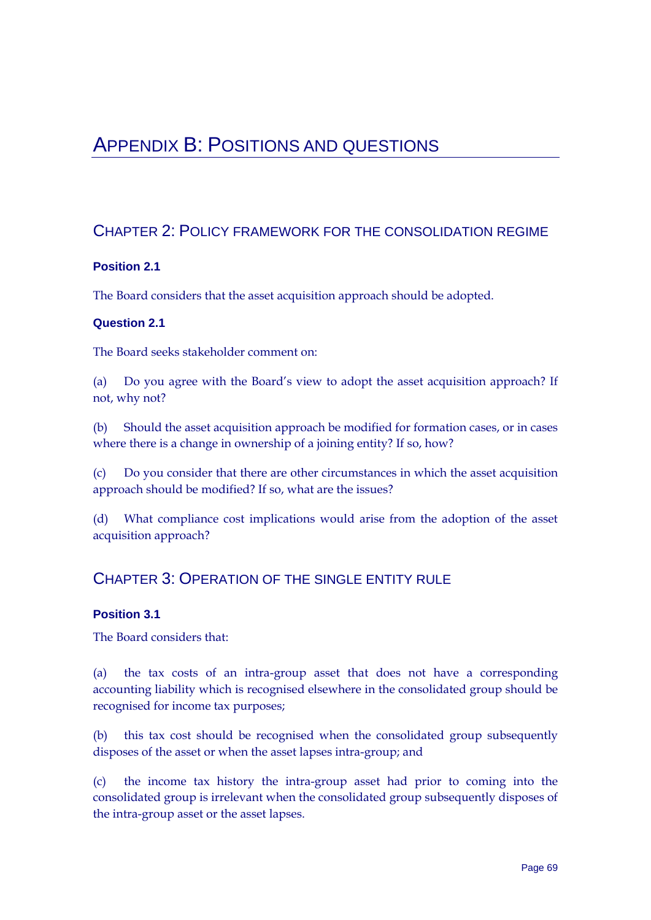# Appendix B: Positions and questions

## Chapter 2: Policy framework for the consolidation regime

### Position 2.1

The Board considers that the asset acquisition approach should be adopted.

### Question 2.1

The Board seeks stakeholder comment on:

(a) Do you agree with the Board's view to adopt the asset acquisition approach? If not, why not?

(b) Should the asset acquisition approach be modified for formation cases, or in cases where there is a change in ownership of a joining entity? If so, how?

(c) Do you consider that there are other circumstances in which the asset acquisition approach should be modified? If so, what are the issues?

(d) What compliance cost implications would arise from the adoption of the asset acquisition approach?

## Chapter 3: Operation of the single entity rule

### Position 3.1

The Board considers that:

(a) the tax costs of an intra-group asset that does not have a corresponding accounting liability which is recognised elsewhere in the consolidated group should be recognised for income tax purposes;

(b) this tax cost should be recognised when the consolidated group subsequently disposes of the asset or when the asset lapses intra-group; and

(c) the income tax history the intra-group asset had prior to coming into the consolidated group is irrelevant when the consolidated group subsequently disposes of the intra-group asset or the asset lapses.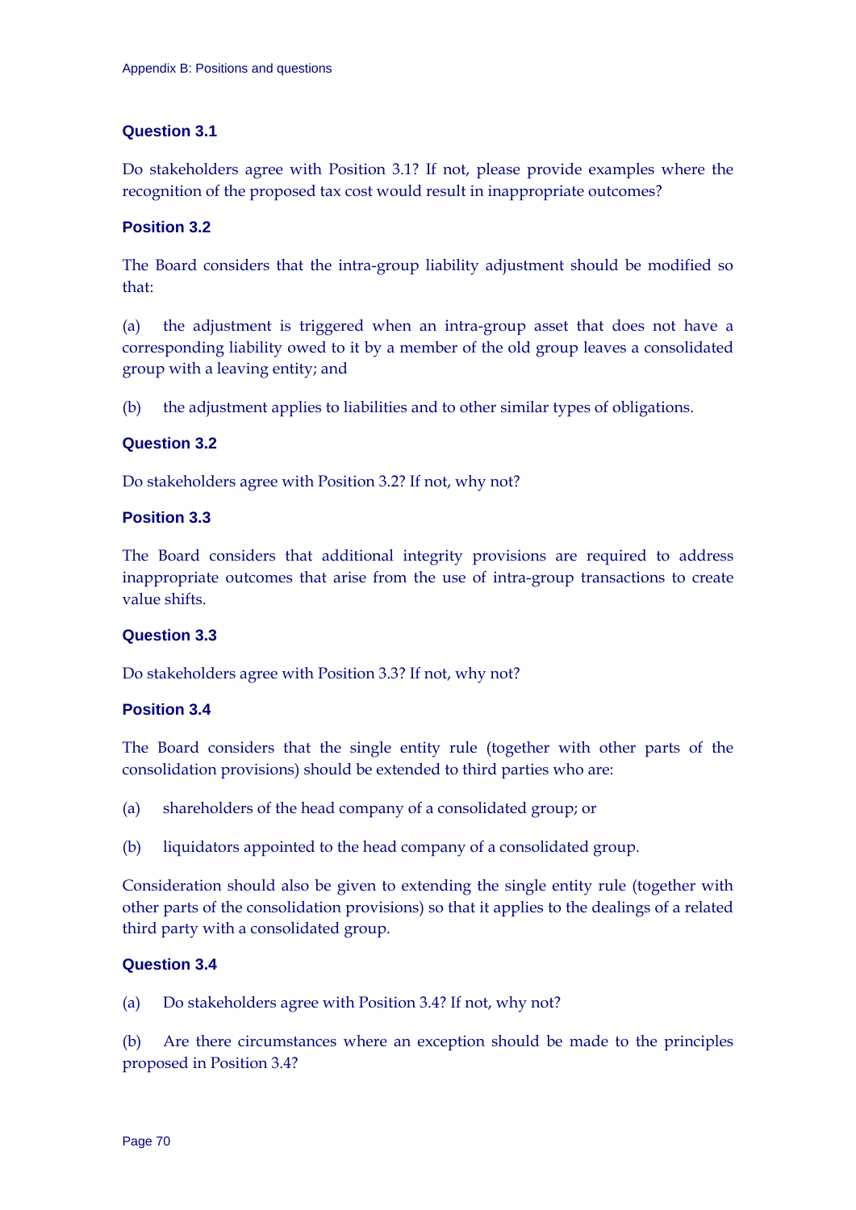### Question 3.1

Do stakeholders agree with Position 3.1? If not, please provide examples where the recognition of the proposed tax cost would result in inappropriate outcomes?

### Position 3.2

The Board considers that the intra-group liability adjustment should be modified so that:

(a) the adjustment is triggered when an intra-group asset that does not have a corresponding liability owed to it by a member of the old group leaves a consolidated group with a leaving entity; and

(b) the adjustment applies to liabilities and to other similar types of obligations.

### Question 3.2

Do stakeholders agree with Position 3.2? If not, why not?

### Position 3.3

The Board considers that additional integrity provisions are required to address inappropriate outcomes that arise from the use of intra-group transactions to create value shifts.

### Question 3.3

Do stakeholders agree with Position 3.3? If not, why not?

### Position 3.4

The Board considers that the single entity rule (together with other parts of the consolidation provisions) should be extended to third parties who are:

(a) shareholders of the head company of a consolidated group; or

(b) liquidators appointed to the head company of a consolidated group.

Consideration should also be given to extending the single entity rule (together with other parts of the consolidation provisions) so that it applies to the dealings of a related third party with a consolidated group.

### Question 3.4

(a) Do stakeholders agree with Position 3.4? If not, why not?

(b) Are there circumstances where an exception should be made to the principles proposed in Position 3.4?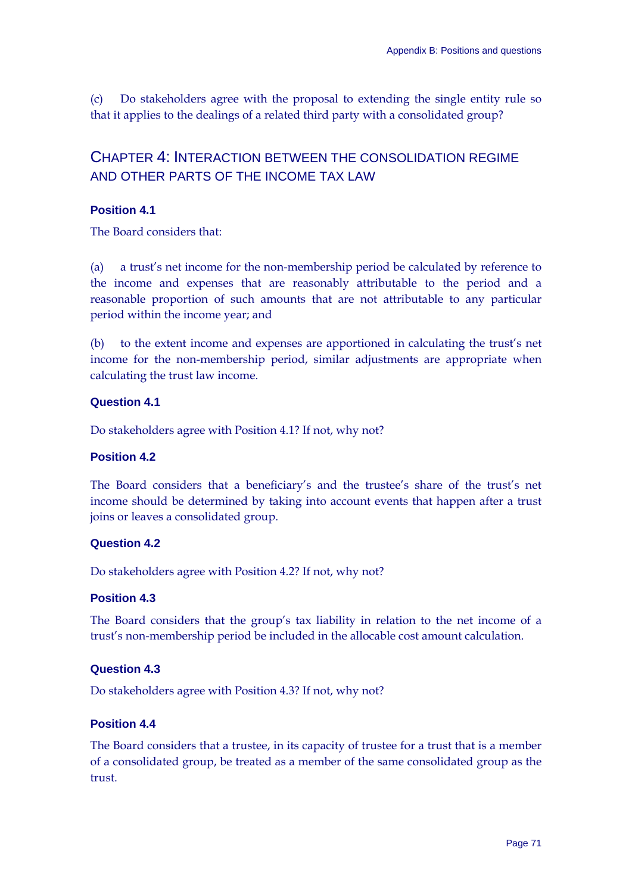(c) Do stakeholders agree with the proposal to extending the single entity rule so that it applies to the dealings of a related third party with a consolidated group?

## Chapter 4: Interaction between the consolidation regime and other parts of the income tax law

### Position 4.1

The Board considers that:

(a) a trust's net income for the non-membership period be calculated by reference to the income and expenses that are reasonably attributable to the period and a reasonable proportion of such amounts that are not attributable to any particular period within the income year; and

(b) to the extent income and expenses are apportioned in calculating the trust's net income for the non-membership period, similar adjustments are appropriate when calculating the trust law income.

### Question 4.1

Do stakeholders agree with Position 4.1? If not, why not?

### Position 4.2

The Board considers that a beneficiary's and the trustee's share of the trust's net income should be determined by taking into account events that happen after a trust joins or leaves a consolidated group.

### Question 4.2

Do stakeholders agree with Position 4.2? If not, why not?

### Position 4.3

The Board considers that the group's tax liability in relation to the net income of a trust's non-membership period be included in the allocable cost amount calculation.

### Question 4.3

Do stakeholders agree with Position 4.3? If not, why not?

### Position 4.4

The Board considers that a trustee, in its capacity of trustee for a trust that is a member of a consolidated group, be treated as a member of the same consolidated group as the trust.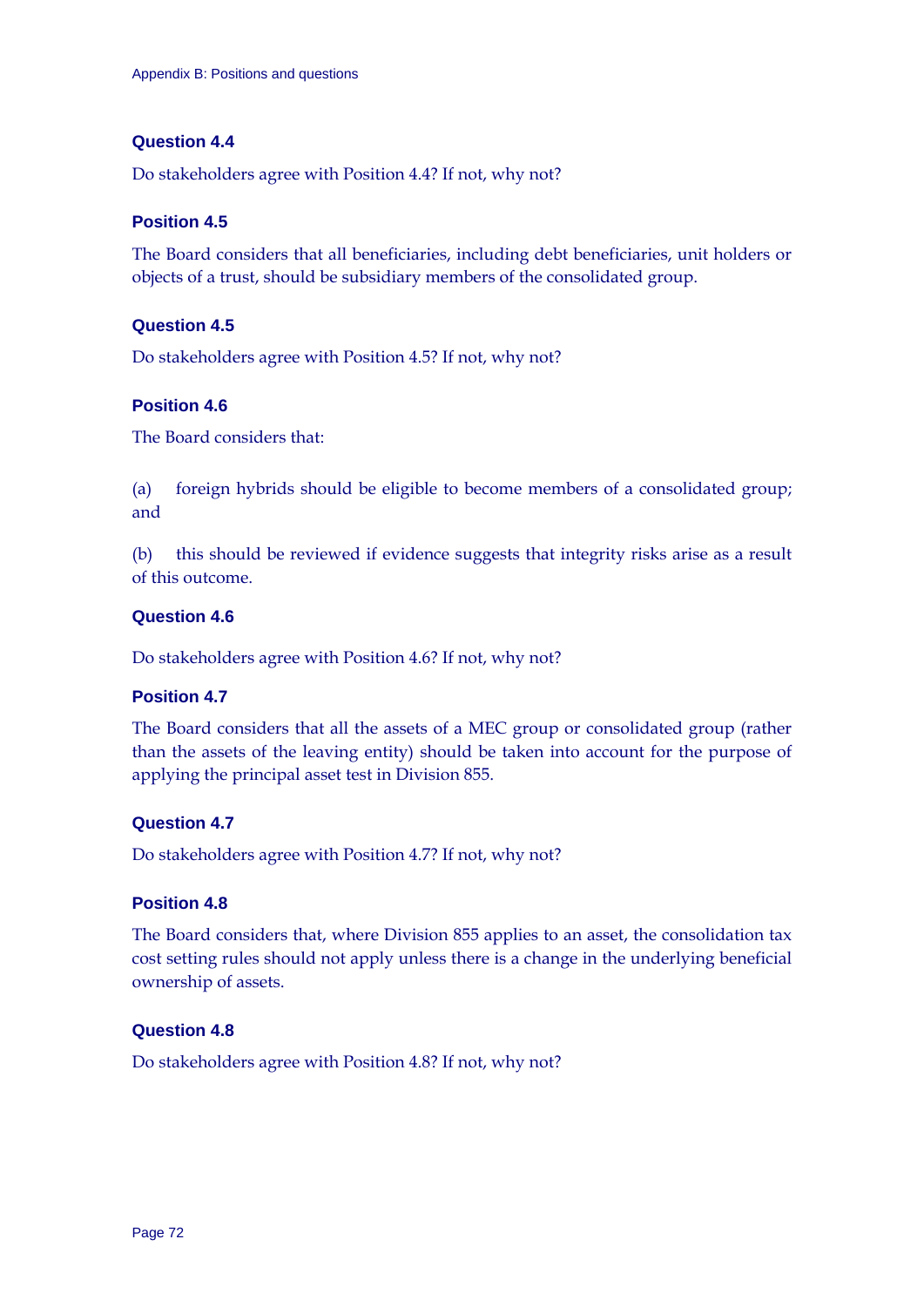### Question 4.4

Do stakeholders agree with Position 4.4? If not, why not?

### Position 4.5

The Board considers that all beneficiaries, including debt beneficiaries, unit holders or objects of a trust, should be subsidiary members of the consolidated group.

### Question 4.5

Do stakeholders agree with Position 4.5? If not, why not?

### Position 4.6

The Board considers that:

(a) foreign hybrids should be eligible to become members of a consolidated group; and

(b) this should be reviewed if evidence suggests that integrity risks arise as a result of this outcome.

### Question 4.6

Do stakeholders agree with Position 4.6? If not, why not?

### Position 4.7

The Board considers that all the assets of a MEC group or consolidated group (rather than the assets of the leaving entity) should be taken into account for the purpose of applying the principal asset test in Division 855.

### Question 4.7

Do stakeholders agree with Position 4.7? If not, why not?

### Position 4.8

The Board considers that, where Division 855 applies to an asset, the consolidation tax cost setting rules should not apply unless there is a change in the underlying beneficial ownership of assets.

### Question 4.8

Do stakeholders agree with Position 4.8? If not, why not?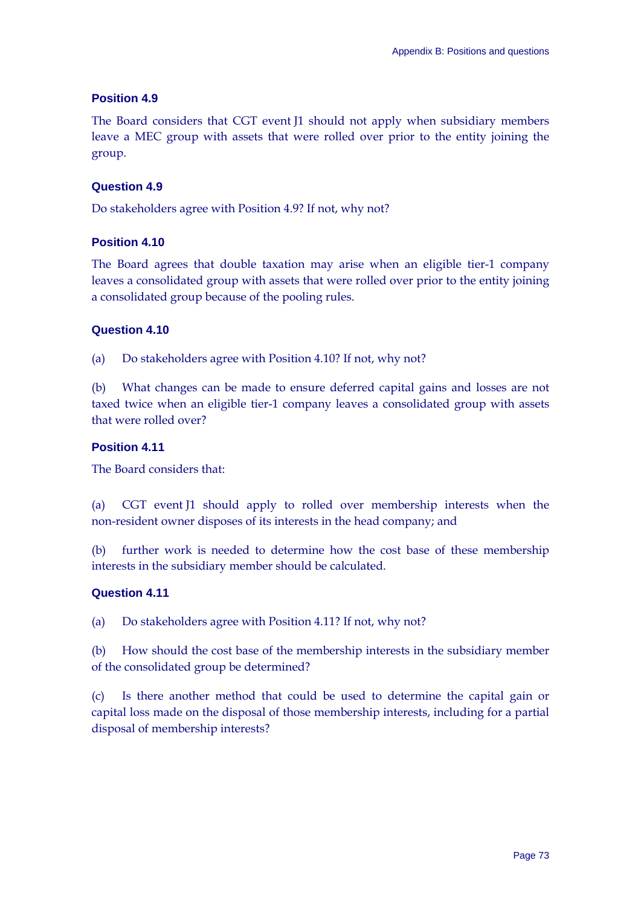### Position 4.9

The Board considers that CGT event J1 should not apply when subsidiary members leave a MEC group with assets that were rolled over prior to the entity joining the group.

### Question 4.9

Do stakeholders agree with Position 4.9? If not, why not?

### Position 4.10

The Board agrees that double taxation may arise when an eligible tier-1 company leaves a consolidated group with assets that were rolled over prior to the entity joining a consolidated group because of the pooling rules.

### Question 4.10

(a) Do stakeholders agree with Position 4.10? If not, why not?

(b) What changes can be made to ensure deferred capital gains and losses are not taxed twice when an eligible tier-1 company leaves a consolidated group with assets that were rolled over?

### Position 4.11

The Board considers that:

(a) CGT event J1 should apply to rolled over membership interests when the non-resident owner disposes of its interests in the head company; and

(b) further work is needed to determine how the cost base of these membership interests in the subsidiary member should be calculated.

### Question 4.11

(a) Do stakeholders agree with Position 4.11? If not, why not?

(b) How should the cost base of the membership interests in the subsidiary member of the consolidated group be determined?

(c) Is there another method that could be used to determine the capital gain or capital loss made on the disposal of those membership interests, including for a partial disposal of membership interests?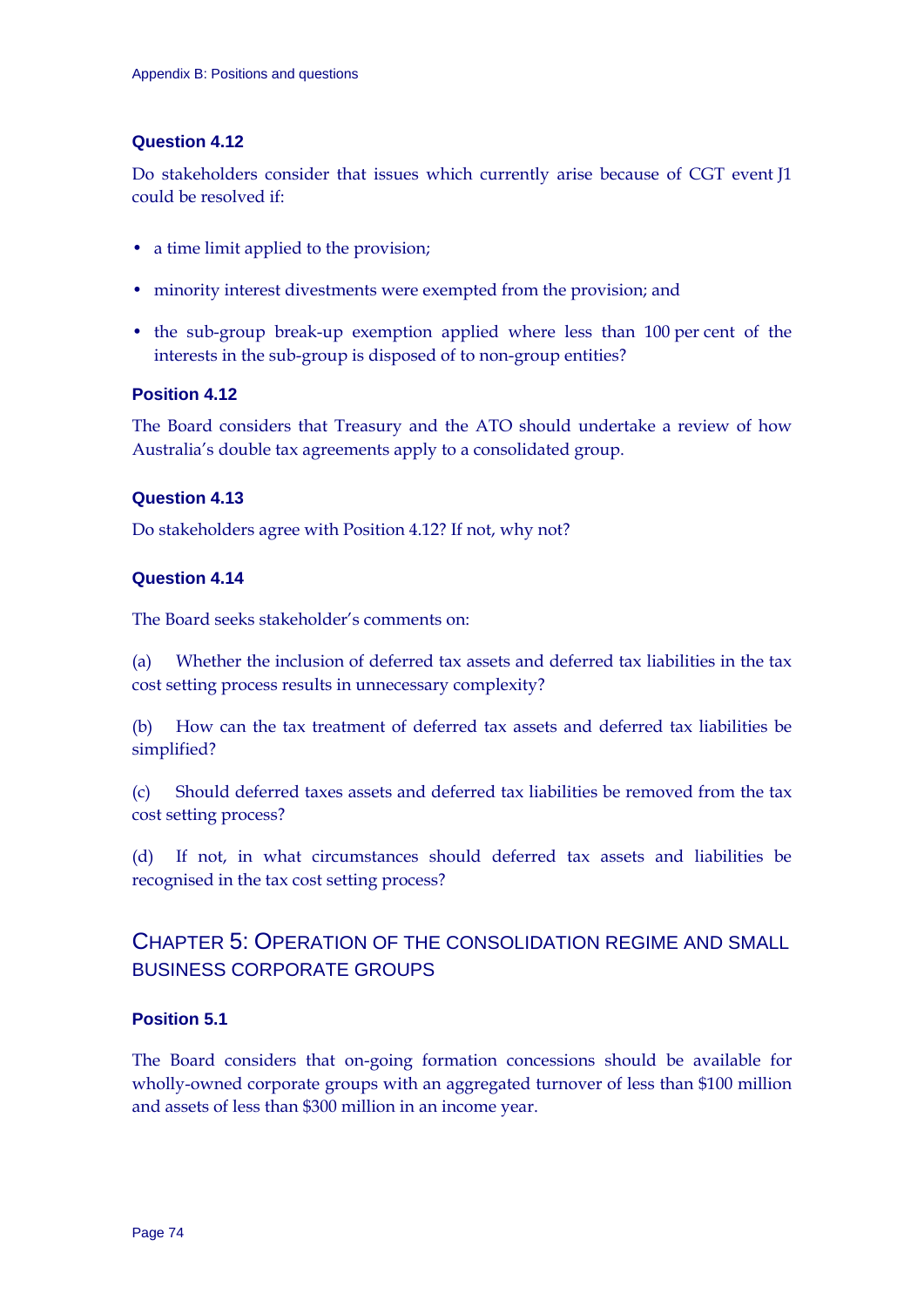### Question 4.12

Do stakeholders consider that issues which currently arise because of CGT event J1 could be resolved if:

- a time limit applied to the provision;
- minority interest divestments were exempted from the provision; and
- the sub-group break-up exemption applied where less than 100 per cent of the interests in the sub-group is disposed of to non-group entities?

### Position 4.12

The Board considers that Treasury and the ATO should undertake a review of how Australia's double tax agreements apply to a consolidated group.

### Question 4.13

Do stakeholders agree with Position 4.12? If not, why not?

### Question 4.14

The Board seeks stakeholder's comments on:

(a) Whether the inclusion of deferred tax assets and deferred tax liabilities in the tax cost setting process results in unnecessary complexity?

(b) How can the tax treatment of deferred tax assets and deferred tax liabilities be simplified?

(c) Should deferred taxes assets and deferred tax liabilities be removed from the tax cost setting process?

(d) If not, in what circumstances should deferred tax assets and liabilities be recognised in the tax cost setting process?

## Chapter 5: Operation of the consolidation regime and small business corporate groups

### Position 5.1

The Board considers that on-going formation concessions should be available for wholly-owned corporate groups with an aggregated turnover of less than $100 million and assets of less than $300 million in an income year.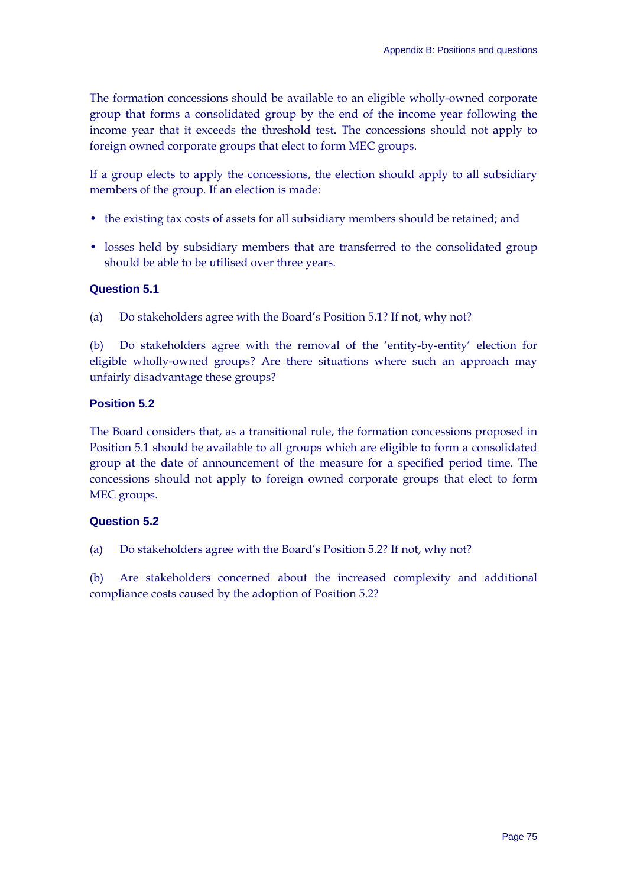The formation concessions should be available to an eligible wholly-owned corporate group that forms a consolidated group by the end of the income year following the income year that it exceeds the threshold test. The concessions should not apply to foreign owned corporate groups that elect to form MEC groups.

If a group elects to apply the concessions, the election should apply to all subsidiary members of the group. If an election is made:

- the existing tax costs of assets for all subsidiary members should be retained; and
- losses held by subsidiary members that are transferred to the consolidated group should be able to be utilised over three years.

### Question 5.1

(a) Do stakeholders agree with the Board's Position 5.1? If not, why not?

(b) Do stakeholders agree with the removal of the 'entity-by-entity' election for eligible wholly-owned groups? Are there situations where such an approach may unfairly disadvantage these groups?

### Position 5.2

The Board considers that, as a transitional rule, the formation concessions proposed in Position 5.1 should be available to all groups which are eligible to form a consolidated group at the date of announcement of the measure for a specified period time. The concessions should not apply to foreign owned corporate groups that elect to form MEC groups.

### Question 5.2

(a) Do stakeholders agree with the Board's Position 5.2? If not, why not?

(b) Are stakeholders concerned about the increased complexity and additional compliance costs caused by the adoption of Position 5.2?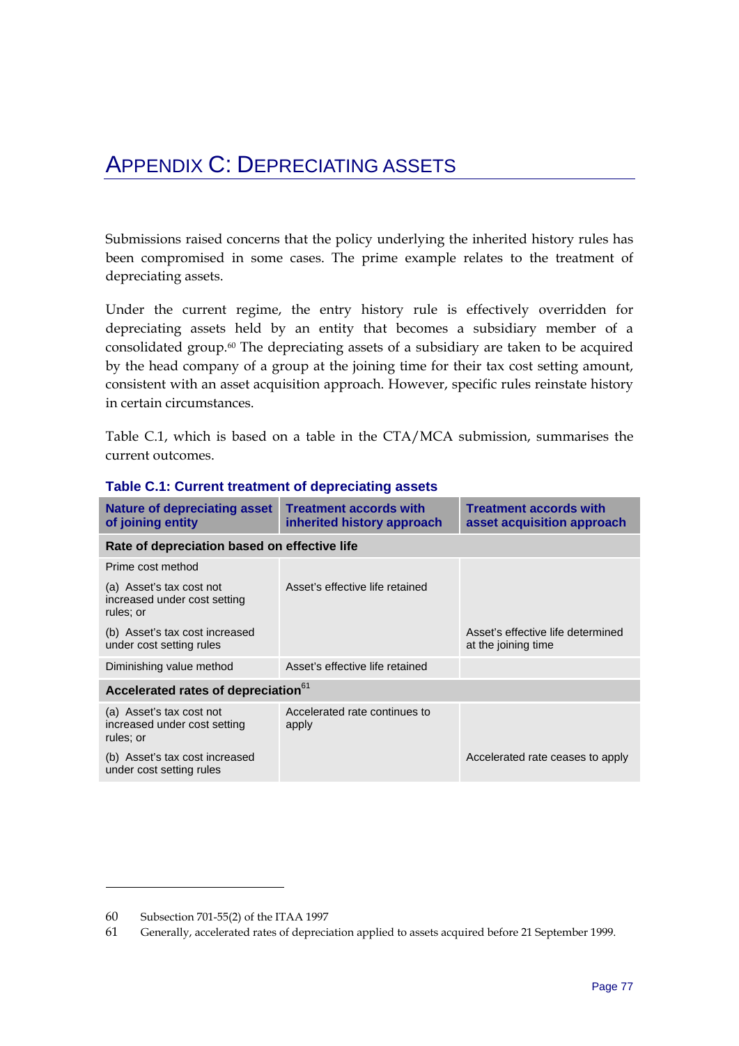# APPENDIX C: DEPRECIATING ASSETS

Submissions raised concerns that the policy underlying the inherited history rules has been compromised in some cases. The prime example relates to the treatment of depreciating assets.

Under the current regime, the entry history rule is effectively overridden for depreciating assets held by an entity that becomes a subsidiary member of a consolidated group.[60] The depreciating assets of a subsidiary are taken to be acquired by the head company of a group at the joining time for their tax cost setting amount, consistent with an asset acquisition approach. However, specific rules reinstate history in certain circumstances.

Table C.1, which is based on a table in the CTA/MCA submission, summarises the current outcomes.

**Table C.1: Current treatment of depreciating assets**

| Nature of depreciating asset of joining entity | Treatment accords with inherited history approach | Treatment accords with asset acquisition approach |
|---|---|---|
| **Rate of depreciation based on effective life** | | |
| Prime cost method | | |
| (a) Asset's tax cost not increased under cost setting rules; or | Asset's effective life retained | |
| (b) Asset's tax cost increased under cost setting rules | | Asset's effective life determined at the joining time |
| Diminishing value method | Asset's effective life retained | |
| **Accelerated rates of depreciation**[61] | | |
| (a) Asset's tax cost not increased under cost setting rules; or | Accelerated rate continues to apply | |
| (b) Asset's tax cost increased under cost setting rules | | Accelerated rate ceases to apply |

---

60 Subsection 701-55(2) of the ITAA 1997

61 Generally, accelerated rates of depreciation applied to assets acquired before 21 September 1999.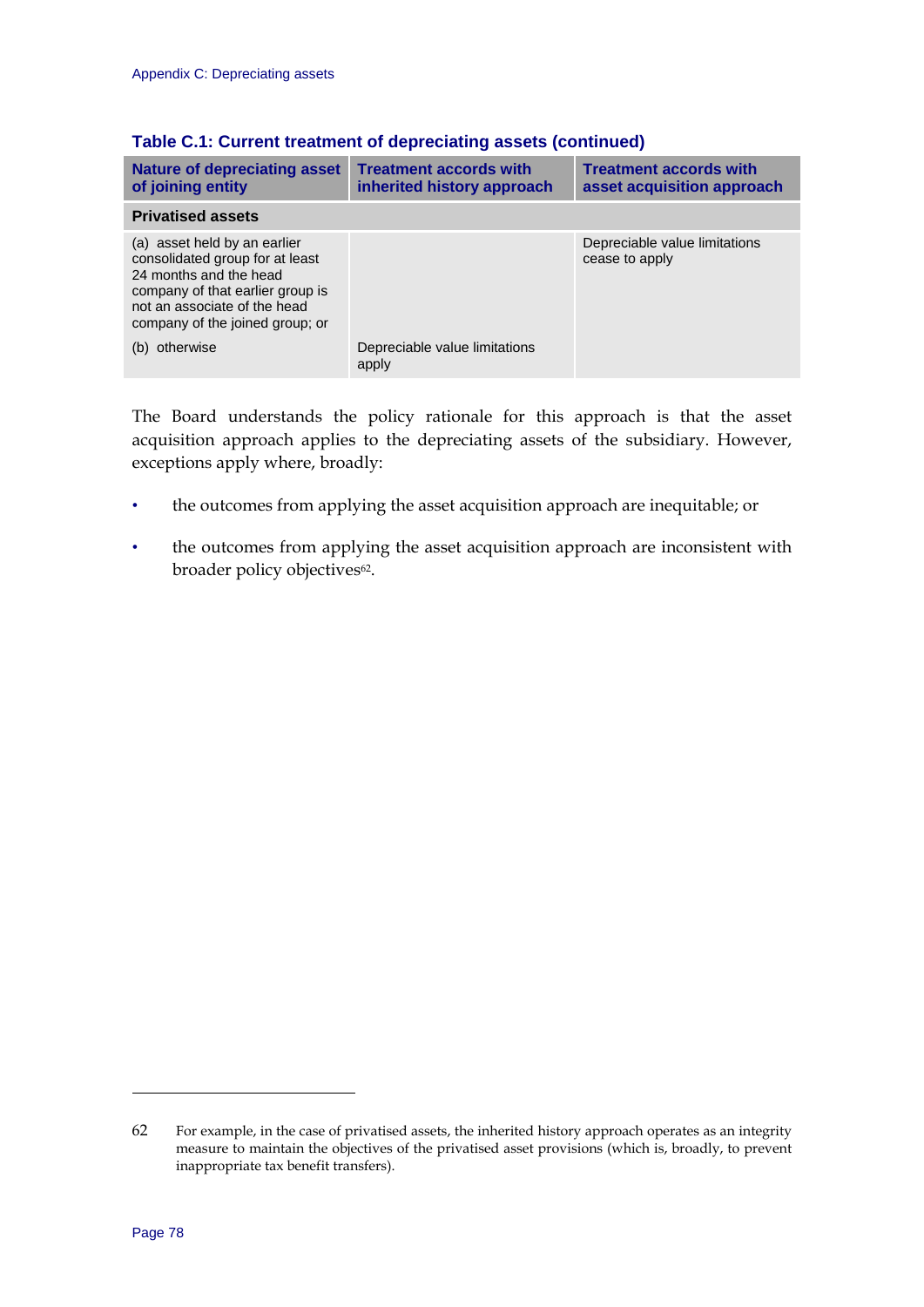### Table C.1: Current treatment of depreciating assets (continued)

| Nature of depreciating asset of joining entity | Treatment accords with inherited history approach | Treatment accords with asset acquisition approach |
|---|---|---|
| **Privatised assets** | | |
| (a) asset held by an earlier consolidated group for at least 24 months and the head company of that earlier group is not an associate of the head company of the joined group; or | | Depreciable value limitations cease to apply |
| (b) otherwise | Depreciable value limitations apply | |

The Board understands the policy rationale for this approach is that the asset acquisition approach applies to the depreciating assets of the subsidiary. However, exceptions apply where, broadly:

- the outcomes from applying the asset acquisition approach are inequitable; or
- the outcomes from applying the asset acquisition approach are inconsistent with broader policy objectives[62].

---

62 For example, in the case of privatised assets, the inherited history approach operates as an integrity measure to maintain the objectives of the privatised asset provisions (which is, broadly, to prevent inappropriate tax benefit transfers).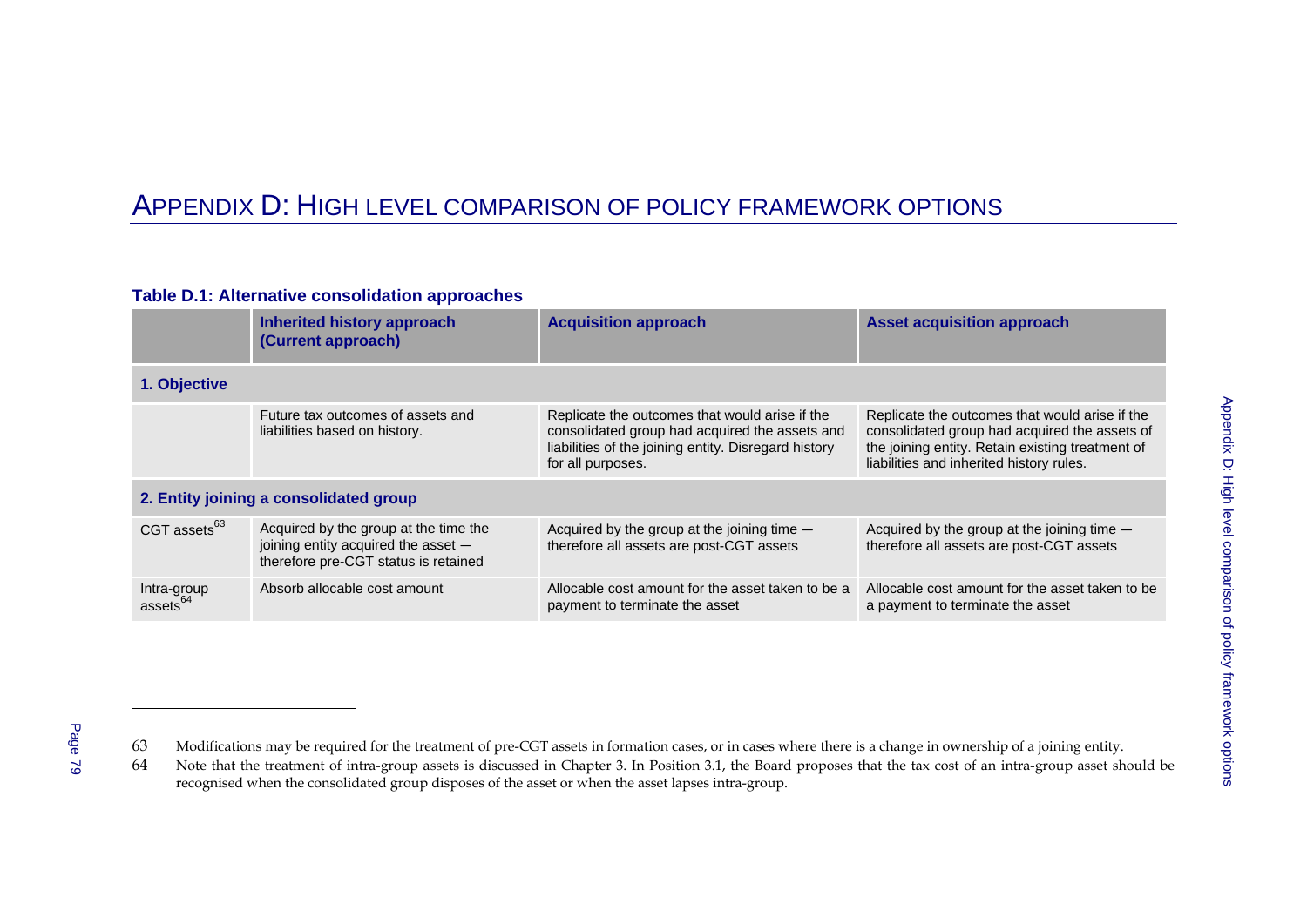# Appendix D: High level comparison of policy framework options

**Table D.1: Alternative consolidation approaches**

| | Inherited history approach (Current approach) | Acquisition approach | Asset acquisition approach |
|---|---|---|---|
| **1. Objective** | | | |
| | Future tax outcomes of assets and liabilities based on history. | Replicate the outcomes that would arise if the consolidated group had acquired the assets and liabilities of the joining entity. Disregard history for all purposes. | Replicate the outcomes that would arise if the consolidated group had acquired the assets of the joining entity. Retain existing treatment of liabilities and inherited history rules. |
| **2. Entity joining a consolidated group** | | | |
| CGT assets[63] | Acquired by the group at the time the joining entity acquired the asset — therefore pre-CGT status is retained | Acquired by the group at the joining time — therefore all assets are post-CGT assets | Acquired by the group at the joining time — therefore all assets are post-CGT assets |
| Intra-group assets[64] | Absorb allocable cost amount | Allocable cost amount for the asset taken to be a payment to terminate the asset | Allocable cost amount for the asset taken to be a payment to terminate the asset |

---

63 Modifications may be required for the treatment of pre-CGT assets in formation cases, or in cases where there is a change in ownership of a joining entity.

64 Note that the treatment of intra-group assets is discussed in Chapter 3. In Position 3.1, the Board proposes that the tax cost of an intra-group asset should be recognised when the consolidated group disposes of the asset or when the asset lapses intra-group.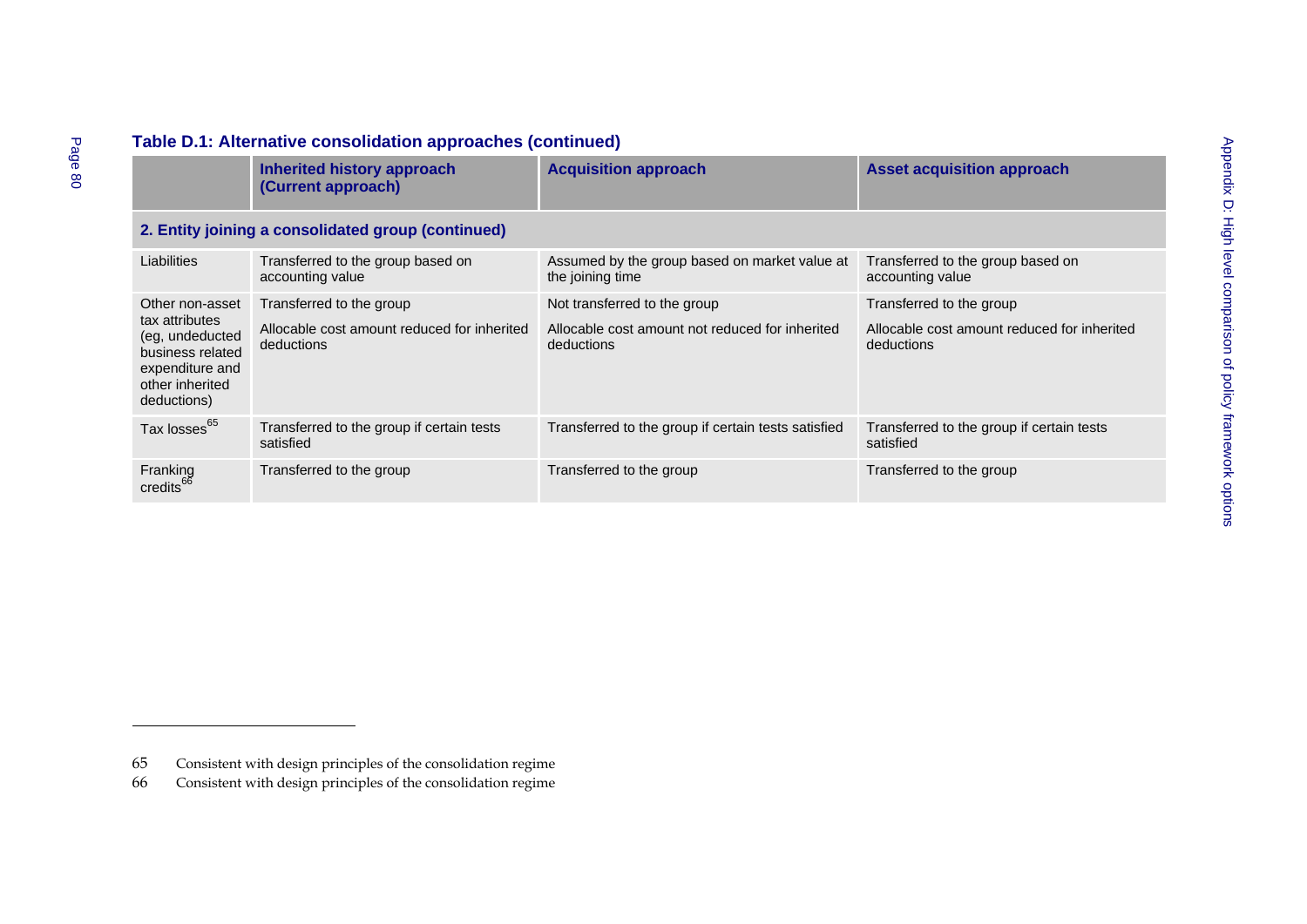### Table D.1: Alternative consolidation approaches (continued)

| | Inherited history approach (Current approach) | Acquisition approach | Asset acquisition approach |
|---|---|---|---|
| **2. Entity joining a consolidated group (continued)** | | | |
| Liabilities | Transferred to the group based on accounting value | Assumed by the group based on market value at the joining time | Transferred to the group based on accounting value |
| Other non-asset tax attributes (eg, undeducted business related expenditure and other inherited deductions) | Transferred to the group<br><br>Allocable cost amount reduced for inherited deductions | Not transferred to the group<br><br>Allocable cost amount not reduced for inherited deductions | Transferred to the group<br><br>Allocable cost amount reduced for inherited deductions |
| Tax losses[65] | Transferred to the group if certain tests satisfied | Transferred to the group if certain tests satisfied | Transferred to the group if certain tests satisfied |
| Franking credits[66] | Transferred to the group | Transferred to the group | Transferred to the group |

65 Consistent with design principles of the consolidation regime

66 Consistent with design principles of the consolidation regime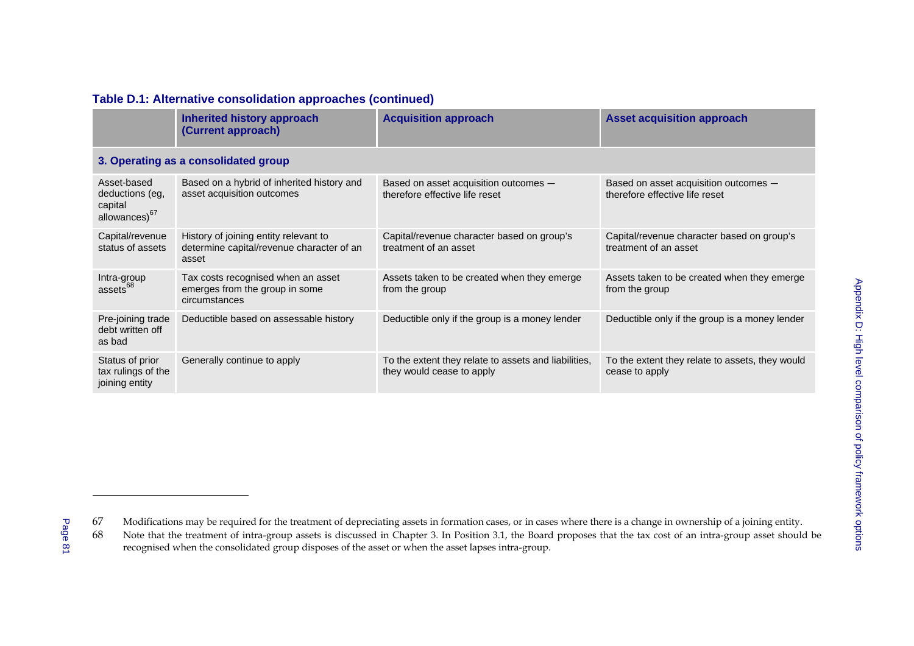**Table D.1: Alternative consolidation approaches (continued)**

| | Inherited history approach (Current approach) | Acquisition approach | Asset acquisition approach |
|---|---|---|---|
| **3. Operating as a consolidated group** | | | |
| Asset-based deductions (eg, capital allowances)[67] | Based on a hybrid of inherited history and asset acquisition outcomes | Based on asset acquisition outcomes — therefore effective life reset | Based on asset acquisition outcomes — therefore effective life reset |
| Capital/revenue status of assets | History of joining entity relevant to determine capital/revenue character of an asset | Capital/revenue character based on group's treatment of an asset | Capital/revenue character based on group's treatment of an asset |
| Intra-group assets[68] | Tax costs recognised when an asset emerges from the group in some circumstances | Assets taken to be created when they emerge from the group | Assets taken to be created when they emerge from the group |
| Pre-joining trade debt written off as bad | Deductible based on assessable history | Deductible only if the group is a money lender | Deductible only if the group is a money lender |
| Status of prior tax rulings of the joining entity | Generally continue to apply | To the extent they relate to assets and liabilities, they would cease to apply | To the extent they relate to assets, they would cease to apply |

---

67 Modifications may be required for the treatment of depreciating assets in formation cases, or in cases where there is a change in ownership of a joining entity.

68 Note that the treatment of intra-group assets is discussed in Chapter 3. In Position 3.1, the Board proposes that the tax cost of an intra-group asset should be recognised when the consolidated group disposes of the asset or when the asset lapses intra-group.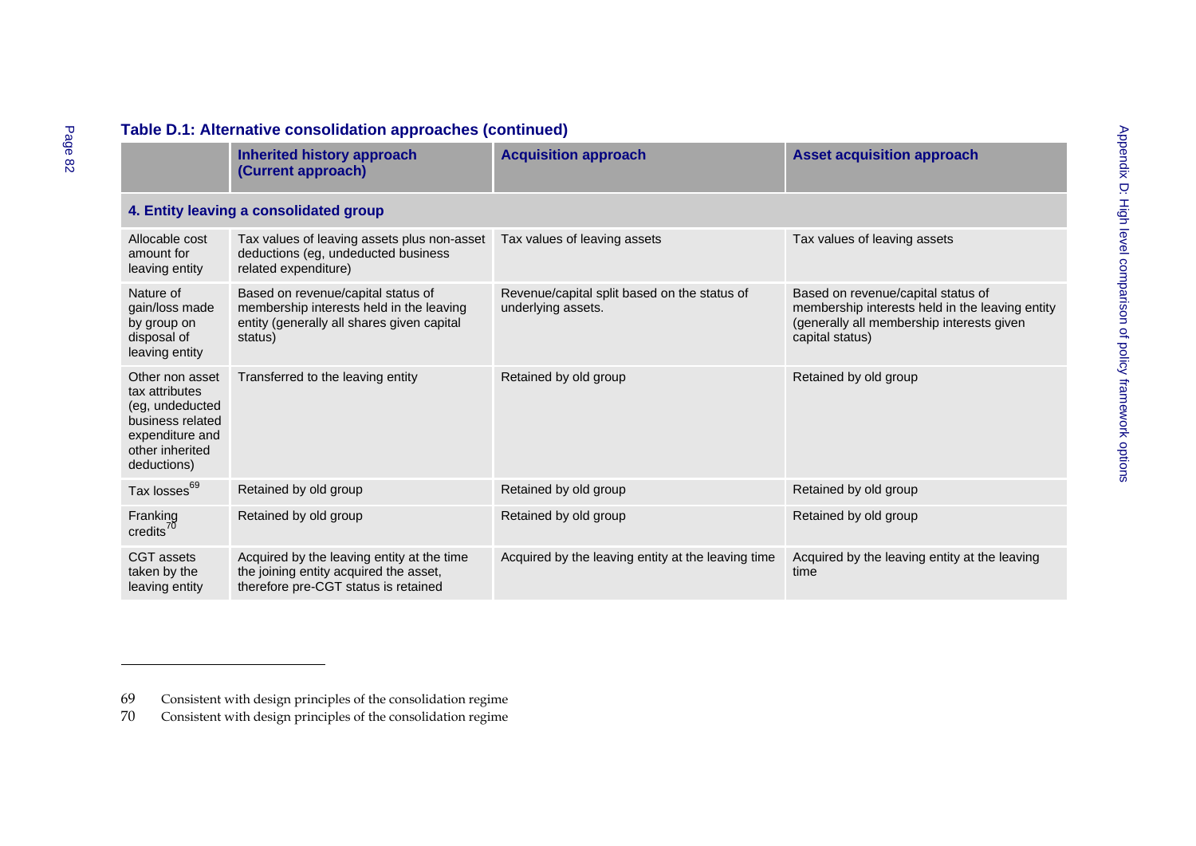**Table D.1: Alternative consolidation approaches (continued)**

| | Inherited history approach (Current approach) | Acquisition approach | Asset acquisition approach |
|---|---|---|---|
| **4. Entity leaving a consolidated group** | | | |
| Allocable cost amount for leaving entity | Tax values of leaving assets plus non-asset deductions (eg, undeducted business related expenditure) | Tax values of leaving assets | Tax values of leaving assets |
| Nature of gain/loss made by group on disposal of leaving entity | Based on revenue/capital status of membership interests held in the leaving entity (generally all shares given capital status) | Revenue/capital split based on the status of underlying assets. | Based on revenue/capital status of membership interests held in the leaving entity (generally all membership interests given capital status) |
| Other non asset tax attributes (eg, undeducted business related expenditure and other inherited deductions) | Transferred to the leaving entity | Retained by old group | Retained by old group |
| Tax losses[69] | Retained by old group | Retained by old group | Retained by old group |
| Franking credits[70] | Retained by old group | Retained by old group | Retained by old group |
| CGT assets taken by the leaving entity | Acquired by the leaving entity at the time the joining entity acquired the asset, therefore pre-CGT status is retained | Acquired by the leaving entity at the leaving time | Acquired by the leaving entity at the leaving time |

69 Consistent with design principles of the consolidation regime

70 Consistent with design principles of the consolidation regime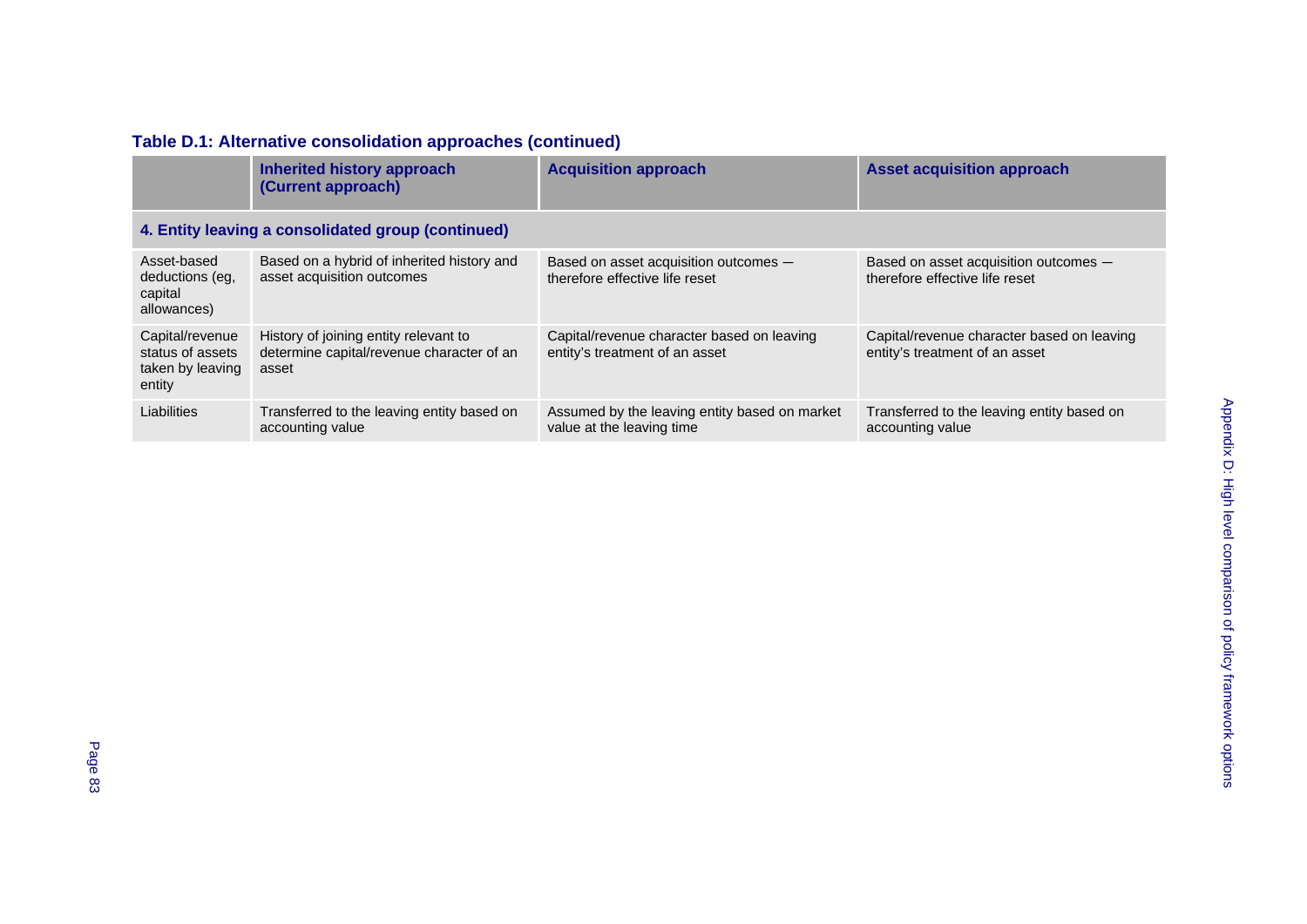**Table D.1: Alternative consolidation approaches (continued)**

| | Inherited history approach (Current approach) | Acquisition approach | Asset acquisition approach |
|---|---|---|---|
| **4. Entity leaving a consolidated group (continued)** | | | |
| Asset-based deductions (eg, capital allowances) | Based on a hybrid of inherited history and asset acquisition outcomes | Based on asset acquisition outcomes — therefore effective life reset | Based on asset acquisition outcomes — therefore effective life reset |
| Capital/revenue status of assets taken by leaving entity | History of joining entity relevant to determine capital/revenue character of an asset | Capital/revenue character based on leaving entity's treatment of an asset | Capital/revenue character based on leaving entity's treatment of an asset |
| Liabilities | Transferred to the leaving entity based on accounting value | Assumed by the leaving entity based on market value at the leaving time | Transferred to the leaving entity based on accounting value |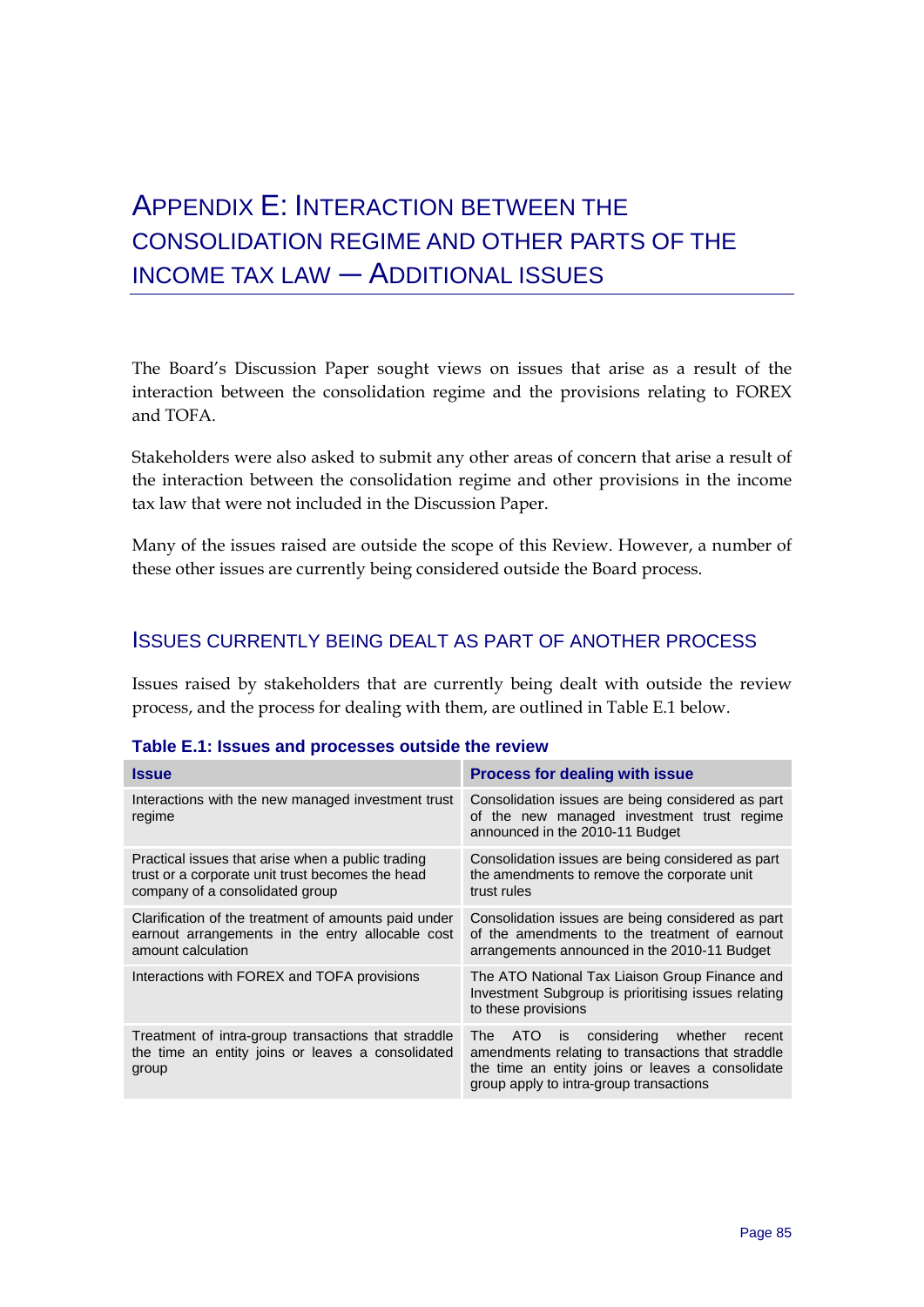# Appendix E: Interaction between the consolidation regime and other parts of the income tax law — Additional issues

The Board's Discussion Paper sought views on issues that arise as a result of the interaction between the consolidation regime and the provisions relating to FOREX and TOFA.

Stakeholders were also asked to submit any other areas of concern that arise a result of the interaction between the consolidation regime and other provisions in the income tax law that were not included in the Discussion Paper.

Many of the issues raised are outside the scope of this Review. However, a number of these other issues are currently being considered outside the Board process.

## Issues currently being dealt as part of another process

Issues raised by stakeholders that are currently being dealt with outside the review process, and the process for dealing with them, are outlined in Table E.1 below.

**Table E.1: Issues and processes outside the review**

| Issue | Process for dealing with issue |
|---|---|
| Interactions with the new managed investment trust regime | Consolidation issues are being considered as part of the new managed investment trust regime announced in the 2010-11 Budget |
| Practical issues that arise when a public trading trust or a corporate unit trust becomes the head company of a consolidated group | Consolidation issues are being considered as part the amendments to remove the corporate unit trust rules |
| Clarification of the treatment of amounts paid under earnout arrangements in the entry allocable cost amount calculation | Consolidation issues are being considered as part of the amendments to the treatment of earnout arrangements announced in the 2010-11 Budget |
| Interactions with FOREX and TOFA provisions | The ATO National Tax Liaison Group Finance and Investment Subgroup is prioritising issues relating to these provisions |
| Treatment of intra-group transactions that straddle the time an entity joins or leaves a consolidated group | The ATO is considering whether recent amendments relating to transactions that straddle the time an entity joins or leaves a consolidate group apply to intra-group transactions |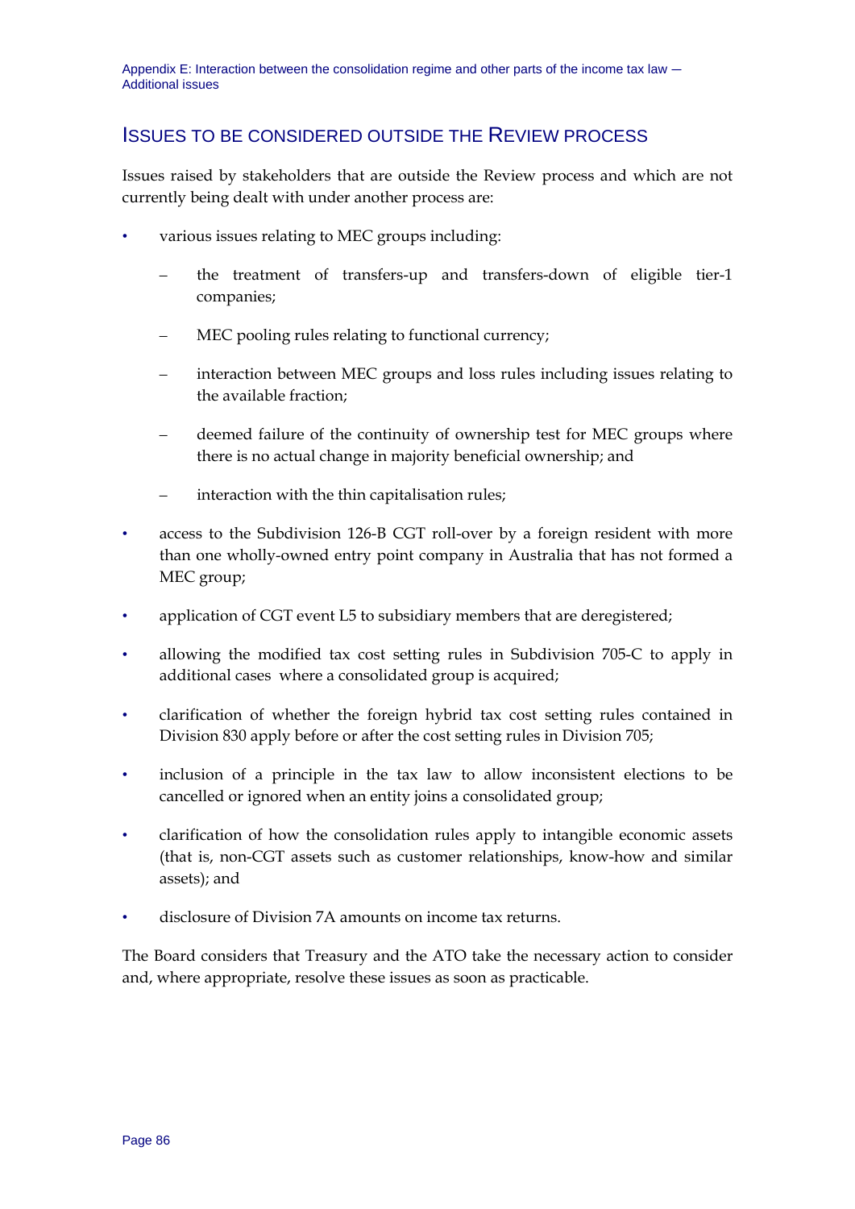## ISSUES TO BE CONSIDERED OUTSIDE THE REVIEW PROCESS

Issues raised by stakeholders that are outside the Review process and which are not currently being dealt with under another process are:

- various issues relating to MEC groups including:
  - the treatment of transfers-up and transfers-down of eligible tier-1 companies;
  - MEC pooling rules relating to functional currency;
  - interaction between MEC groups and loss rules including issues relating to the available fraction;
  - deemed failure of the continuity of ownership test for MEC groups where there is no actual change in majority beneficial ownership; and
  - interaction with the thin capitalisation rules;
- access to the Subdivision 126-B CGT roll-over by a foreign resident with more than one wholly-owned entry point company in Australia that has not formed a MEC group;
- application of CGT event L5 to subsidiary members that are deregistered;
- allowing the modified tax cost setting rules in Subdivision 705-C to apply in additional cases where a consolidated group is acquired;
- clarification of whether the foreign hybrid tax cost setting rules contained in Division 830 apply before or after the cost setting rules in Division 705;
- inclusion of a principle in the tax law to allow inconsistent elections to be cancelled or ignored when an entity joins a consolidated group;
- clarification of how the consolidation rules apply to intangible economic assets (that is, non-CGT assets such as customer relationships, know-how and similar assets); and
- disclosure of Division 7A amounts on income tax returns.

The Board considers that Treasury and the ATO take the necessary action to consider and, where appropriate, resolve these issues as soon as practicable.